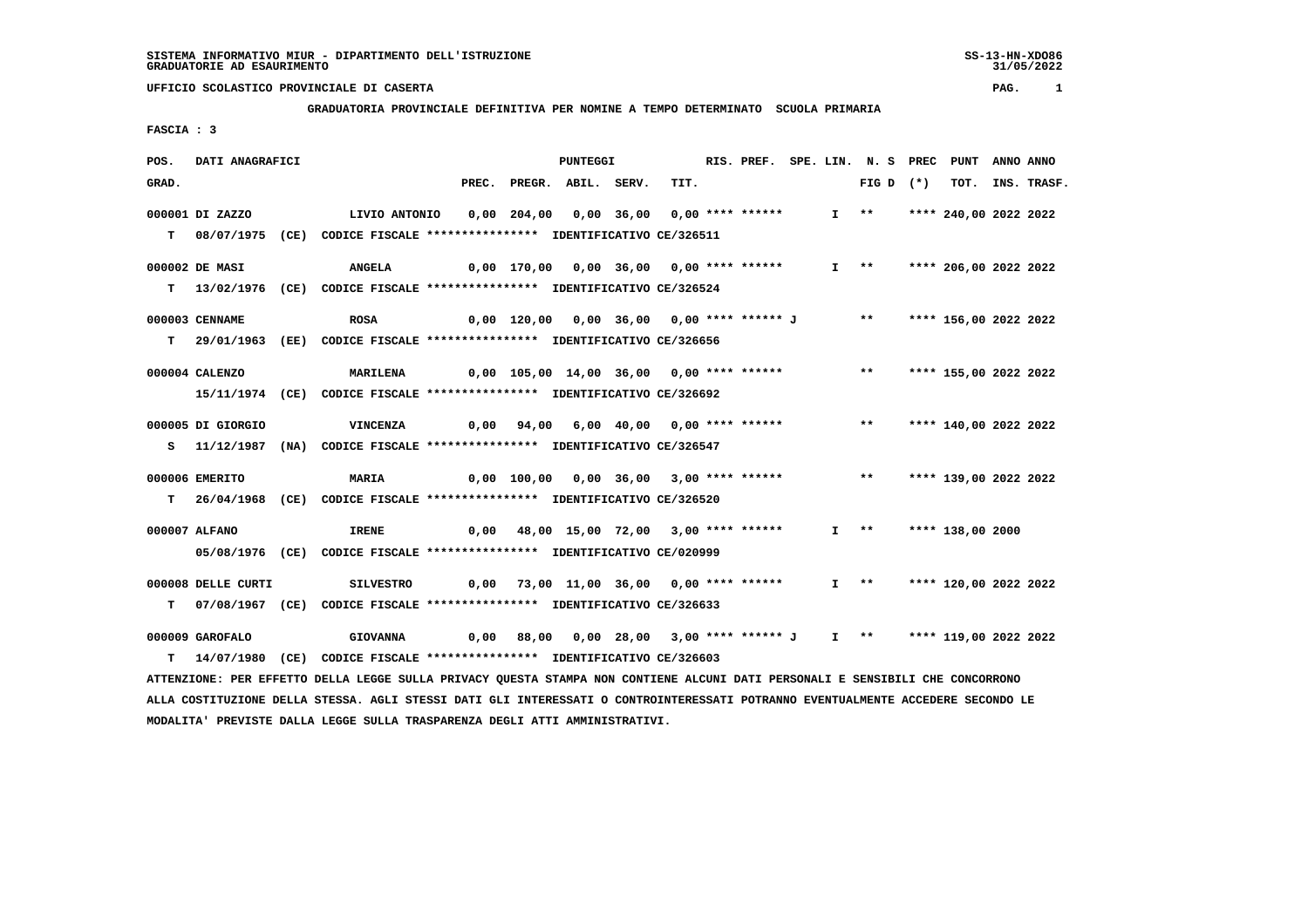SISTEMA INFORMATIVO MIUR - DIPARTIMENTO DELL'ISTRUZIONE
GRADUATORIE AD ESAURIMENTO

UFFICIO SCOLASTICO PROVINCIALE DI CASERTA

GRADUATORIA PROVINCIALE DEFINITIVA PER NOMINE A TEMPO DETERMINATO SCUOLA PRIMARIA

FASCIA : 3

| POS. GRAD. | DATI ANAGRAFICI | | PREC. | PREGR. | ABIL. | SERV. | TIT. | RIS. | PREF. | SPE. LIN. | N. S FIG D | PREC (*) | PUNT TOT. | ANNO INS. | ANNO TRASF. |
|---|---|---|---|---|---|---|---|---|---|---|---|---|---|---|---|
| 000001 | DI ZAZZO | LIVIO ANTONIO | 0,00 | 204,00 | 0,00 | 36,00 | 0,00 | **** | ****** | I | ** | **** | 240,00 | 2022 | 2022 |
| T | 08/07/1975 (CE) | CODICE FISCALE **************** IDENTIFICATIVO CE/326511 | | | | | | | | | | | | | |
| 000002 | DE MASI | ANGELA | 0,00 | 170,00 | 0,00 | 36,00 | 0,00 | **** | ****** | I | ** | **** | 206,00 | 2022 | 2022 |
| T | 13/02/1976 (CE) | CODICE FISCALE **************** IDENTIFICATIVO CE/326524 | | | | | | | | | | | | | |
| 000003 | CENNAME | ROSA | 0,00 | 120,00 | 0,00 | 36,00 | 0,00 | **** | ****** J | | ** | **** | 156,00 | 2022 | 2022 |
| T | 29/01/1963 (EE) | CODICE FISCALE **************** IDENTIFICATIVO CE/326656 | | | | | | | | | | | | | |
| 000004 | CALENZO | MARILENA | 0,00 | 105,00 | 14,00 | 36,00 | 0,00 | **** | ****** | | ** | **** | 155,00 | 2022 | 2022 |
| | 15/11/1974 (CE) | CODICE FISCALE **************** IDENTIFICATIVO CE/326692 | | | | | | | | | | | | | |
| 000005 | DI GIORGIO | VINCENZA | 0,00 | 94,00 | 6,00 | 40,00 | 0,00 | **** | ****** | | ** | **** | 140,00 | 2022 | 2022 |
| S | 11/12/1987 (NA) | CODICE FISCALE **************** IDENTIFICATIVO CE/326547 | | | | | | | | | | | | | |
| 000006 | EMERITO | MARIA | 0,00 | 100,00 | 0,00 | 36,00 | 3,00 | **** | ****** | | ** | **** | 139,00 | 2022 | 2022 |
| T | 26/04/1968 (CE) | CODICE FISCALE **************** IDENTIFICATIVO CE/326520 | | | | | | | | | | | | | |
| 000007 | ALFANO | IRENE | 0,00 | 48,00 | 15,00 | 72,00 | 3,00 | **** | ****** | I | ** | **** | 138,00 | 2000 | |
| | 05/08/1976 (CE) | CODICE FISCALE **************** IDENTIFICATIVO CE/020999 | | | | | | | | | | | | | |
| 000008 | DELLE CURTI | SILVESTRO | 0,00 | 73,00 | 11,00 | 36,00 | 0,00 | **** | ****** | I | ** | **** | 120,00 | 2022 | 2022 |
| T | 07/08/1967 (CE) | CODICE FISCALE **************** IDENTIFICATIVO CE/326633 | | | | | | | | | | | | | |
| 000009 | GAROFALO | GIOVANNA | 0,00 | 88,00 | 0,00 | 28,00 | 3,00 | **** | ****** J | I | ** | **** | 119,00 | 2022 | 2022 |
| T | 14/07/1980 (CE) | CODICE FISCALE **************** IDENTIFICATIVO CE/326603 | | | | | | | | | | | | | |

ATTENZIONE: PER EFFETTO DELLA LEGGE SULLA PRIVACY QUESTA STAMPA NON CONTIENE ALCUNI DATI PERSONALI E SENSIBILI CHE CONCORRONO ALLA COSTITUZIONE DELLA STESSA. AGLI STESSI DATI GLI INTERESSATI O CONTROINTERESSATI POTRANNO EVENTUALMENTE ACCEDERE SECONDO LE MODALITA' PREVISTE DALLA LEGGE SULLA TRASPARENZA DEGLI ATTI AMMINISTRATIVI.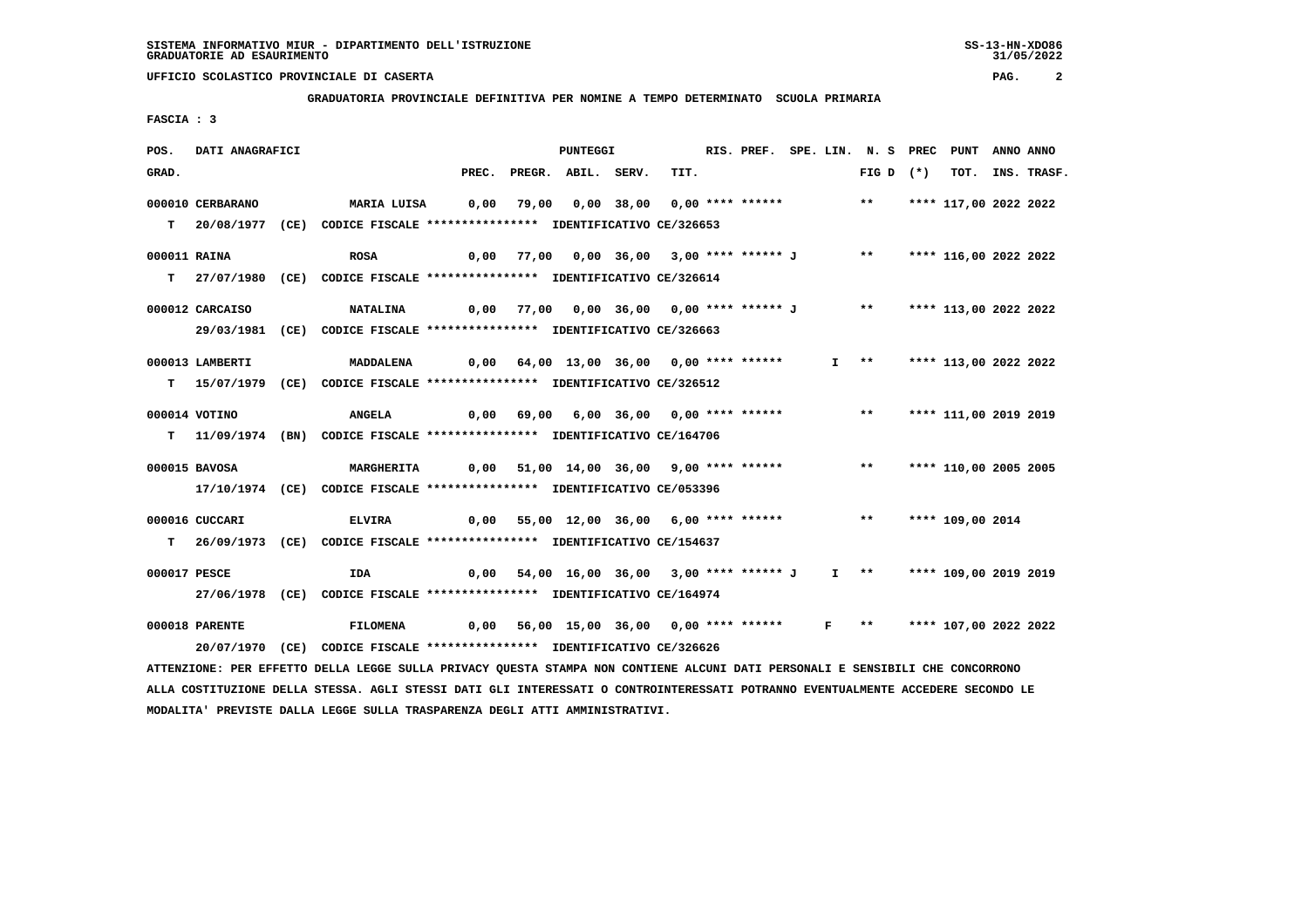SISTEMA INFORMATIVO MIUR - DIPARTIMENTO DELL'ISTRUZIONE
GRADUATORIE AD ESAURIMENTO

UFFICIO SCOLASTICO PROVINCIALE DI CASERTA

GRADUATORIA PROVINCIALE DEFINITIVA PER NOMINE A TEMPO DETERMINATO SCUOLA PRIMARIA

FASCIA : 3

| POS. GRAD. | DATI ANAGRAFICI | | PREC. | PREGR. | ABIL. | SERV. | TIT. | RIS. | PREF. | SPE. LIN. | N. S FIG D | PREC (*) | PUNT TOT. | ANNO INS. | ANNO TRASF. |
|---|---|---|---|---|---|---|---|---|---|---|---|---|---|---|---|
| 000010 | CERBARANO | MARIA LUISA | 0,00 | 79,00 | 0,00 | 38,00 | 0,00 | **** | ****** | | ** | **** | 117,00 | 2022 | 2022 |
| T | 20/08/1977 (CE) CODICE FISCALE **************** IDENTIFICATIVO CE/326653 | | | | | | | | | | | | | | |
| 000011 | RAINA | ROSA | 0,00 | 77,00 | 0,00 | 36,00 | 3,00 | **** | ****** J | | ** | **** | 116,00 | 2022 | 2022 |
| T | 27/07/1980 (CE) CODICE FISCALE **************** IDENTIFICATIVO CE/326614 | | | | | | | | | | | | | | |
| 000012 | CARCAISO | NATALINA | 0,00 | 77,00 | 0,00 | 36,00 | 0,00 | **** | ****** J | | ** | **** | 113,00 | 2022 | 2022 |
| | 29/03/1981 (CE) CODICE FISCALE **************** IDENTIFICATIVO CE/326663 | | | | | | | | | | | | | | |
| 000013 | LAMBERTI | MADDALENA | 0,00 | 64,00 | 13,00 | 36,00 | 0,00 | **** | ****** | I | ** | **** | 113,00 | 2022 | 2022 |
| T | 15/07/1979 (CE) CODICE FISCALE **************** IDENTIFICATIVO CE/326512 | | | | | | | | | | | | | | |
| 000014 | VOTINO | ANGELA | 0,00 | 69,00 | 6,00 | 36,00 | 0,00 | **** | ****** | | ** | **** | 111,00 | 2019 | 2019 |
| T | 11/09/1974 (BN) CODICE FISCALE **************** IDENTIFICATIVO CE/164706 | | | | | | | | | | | | | | |
| 000015 | BAVOSA | MARGHERITA | 0,00 | 51,00 | 14,00 | 36,00 | 9,00 | **** | ****** | | ** | **** | 110,00 | 2005 | 2005 |
| | 17/10/1974 (CE) CODICE FISCALE **************** IDENTIFICATIVO CE/053396 | | | | | | | | | | | | | | |
| 000016 | CUCCARI | ELVIRA | 0,00 | 55,00 | 12,00 | 36,00 | 6,00 | **** | ****** | | ** | **** | 109,00 | 2014 | |
| T | 26/09/1973 (CE) CODICE FISCALE **************** IDENTIFICATIVO CE/154637 | | | | | | | | | | | | | | |
| 000017 | PESCE | IDA | 0,00 | 54,00 | 16,00 | 36,00 | 3,00 | **** | ****** J | I | ** | **** | 109,00 | 2019 | 2019 |
| | 27/06/1978 (CE) CODICE FISCALE **************** IDENTIFICATIVO CE/164974 | | | | | | | | | | | | | | |
| 000018 | PARENTE | FILOMENA | 0,00 | 56,00 | 15,00 | 36,00 | 0,00 | **** | ****** | F | ** | **** | 107,00 | 2022 | 2022 |
| | 20/07/1970 (CE) CODICE FISCALE **************** IDENTIFICATIVO CE/326626 | | | | | | | | | | | | | | |

ATTENZIONE: PER EFFETTO DELLA LEGGE SULLA PRIVACY QUESTA STAMPA NON CONTIENE ALCUNI DATI PERSONALI E SENSIBILI CHE CONCORRONO ALLA COSTITUZIONE DELLA STESSA. AGLI STESSI DATI GLI INTERESSATI O CONTROINTERESSATI POTRANNO EVENTUALMENTE ACCEDERE SECONDO LE MODALITA' PREVISTE DALLA LEGGE SULLA TRASPARENZA DEGLI ATTI AMMINISTRATIVI.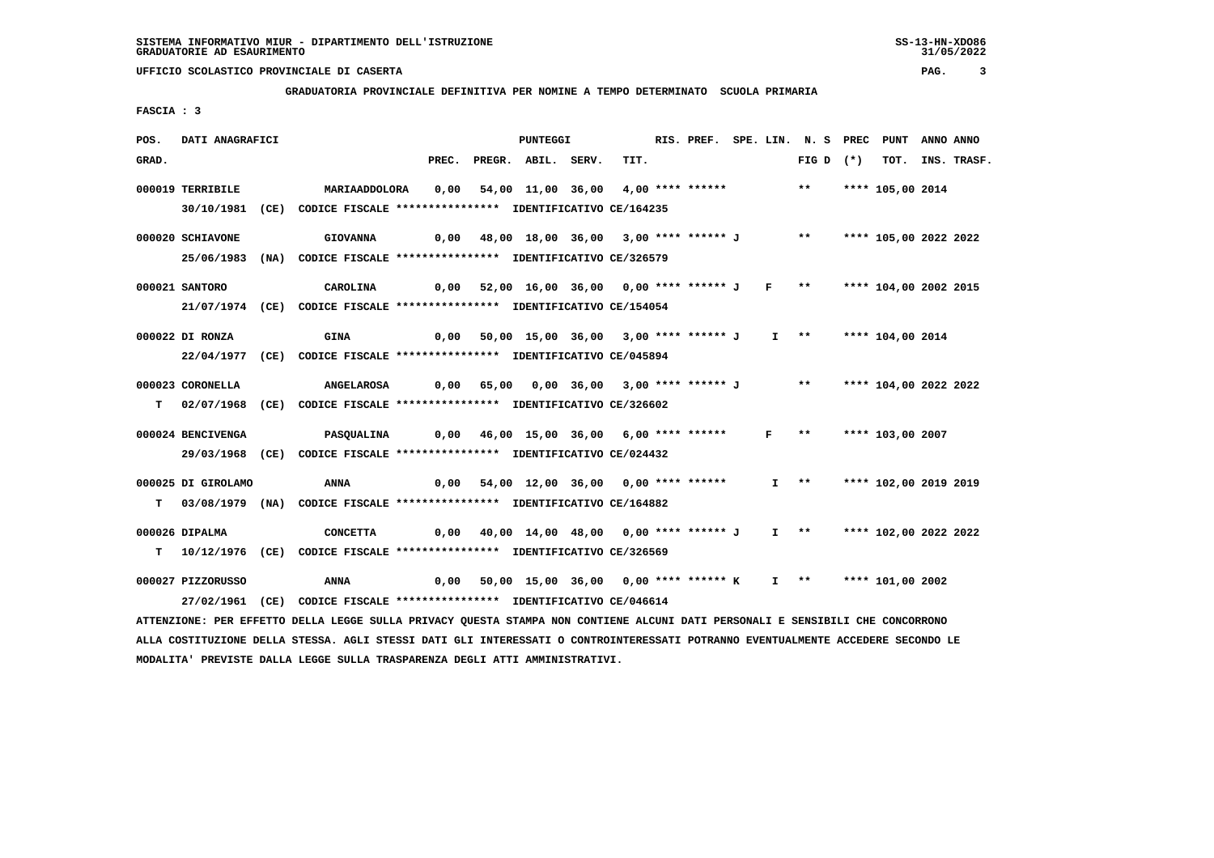SISTEMA INFORMATIVO MIUR - DIPARTIMENTO DELL'ISTRUZIONE
GRADUATORIE AD ESAURIMENTO

UFFICIO SCOLASTICO PROVINCIALE DI CASERTA

**GRADUATORIA PROVINCIALE DEFINITIVA PER NOMINE A TEMPO DETERMINATO SCUOLA PRIMARIA**

FASCIA : 3

| POS. GRAD. | DATI ANAGRAFICI | | PREC. | PREGR. | ABIL. | SERV. | TIT. | RIS. PREF. | SPE. LIN. | N. S FIG D | PREC (*) | PUNT TOT. | ANNO INS. | ANNO TRASF. |
|---|---|---|---|---|---|---|---|---|---|---|---|---|---|---|
| 000019 | TERRIBILE 30/10/1981 (CE) CODICE FISCALE **************** IDENTIFICATIVO CE/164235 | MARIAADDOLORA | 0,00 | 54,00 | 11,00 | 36,00 | 4,00 | **** ****** | | ** | **** | 105,00 | 2014 | |
| 000020 | SCHIAVONE 25/06/1983 (NA) CODICE FISCALE **************** IDENTIFICATIVO CE/326579 | GIOVANNA | 0,00 | 48,00 | 18,00 | 36,00 | 3,00 | **** ****** J | | ** | **** | 105,00 | 2022 | 2022 |
| 000021 | SANTORO 21/07/1974 (CE) CODICE FISCALE **************** IDENTIFICATIVO CE/154054 | CAROLINA | 0,00 | 52,00 | 16,00 | 36,00 | 0,00 | **** ****** J | F | ** | **** | 104,00 | 2002 | 2015 |
| 000022 | DI RONZA 22/04/1977 (CE) CODICE FISCALE **************** IDENTIFICATIVO CE/045894 | GINA | 0,00 | 50,00 | 15,00 | 36,00 | 3,00 | **** ****** J | I | ** | **** | 104,00 | 2014 | |
| 000023 T | CORONELLA 02/07/1968 (CE) CODICE FISCALE **************** IDENTIFICATIVO CE/326602 | ANGELAROSA | 0,00 | 65,00 | 0,00 | 36,00 | 3,00 | **** ****** J | | ** | **** | 104,00 | 2022 | 2022 |
| 000024 | BENCIVENGA 29/03/1968 (CE) CODICE FISCALE **************** IDENTIFICATIVO CE/024432 | PASQUALINA | 0,00 | 46,00 | 15,00 | 36,00 | 6,00 | **** ****** | F | ** | **** | 103,00 | 2007 | |
| 000025 T | DI GIROLAMO 03/08/1979 (NA) CODICE FISCALE **************** IDENTIFICATIVO CE/164882 | ANNA | 0,00 | 54,00 | 12,00 | 36,00 | 0,00 | **** ****** | I | ** | **** | 102,00 | 2019 | 2019 |
| 000026 T | DIPALMA 10/12/1976 (CE) CODICE FISCALE **************** IDENTIFICATIVO CE/326569 | CONCETTA | 0,00 | 40,00 | 14,00 | 48,00 | 0,00 | **** ****** J | I | ** | **** | 102,00 | 2022 | 2022 |
| 000027 | PIZZORUSSO 27/02/1961 (CE) CODICE FISCALE **************** IDENTIFICATIVO CE/046614 | ANNA | 0,00 | 50,00 | 15,00 | 36,00 | 0,00 | **** ****** K | I | ** | **** | 101,00 | 2002 | |

ATTENZIONE: PER EFFETTO DELLA LEGGE SULLA PRIVACY QUESTA STAMPA NON CONTIENE ALCUNI DATI PERSONALI E SENSIBILI CHE CONCORRONO ALLA COSTITUZIONE DELLA STESSA. AGLI STESSI DATI GLI INTERESSATI O CONTROINTERESSATI POTRANNO EVENTUALMENTE ACCEDERE SECONDO LE MODALITA' PREVISTE DALLA LEGGE SULLA TRASPARENZA DEGLI ATTI AMMINISTRATIVI.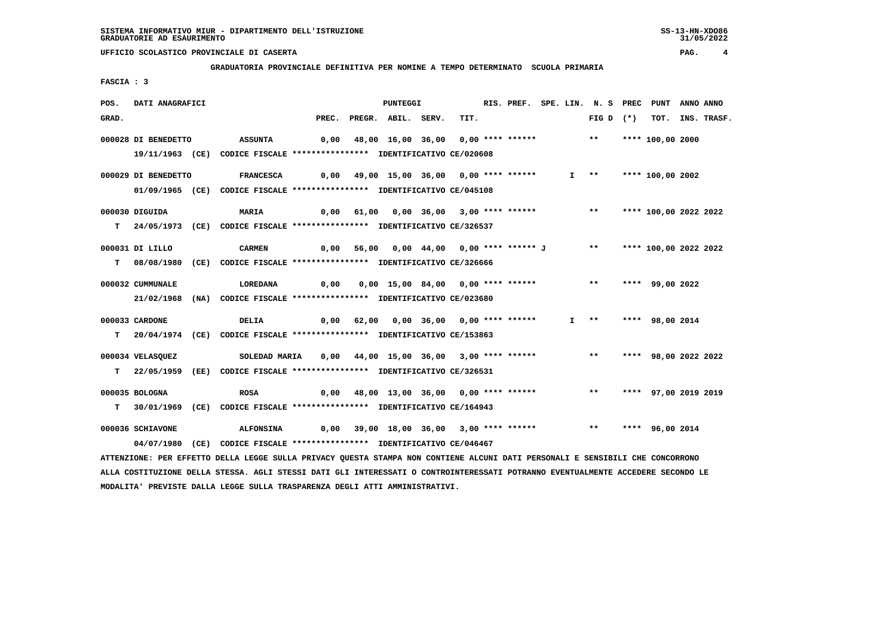SISTEMA INFORMATIVO MIUR - DIPARTIMENTO DELL'ISTRUZIONE
GRADUATORIE AD ESAURIMENTO

UFFICIO SCOLASTICO PROVINCIALE DI CASERTA

**GRADUATORIA PROVINCIALE DEFINITIVA PER NOMINE A TEMPO DETERMINATO SCUOLA PRIMARIA**

FASCIA : 3

| POS. GRAD. | DATI ANAGRAFICI | | PREC. | PREGR. | ABIL. | SERV. | TIT. | RIS. PREF. | SPE. LIN. | N. S FIG D | PREC (*) | PUNT TOT. | ANNO INS. | ANNO TRASF. |
|---|---|---|---|---|---|---|---|---|---|---|---|---|---|---|
| 000028 | DI BENEDETTO | ASSUNTA | 0,00 | 48,00 | 16,00 | 36,00 | 0,00 | **** ****** | | ** | **** | 100,00 | 2000 | |
| | 19/11/1963 (CE) CODICE FISCALE **************** IDENTIFICATIVO CE/020608 | | | | | | | | | | | | | |
| 000029 | DI BENEDETTO | FRANCESCA | 0,00 | 49,00 | 15,00 | 36,00 | 0,00 | **** ****** | I | ** | **** | 100,00 | 2002 | |
| | 01/09/1965 (CE) CODICE FISCALE **************** IDENTIFICATIVO CE/045108 | | | | | | | | | | | | | |
| 000030 | DIGUIDA | MARIA | 0,00 | 61,00 | 0,00 | 36,00 | 3,00 | **** ****** | | ** | **** | 100,00 | 2022 | 2022 |
| T | 24/05/1973 (CE) CODICE FISCALE **************** IDENTIFICATIVO CE/326537 | | | | | | | | | | | | | |
| 000031 | DI LILLO | CARMEN | 0,00 | 56,00 | 0,00 | 44,00 | 0,00 | **** ****** J | | ** | **** | 100,00 | 2022 | 2022 |
| T | 08/08/1980 (CE) CODICE FISCALE **************** IDENTIFICATIVO CE/326666 | | | | | | | | | | | | | |
| 000032 | CUMMUNALE | LOREDANA | 0,00 | 0,00 | 15,00 | 84,00 | 0,00 | **** ****** | | ** | **** | 99,00 | 2022 | |
| | 21/02/1968 (NA) CODICE FISCALE **************** IDENTIFICATIVO CE/023680 | | | | | | | | | | | | | |
| 000033 | CARDONE | DELIA | 0,00 | 62,00 | 0,00 | 36,00 | 0,00 | **** ****** | I | ** | **** | 98,00 | 2014 | |
| T | 20/04/1974 (CE) CODICE FISCALE **************** IDENTIFICATIVO CE/153863 | | | | | | | | | | | | | |
| 000034 | VELASQUEZ | SOLEDAD MARIA | 0,00 | 44,00 | 15,00 | 36,00 | 3,00 | **** ****** | | ** | **** | 98,00 | 2022 | 2022 |
| T | 22/05/1959 (EE) CODICE FISCALE **************** IDENTIFICATIVO CE/326531 | | | | | | | | | | | | | |
| 000035 | BOLOGNA | ROSA | 0,00 | 48,00 | 13,00 | 36,00 | 0,00 | **** ****** | | ** | **** | 97,00 | 2019 | 2019 |
| T | 30/01/1969 (CE) CODICE FISCALE **************** IDENTIFICATIVO CE/164943 | | | | | | | | | | | | | |
| 000036 | SCHIAVONE | ALFONSINA | 0,00 | 39,00 | 18,00 | 36,00 | 3,00 | **** ****** | | ** | **** | 96,00 | 2014 | |
| | 04/07/1980 (CE) CODICE FISCALE **************** IDENTIFICATIVO CE/046467 | | | | | | | | | | | | | |

ATTENZIONE: PER EFFETTO DELLA LEGGE SULLA PRIVACY QUESTA STAMPA NON CONTIENE ALCUNI DATI PERSONALI E SENSIBILI CHE CONCORRONO ALLA COSTITUZIONE DELLA STESSA. AGLI STESSI DATI GLI INTERESSATI O CONTROINTERESSATI POTRANNO EVENTUALMENTE ACCEDERE SECONDO LE MODALITA' PREVISTE DALLA LEGGE SULLA TRASPARENZA DEGLI ATTI AMMINISTRATIVI.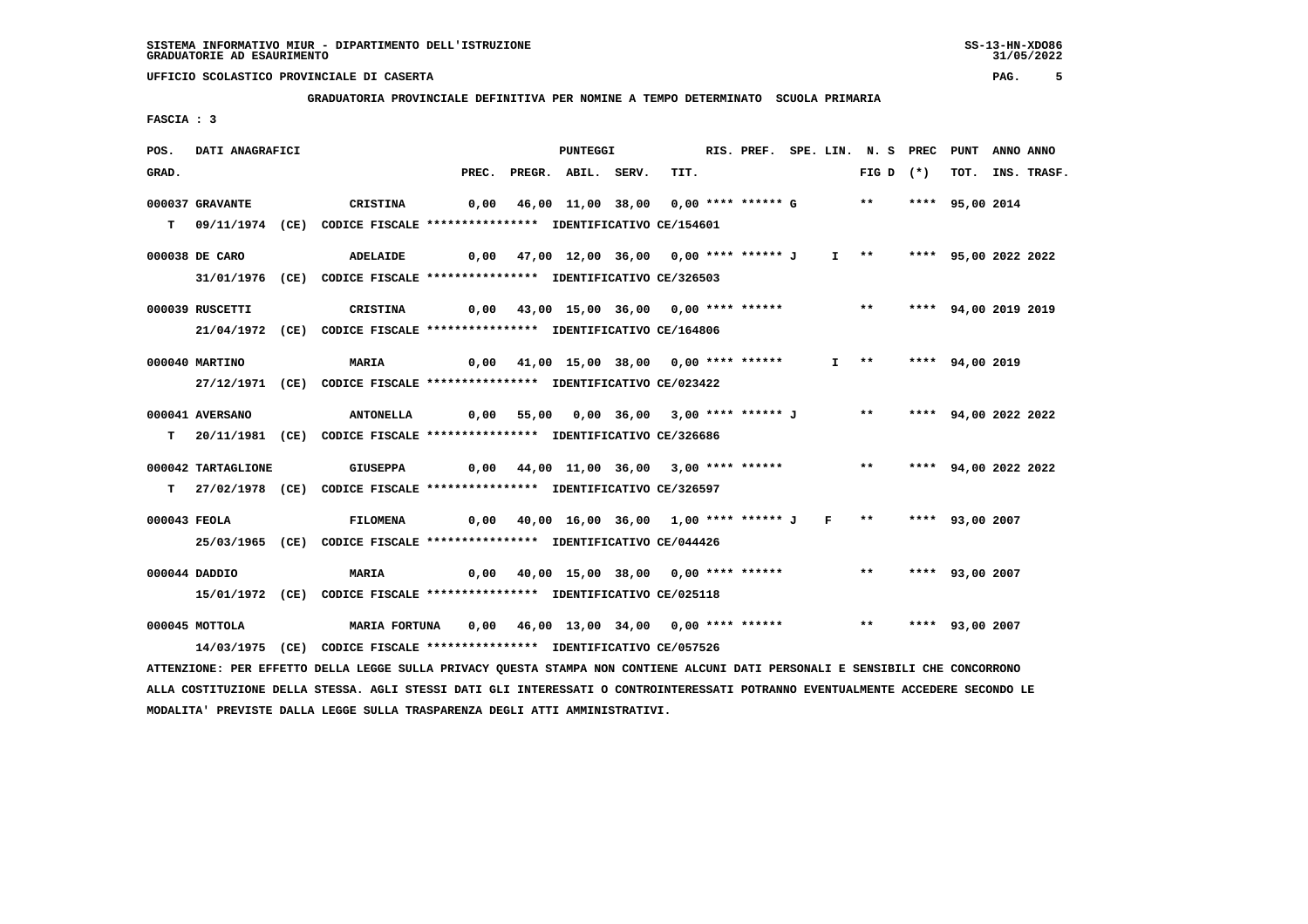SISTEMA INFORMATIVO MIUR - DIPARTIMENTO DELL'ISTRUZIONE
GRADUATORIE AD ESAURIMENTO

UFFICIO SCOLASTICO PROVINCIALE DI CASERTA

**GRADUATORIA PROVINCIALE DEFINITIVA PER NOMINE A TEMPO DETERMINATO SCUOLA PRIMARIA**

FASCIA : 3

| POS. GRAD. | | DATI ANAGRAFICI | | PREC. | PREGR. | ABIL. | SERV. | TIT. | RIS. | PREF. | SPE. LIN. | N. S FIG D | PREC (*) | PUNT TOT. | ANNO INS. | ANNO TRASF. |
|---|---|---|---|---|---|---|---|---|---|---|---|---|---|---|---|---|
| 000037 | | GRAVANTE | CRISTINA | 0,00 | 46,00 | 11,00 | 38,00 | 0,00 | **** | ****** G | | ** | **** | 95,00 | 2014 | |
| | T | 09/11/1974 (CE) | CODICE FISCALE **************** IDENTIFICATIVO CE/154601 | | | | | | | | | | | | | |
| 000038 | | DE CARO | ADELAIDE | 0,00 | 47,00 | 12,00 | 36,00 | 0,00 | **** | ****** J | I | ** | **** | 95,00 | 2022 | 2022 |
| | | 31/01/1976 (CE) | CODICE FISCALE **************** IDENTIFICATIVO CE/326503 | | | | | | | | | | | | | |
| 000039 | | RUSCETTI | CRISTINA | 0,00 | 43,00 | 15,00 | 36,00 | 0,00 | **** | ****** | | ** | **** | 94,00 | 2019 | 2019 |
| | | 21/04/1972 (CE) | CODICE FISCALE **************** IDENTIFICATIVO CE/164806 | | | | | | | | | | | | | |
| 000040 | | MARTINO | MARIA | 0,00 | 41,00 | 15,00 | 38,00 | 0,00 | **** | ****** | I | ** | **** | 94,00 | 2019 | |
| | | 27/12/1971 (CE) | CODICE FISCALE **************** IDENTIFICATIVO CE/023422 | | | | | | | | | | | | | |
| 000041 | | AVERSANO | ANTONELLA | 0,00 | 55,00 | 0,00 | 36,00 | 3,00 | **** | ****** J | | ** | **** | 94,00 | 2022 | 2022 |
| | T | 20/11/1981 (CE) | CODICE FISCALE **************** IDENTIFICATIVO CE/326686 | | | | | | | | | | | | | |
| 000042 | | TARTAGLIONE | GIUSEPPA | 0,00 | 44,00 | 11,00 | 36,00 | 3,00 | **** | ****** | | ** | **** | 94,00 | 2022 | 2022 |
| | T | 27/02/1978 (CE) | CODICE FISCALE **************** IDENTIFICATIVO CE/326597 | | | | | | | | | | | | | |
| 000043 | | FEOLA | FILOMENA | 0,00 | 40,00 | 16,00 | 36,00 | 1,00 | **** | ****** J | F | ** | **** | 93,00 | 2007 | |
| | | 25/03/1965 (CE) | CODICE FISCALE **************** IDENTIFICATIVO CE/044426 | | | | | | | | | | | | | |
| 000044 | | DADDIO | MARIA | 0,00 | 40,00 | 15,00 | 38,00 | 0,00 | **** | ****** | | ** | **** | 93,00 | 2007 | |
| | | 15/01/1972 (CE) | CODICE FISCALE **************** IDENTIFICATIVO CE/025118 | | | | | | | | | | | | | |
| 000045 | | MOTTOLA | MARIA FORTUNA | 0,00 | 46,00 | 13,00 | 34,00 | 0,00 | **** | ****** | | ** | **** | 93,00 | 2007 | |
| | | 14/03/1975 (CE) | CODICE FISCALE **************** IDENTIFICATIVO CE/057526 | | | | | | | | | | | | | |

ATTENZIONE: PER EFFETTO DELLA LEGGE SULLA PRIVACY QUESTA STAMPA NON CONTIENE ALCUNI DATI PERSONALI E SENSIBILI CHE CONCORRONO ALLA COSTITUZIONE DELLA STESSA. AGLI STESSI DATI GLI INTERESSATI O CONTROINTERESSATI POTRANNO EVENTUALMENTE ACCEDERE SECONDO LE MODALITA' PREVISTE DALLA LEGGE SULLA TRASPARENZA DEGLI ATTI AMMINISTRATIVI.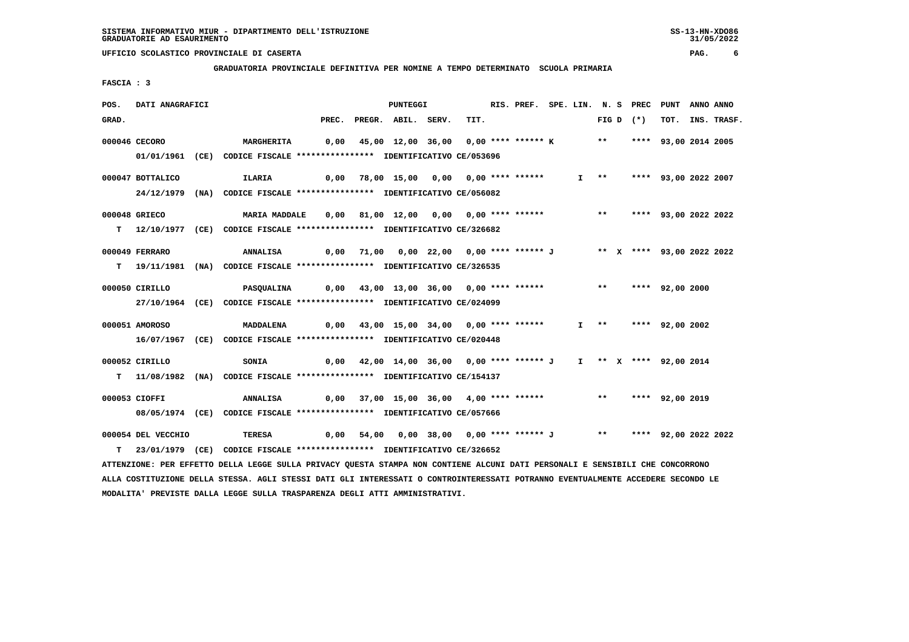SISTEMA INFORMATIVO MIUR - DIPARTIMENTO DELL'ISTRUZIONE
GRADUATORIE AD ESAURIMENTO

UFFICIO SCOLASTICO PROVINCIALE DI CASERTA

**GRADUATORIA PROVINCIALE DEFINITIVA PER NOMINE A TEMPO DETERMINATO SCUOLA PRIMARIA**

FASCIA : 3

| POS. GRAD. | DATI ANAGRAFICI | | PREC. | PREGR. | ABIL. | SERV. | TIT. | RIS. | PREF. | SPE. LIN. | N. S FIG D | PREC (*) | PUNT TOT. | ANNO INS. | ANNO TRASF. |
|---|---|---|---|---|---|---|---|---|---|---|---|---|---|---|---|
| 000046 | CECORO | MARGHERITA | 0,00 | 45,00 | 12,00 | 36,00 | 0,00 | **** | ****** K | | ** | **** | 93,00 | 2014 | 2005 |
| | 01/01/1961 (CE) CODICE FISCALE **************** IDENTIFICATIVO CE/053696 | | | | | | | | | | | | | | |
| 000047 | BOTTALICO | ILARIA | 0,00 | 78,00 | 15,00 | 0,00 | 0,00 | **** | ****** | I | ** | **** | 93,00 | 2022 | 2007 |
| | 24/12/1979 (NA) CODICE FISCALE **************** IDENTIFICATIVO CE/056082 | | | | | | | | | | | | | | |
| 000048 | GRIECO | MARIA MADDALE | 0,00 | 81,00 | 12,00 | 0,00 | 0,00 | **** | ****** | | ** | **** | 93,00 | 2022 | 2022 |
| T | 12/10/1977 (CE) CODICE FISCALE **************** IDENTIFICATIVO CE/326682 | | | | | | | | | | | | | | |
| 000049 | FERRARO | ANNALISA | 0,00 | 71,00 | 0,00 | 22,00 | 0,00 | **** | ****** J | | ** X | **** | 93,00 | 2022 | 2022 |
| T | 19/11/1981 (NA) CODICE FISCALE **************** IDENTIFICATIVO CE/326535 | | | | | | | | | | | | | | |
| 000050 | CIRILLO | PASQUALINA | 0,00 | 43,00 | 13,00 | 36,00 | 0,00 | **** | ****** | | ** | **** | 92,00 | 2000 | |
| | 27/10/1964 (CE) CODICE FISCALE **************** IDENTIFICATIVO CE/024099 | | | | | | | | | | | | | | |
| 000051 | AMOROSO | MADDALENA | 0,00 | 43,00 | 15,00 | 34,00 | 0,00 | **** | ****** | I | ** | **** | 92,00 | 2002 | |
| | 16/07/1967 (CE) CODICE FISCALE **************** IDENTIFICATIVO CE/020448 | | | | | | | | | | | | | | |
| 000052 | CIRILLO | SONIA | 0,00 | 42,00 | 14,00 | 36,00 | 0,00 | **** | ****** J | I | ** X | **** | 92,00 | 2014 | |
| T | 11/08/1982 (NA) CODICE FISCALE **************** IDENTIFICATIVO CE/154137 | | | | | | | | | | | | | | |
| 000053 | CIOFFI | ANNALISA | 0,00 | 37,00 | 15,00 | 36,00 | 4,00 | **** | ****** | | ** | **** | 92,00 | 2019 | |
| | 08/05/1974 (CE) CODICE FISCALE **************** IDENTIFICATIVO CE/057666 | | | | | | | | | | | | | | |
| 000054 | DEL VECCHIO | TERESA | 0,00 | 54,00 | 0,00 | 38,00 | 0,00 | **** | ****** J | | ** | **** | 92,00 | 2022 | 2022 |
| T | 23/01/1979 (CE) CODICE FISCALE **************** IDENTIFICATIVO CE/326652 | | | | | | | | | | | | | | |

ATTENZIONE: PER EFFETTO DELLA LEGGE SULLA PRIVACY QUESTA STAMPA NON CONTIENE ALCUNI DATI PERSONALI E SENSIBILI CHE CONCORRONO ALLA COSTITUZIONE DELLA STESSA. AGLI STESSI DATI GLI INTERESSATI O CONTROINTERESSATI POTRANNO EVENTUALMENTE ACCEDERE SECONDO LE MODALITA' PREVISTE DALLA LEGGE SULLA TRASPARENZA DEGLI ATTI AMMINISTRATIVI.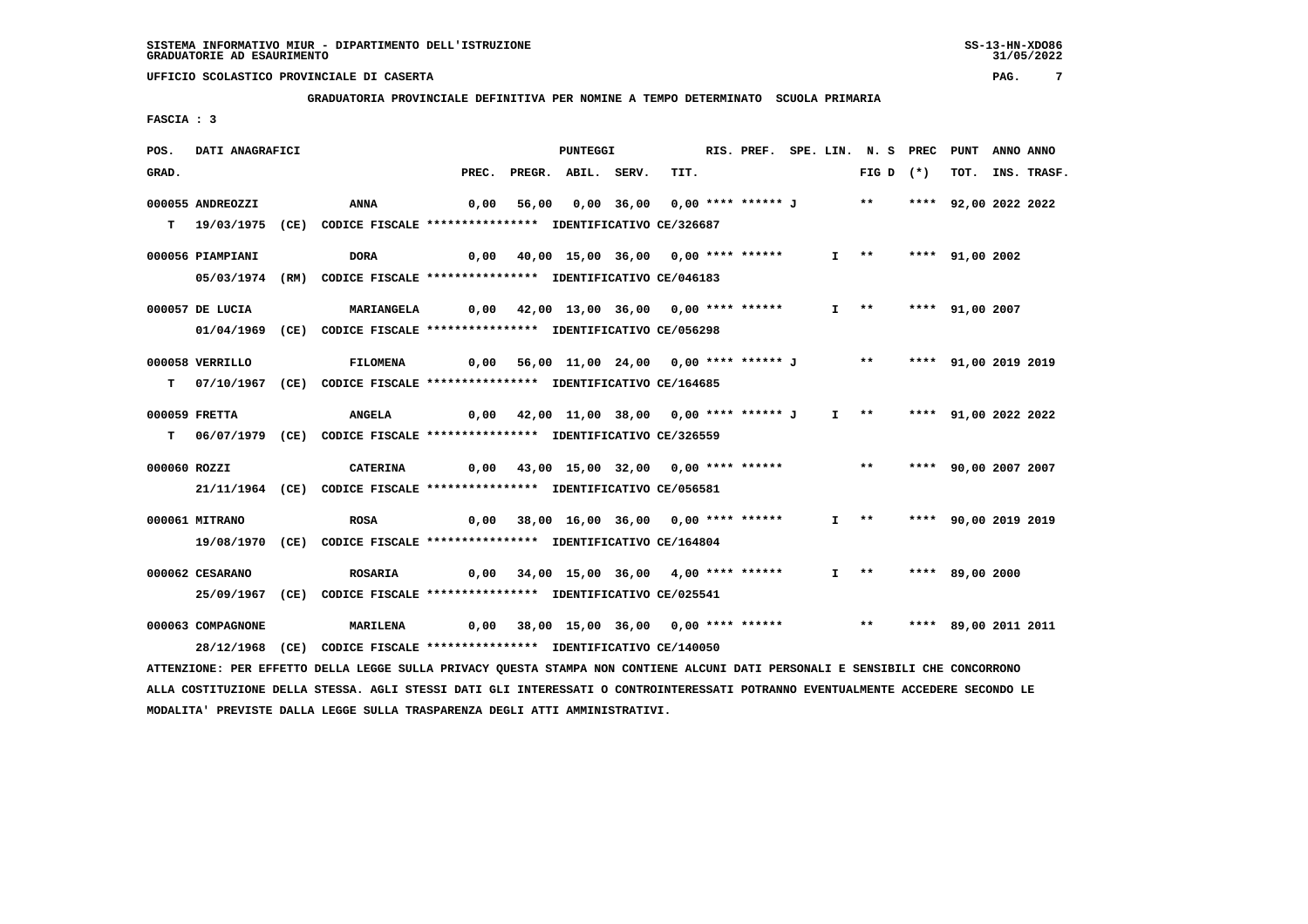SISTEMA INFORMATIVO MIUR - DIPARTIMENTO DELL'ISTRUZIONE
GRADUATORIE AD ESAURIMENTO

UFFICIO SCOLASTICO PROVINCIALE DI CASERTA

**GRADUATORIA PROVINCIALE DEFINITIVA PER NOMINE A TEMPO DETERMINATO SCUOLA PRIMARIA**

FASCIA : 3

| POS. GRAD. | DATI ANAGRAFICI | | PREC. | PREGR. | ABIL. | SERV. | TIT. | RIS. PREF. | SPE. LIN. | N. S FIG D | PREC (*) | PUNT TOT. | ANNO INS. | ANNO TRASF. |
|---|---|---|---|---|---|---|---|---|---|---|---|---|---|---|
| 000055 | ANDREOZZI | ANNA | 0,00 | 56,00 | 0,00 | 36,00 | 0,00 | **** ****** J | | ** | **** | 92,00 | 2022 | 2022 |
| T | 19/03/1975 (CE) | CODICE FISCALE **************** IDENTIFICATIVO CE/326687 | | | | | | | | | | | | |
| 000056 | PIAMPIANI | DORA | 0,00 | 40,00 | 15,00 | 36,00 | 0,00 | **** ****** | I | ** | **** | 91,00 | 2002 | |
| | 05/03/1974 (RM) | CODICE FISCALE **************** IDENTIFICATIVO CE/046183 | | | | | | | | | | | | |
| 000057 | DE LUCIA | MARIANGELA | 0,00 | 42,00 | 13,00 | 36,00 | 0,00 | **** ****** | I | ** | **** | 91,00 | 2007 | |
| | 01/04/1969 (CE) | CODICE FISCALE **************** IDENTIFICATIVO CE/056298 | | | | | | | | | | | | |
| 000058 | VERRILLO | FILOMENA | 0,00 | 56,00 | 11,00 | 24,00 | 0,00 | **** ****** J | | ** | **** | 91,00 | 2019 | 2019 |
| T | 07/10/1967 (CE) | CODICE FISCALE **************** IDENTIFICATIVO CE/164685 | | | | | | | | | | | | |
| 000059 | FRETTA | ANGELA | 0,00 | 42,00 | 11,00 | 38,00 | 0,00 | **** ****** J | I | ** | **** | 91,00 | 2022 | 2022 |
| T | 06/07/1979 (CE) | CODICE FISCALE **************** IDENTIFICATIVO CE/326559 | | | | | | | | | | | | |
| 000060 | ROZZI | CATERINA | 0,00 | 43,00 | 15,00 | 32,00 | 0,00 | **** ****** | | ** | **** | 90,00 | 2007 | 2007 |
| | 21/11/1964 (CE) | CODICE FISCALE **************** IDENTIFICATIVO CE/056581 | | | | | | | | | | | | |
| 000061 | MITRANO | ROSA | 0,00 | 38,00 | 16,00 | 36,00 | 0,00 | **** ****** | I | ** | **** | 90,00 | 2019 | 2019 |
| | 19/08/1970 (CE) | CODICE FISCALE **************** IDENTIFICATIVO CE/164804 | | | | | | | | | | | | |
| 000062 | CESARANO | ROSARIA | 0,00 | 34,00 | 15,00 | 36,00 | 4,00 | **** ****** | I | ** | **** | 89,00 | 2000 | |
| | 25/09/1967 (CE) | CODICE FISCALE **************** IDENTIFICATIVO CE/025541 | | | | | | | | | | | | |
| 000063 | COMPAGNONE | MARILENA | 0,00 | 38,00 | 15,00 | 36,00 | 0,00 | **** ****** | | ** | **** | 89,00 | 2011 | 2011 |
| | 28/12/1968 (CE) | CODICE FISCALE **************** IDENTIFICATIVO CE/140050 | | | | | | | | | | | | |

ATTENZIONE: PER EFFETTO DELLA LEGGE SULLA PRIVACY QUESTA STAMPA NON CONTIENE ALCUNI DATI PERSONALI E SENSIBILI CHE CONCORRONO ALLA COSTITUZIONE DELLA STESSA. AGLI STESSI DATI GLI INTERESSATI O CONTROINTERESSATI POTRANNO EVENTUALMENTE ACCEDERE SECONDO LE MODALITA' PREVISTE DALLA LEGGE SULLA TRASPARENZA DEGLI ATTI AMMINISTRATIVI.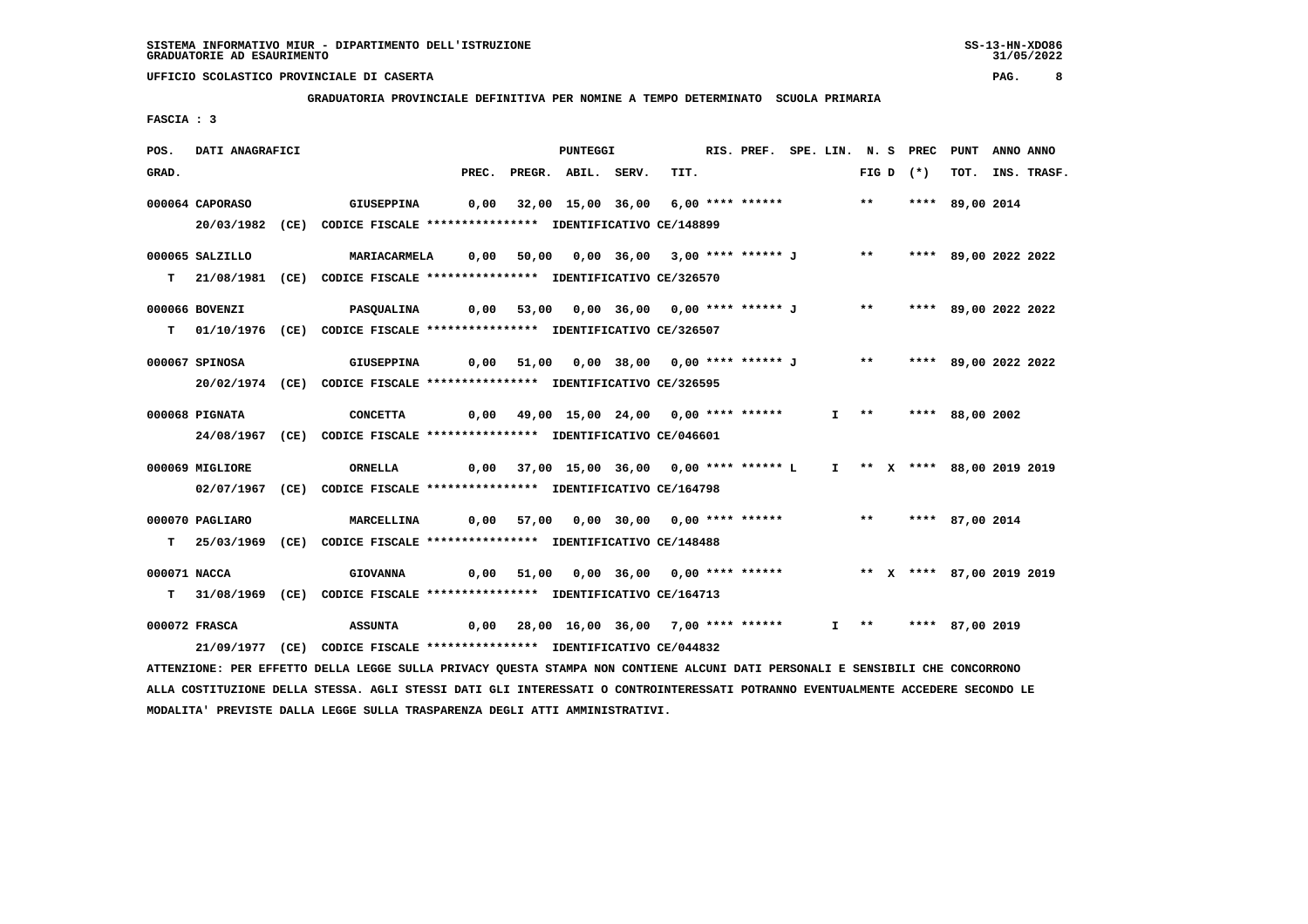SISTEMA INFORMATIVO MIUR - DIPARTIMENTO DELL'ISTRUZIONE
GRADUATORIE AD ESAURIMENTO

UFFICIO SCOLASTICO PROVINCIALE DI CASERTA

**GRADUATORIA PROVINCIALE DEFINITIVA PER NOMINE A TEMPO DETERMINATO SCUOLA PRIMARIA**

FASCIA : 3

| POS. GRAD. | DATI ANAGRAFICI | | PREC. | PREGR. | ABIL. | SERV. | TIT. | RIS. PREF. | SPE. LIN. | N. S FIG D | PREC (*) | PUNT TOT. | ANNO INS. | ANNO TRASF. |
|---|---|---|---|---|---|---|---|---|---|---|---|---|---|---|
| 000064 | CAPORASO 20/03/1982 (CE) CODICE FISCALE **************** IDENTIFICATIVO CE/148899 | GIUSEPPINA | 0,00 | 32,00 | 15,00 | 36,00 | 6,00 | **** ****** | | ** | **** | 89,00 | 2014 | |
| 000065 T | SALZILLO 21/08/1981 (CE) CODICE FISCALE **************** IDENTIFICATIVO CE/326570 | MARIACARMELA | 0,00 | 50,00 | 0,00 | 36,00 | 3,00 | **** ****** J | | ** | **** | 89,00 | 2022 | 2022 |
| 000066 T | BOVENZI 01/10/1976 (CE) CODICE FISCALE **************** IDENTIFICATIVO CE/326507 | PASQUALINA | 0,00 | 53,00 | 0,00 | 36,00 | 0,00 | **** ****** J | | ** | **** | 89,00 | 2022 | 2022 |
| 000067 | SPINOSA 20/02/1974 (CE) CODICE FISCALE **************** IDENTIFICATIVO CE/326595 | GIUSEPPINA | 0,00 | 51,00 | 0,00 | 38,00 | 0,00 | **** ****** J | | ** | **** | 89,00 | 2022 | 2022 |
| 000068 | PIGNATA 24/08/1967 (CE) CODICE FISCALE **************** IDENTIFICATIVO CE/046601 | CONCETTA | 0,00 | 49,00 | 15,00 | 24,00 | 0,00 | **** ****** | I | ** | **** | 88,00 | 2002 | |
| 000069 | MIGLIORE 02/07/1967 (CE) CODICE FISCALE **************** IDENTIFICATIVO CE/164798 | ORNELLA | 0,00 | 37,00 | 15,00 | 36,00 | 0,00 | **** ****** L | I | ** X | **** | 88,00 | 2019 | 2019 |
| 000070 T | PAGLIARO 25/03/1969 (CE) CODICE FISCALE **************** IDENTIFICATIVO CE/148488 | MARCELLINA | 0,00 | 57,00 | 0,00 | 30,00 | 0,00 | **** ****** | | ** | **** | 87,00 | 2014 | |
| 000071 T | NACCA 31/08/1969 (CE) CODICE FISCALE **************** IDENTIFICATIVO CE/164713 | GIOVANNA | 0,00 | 51,00 | 0,00 | 36,00 | 0,00 | **** ****** | | ** X | **** | 87,00 | 2019 | 2019 |
| 000072 | FRASCA 21/09/1977 (CE) CODICE FISCALE **************** IDENTIFICATIVO CE/044832 | ASSUNTA | 0,00 | 28,00 | 16,00 | 36,00 | 7,00 | **** ****** | I | ** | **** | 87,00 | 2019 | |

ATTENZIONE: PER EFFETTO DELLA LEGGE SULLA PRIVACY QUESTA STAMPA NON CONTIENE ALCUNI DATI PERSONALI E SENSIBILI CHE CONCORRONO ALLA COSTITUZIONE DELLA STESSA. AGLI STESSI DATI GLI INTERESSATI O CONTROINTERESSATI POTRANNO EVENTUALMENTE ACCEDERE SECONDO LE MODALITA' PREVISTE DALLA LEGGE SULLA TRASPARENZA DEGLI ATTI AMMINISTRATIVI.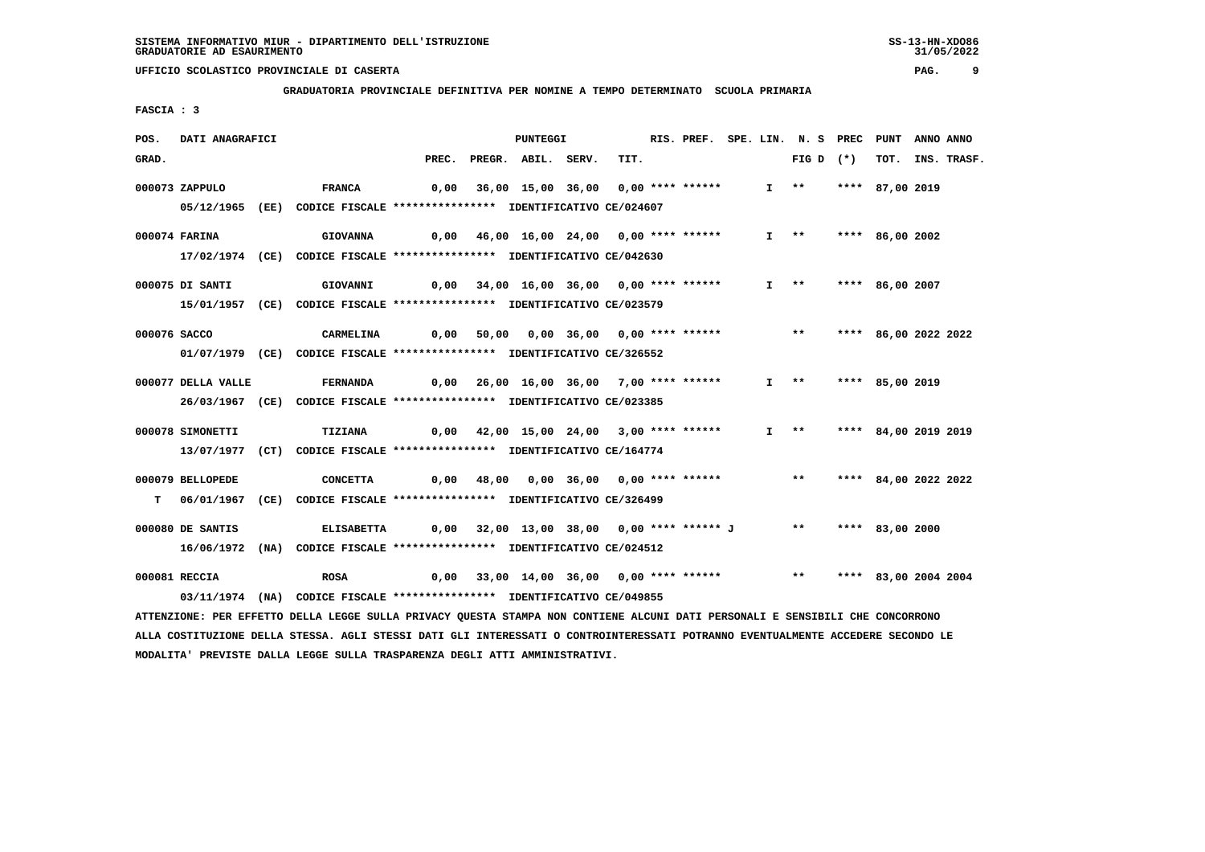SISTEMA INFORMATIVO MIUR - DIPARTIMENTO DELL'ISTRUZIONE
GRADUATORIE AD ESAURIMENTO

UFFICIO SCOLASTICO PROVINCIALE DI CASERTA

**GRADUATORIA PROVINCIALE DEFINITIVA PER NOMINE A TEMPO DETERMINATO SCUOLA PRIMARIA**

FASCIA : 3

| POS. GRAD. | DATI ANAGRAFICI | | PREC. | PREGR. | ABIL. | SERV. | TIT. | RIS. PREF. | SPE. LIN. | N. S FIG D | PREC (*) | PUNT TOT. | ANNO INS. | ANNO TRASF. |
|---|---|---|---|---|---|---|---|---|---|---|---|---|---|---|
| 000073 | ZAPPULO | FRANCA | 0,00 | 36,00 | 15,00 | 36,00 | 0,00 | **** ****** | I | ** | **** | 87,00 | 2019 | |
| | 05/12/1965 (EE) CODICE FISCALE **************** IDENTIFICATIVO CE/024607 | | | | | | | | | | | | | |
| 000074 | FARINA | GIOVANNA | 0,00 | 46,00 | 16,00 | 24,00 | 0,00 | **** ****** | I | ** | **** | 86,00 | 2002 | |
| | 17/02/1974 (CE) CODICE FISCALE **************** IDENTIFICATIVO CE/042630 | | | | | | | | | | | | | |
| 000075 | DI SANTI | GIOVANNI | 0,00 | 34,00 | 16,00 | 36,00 | 0,00 | **** ****** | I | ** | **** | 86,00 | 2007 | |
| | 15/01/1957 (CE) CODICE FISCALE **************** IDENTIFICATIVO CE/023579 | | | | | | | | | | | | | |
| 000076 | SACCO | CARMELINA | 0,00 | 50,00 | 0,00 | 36,00 | 0,00 | **** ****** | | ** | **** | 86,00 | 2022 | 2022 |
| | 01/07/1979 (CE) CODICE FISCALE **************** IDENTIFICATIVO CE/326552 | | | | | | | | | | | | | |
| 000077 | DELLA VALLE | FERNANDA | 0,00 | 26,00 | 16,00 | 36,00 | 7,00 | **** ****** | I | ** | **** | 85,00 | 2019 | |
| | 26/03/1967 (CE) CODICE FISCALE **************** IDENTIFICATIVO CE/023385 | | | | | | | | | | | | | |
| 000078 | SIMONETTI | TIZIANA | 0,00 | 42,00 | 15,00 | 24,00 | 3,00 | **** ****** | I | ** | **** | 84,00 | 2019 | 2019 |
| | 13/07/1977 (CT) CODICE FISCALE **************** IDENTIFICATIVO CE/164774 | | | | | | | | | | | | | |
| 000079 | BELLOPEDE | CONCETTA | 0,00 | 48,00 | 0,00 | 36,00 | 0,00 | **** ****** | | ** | **** | 84,00 | 2022 | 2022 |
| T | 06/01/1967 (CE) CODICE FISCALE **************** IDENTIFICATIVO CE/326499 | | | | | | | | | | | | | |
| 000080 | DE SANTIS | ELISABETTA | 0,00 | 32,00 | 13,00 | 38,00 | 0,00 | **** ****** J | | ** | **** | 83,00 | 2000 | |
| | 16/06/1972 (NA) CODICE FISCALE **************** IDENTIFICATIVO CE/024512 | | | | | | | | | | | | | |
| 000081 | RECCIA | ROSA | 0,00 | 33,00 | 14,00 | 36,00 | 0,00 | **** ****** | | ** | **** | 83,00 | 2004 | 2004 |
| | 03/11/1974 (NA) CODICE FISCALE **************** IDENTIFICATIVO CE/049855 | | | | | | | | | | | | | |

ATTENZIONE: PER EFFETTO DELLA LEGGE SULLA PRIVACY QUESTA STAMPA NON CONTIENE ALCUNI DATI PERSONALI E SENSIBILI CHE CONCORRONO ALLA COSTITUZIONE DELLA STESSA. AGLI STESSI DATI GLI INTERESSATI O CONTROINTERESSATI POTRANNO EVENTUALMENTE ACCEDERE SECONDO LE MODALITA' PREVISTE DALLA LEGGE SULLA TRASPARENZA DEGLI ATTI AMMINISTRATIVI.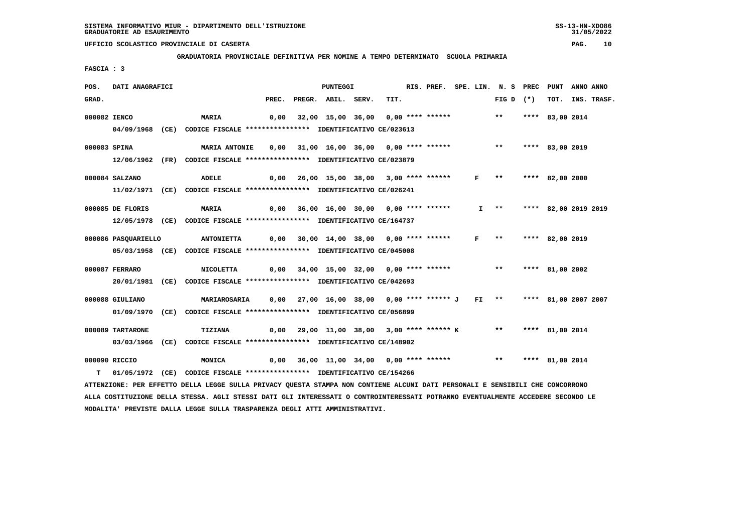SISTEMA INFORMATIVO MIUR - DIPARTIMENTO DELL'ISTRUZIONE
GRADUATORIE AD ESAURIMENTO

UFFICIO SCOLASTICO PROVINCIALE DI CASERTA

GRADUATORIA PROVINCIALE DEFINITIVA PER NOMINE A TEMPO DETERMINATO SCUOLA PRIMARIA

FASCIA : 3

| POS. GRAD. | DATI ANAGRAFICI | | PREC. | PREGR. | ABIL. | SERV. | TIT. | RIS. PREF. | SPE. LIN. | N. S FIG D | PREC (*) | PUNT TOT. | ANNO INS. | ANNO TRASF. |
|---|---|---|---|---|---|---|---|---|---|---|---|---|---|---|
| 000082 | IENCO | MARIA | 0,00 | 32,00 | 15,00 | 36,00 | 0,00 | **** ****** | | ** | **** | 83,00 | 2014 | |
| | 04/09/1968 (CE) CODICE FISCALE **************** IDENTIFICATIVO CE/023613 | | | | | | | | | | | | | |
| 000083 | SPINA | MARIA ANTONIE | 0,00 | 31,00 | 16,00 | 36,00 | 0,00 | **** ****** | | ** | **** | 83,00 | 2019 | |
| | 12/06/1962 (FR) CODICE FISCALE **************** IDENTIFICATIVO CE/023879 | | | | | | | | | | | | | |
| 000084 | SALZANO | ADELE | 0,00 | 26,00 | 15,00 | 38,00 | 3,00 | **** ****** | F | ** | **** | 82,00 | 2000 | |
| | 11/02/1971 (CE) CODICE FISCALE **************** IDENTIFICATIVO CE/026241 | | | | | | | | | | | | | |
| 000085 | DE FLORIS | MARIA | 0,00 | 36,00 | 16,00 | 30,00 | 0,00 | **** ****** | I | ** | **** | 82,00 | 2019 | 2019 |
| | 12/05/1978 (CE) CODICE FISCALE **************** IDENTIFICATIVO CE/164737 | | | | | | | | | | | | | |
| 000086 | PASQUARIELLO | ANTONIETTA | 0,00 | 30,00 | 14,00 | 38,00 | 0,00 | **** ****** | F | ** | **** | 82,00 | 2019 | |
| | 05/03/1958 (CE) CODICE FISCALE **************** IDENTIFICATIVO CE/045008 | | | | | | | | | | | | | |
| 000087 | FERRARO | NICOLETTA | 0,00 | 34,00 | 15,00 | 32,00 | 0,00 | **** ****** | | ** | **** | 81,00 | 2002 | |
| | 20/01/1981 (CE) CODICE FISCALE **************** IDENTIFICATIVO CE/042693 | | | | | | | | | | | | | |
| 000088 | GIULIANO | MARIAROSARIA | 0,00 | 27,00 | 16,00 | 38,00 | 0,00 | **** ****** J | FI | ** | **** | 81,00 | 2007 | 2007 |
| | 01/09/1970 (CE) CODICE FISCALE **************** IDENTIFICATIVO CE/056899 | | | | | | | | | | | | | |
| 000089 | TARTARONE | TIZIANA | 0,00 | 29,00 | 11,00 | 38,00 | 3,00 | **** ****** K | | ** | **** | 81,00 | 2014 | |
| | 03/03/1966 (CE) CODICE FISCALE **************** IDENTIFICATIVO CE/148902 | | | | | | | | | | | | | |
| 000090 | RICCIO | MONICA | 0,00 | 36,00 | 11,00 | 34,00 | 0,00 | **** ****** | | ** | **** | 81,00 | 2014 | |
| T | 01/05/1972 (CE) CODICE FISCALE **************** IDENTIFICATIVO CE/154266 | | | | | | | | | | | | | |

ATTENZIONE: PER EFFETTO DELLA LEGGE SULLA PRIVACY QUESTA STAMPA NON CONTIENE ALCUNI DATI PERSONALI E SENSIBILI CHE CONCORRONO ALLA COSTITUZIONE DELLA STESSA. AGLI STESSI DATI GLI INTERESSATI O CONTROINTERESSATI POTRANNO EVENTUALMENTE ACCEDERE SECONDO LE MODALITA' PREVISTE DALLA LEGGE SULLA TRASPARENZA DEGLI ATTI AMMINISTRATIVI.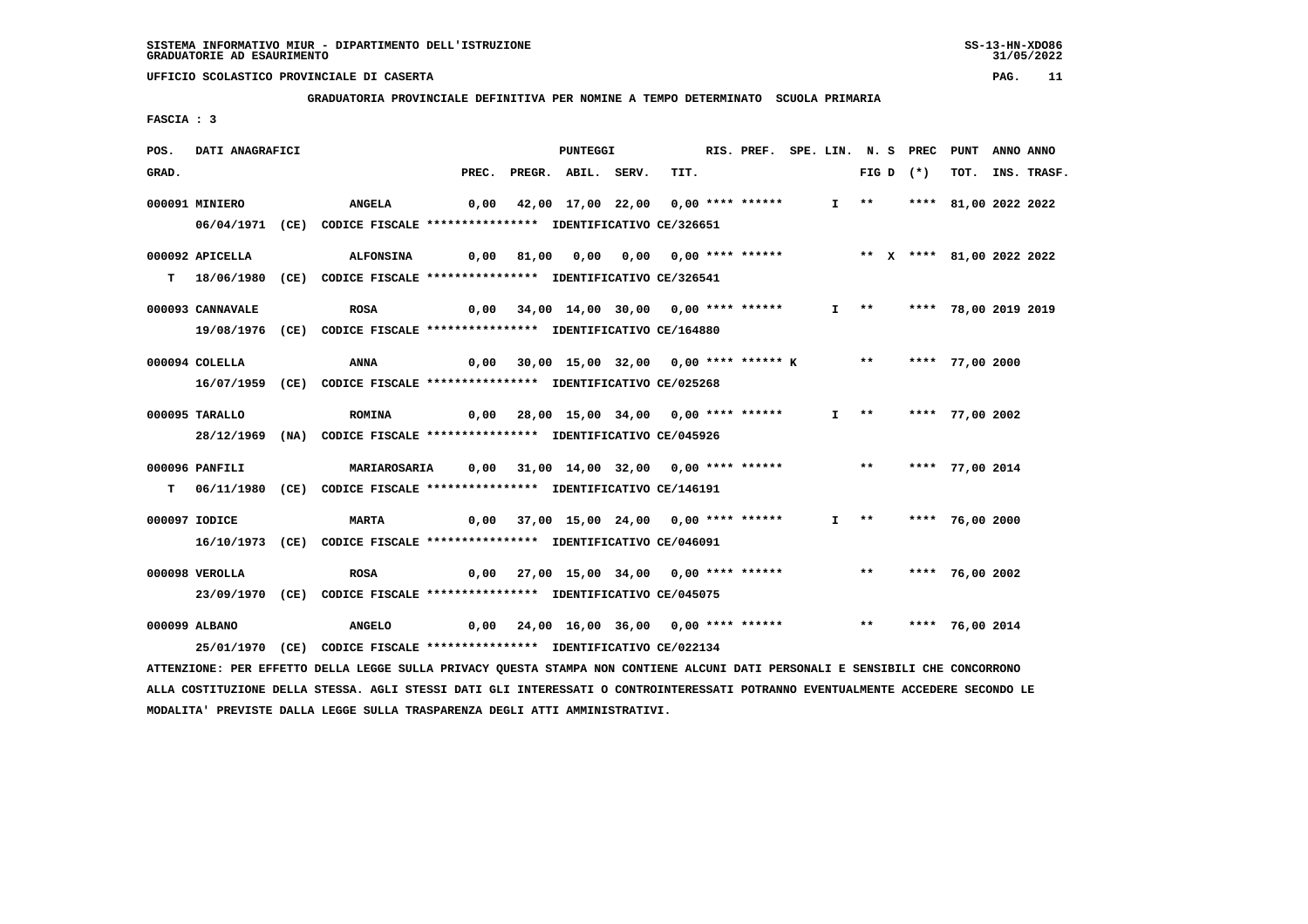SISTEMA INFORMATIVO MIUR - DIPARTIMENTO DELL'ISTRUZIONE
GRADUATORIE AD ESAURIMENTO

UFFICIO SCOLASTICO PROVINCIALE DI CASERTA

**GRADUATORIA PROVINCIALE DEFINITIVA PER NOMINE A TEMPO DETERMINATO SCUOLA PRIMARIA**

FASCIA : 3

| POS. GRAD. | DATI ANAGRAFICI | | PREC. | PREGR. | ABIL. | SERV. | TIT. | RIS. PREF. | SPE. LIN. | N. S FIG D | PREC (*) | PUNT TOT. | ANNO INS. | ANNO TRASF. |
|---|---|---|---|---|---|---|---|---|---|---|---|---|---|---|
| 000091 | MINIERO | ANGELA | 0,00 | 42,00 | 17,00 | 22,00 | 0,00 | **** ****** | I | ** | **** | 81,00 | 2022 | 2022 |
| | 06/04/1971 (CE) CODICE FISCALE **************** IDENTIFICATIVO CE/326651 | | | | | | | | | | | | | |
| 000092 | APICELLA | ALFONSINA | 0,00 | 81,00 | 0,00 | 0,00 | 0,00 | **** ****** | | ** X | **** | 81,00 | 2022 | 2022 |
| T | 18/06/1980 (CE) CODICE FISCALE **************** IDENTIFICATIVO CE/326541 | | | | | | | | | | | | | |
| 000093 | CANNAVALE | ROSA | 0,00 | 34,00 | 14,00 | 30,00 | 0,00 | **** ****** | I | ** | **** | 78,00 | 2019 | 2019 |
| | 19/08/1976 (CE) CODICE FISCALE **************** IDENTIFICATIVO CE/164880 | | | | | | | | | | | | | |
| 000094 | COLELLA | ANNA | 0,00 | 30,00 | 15,00 | 32,00 | 0,00 | **** ****** K | | ** | **** | 77,00 | 2000 | |
| | 16/07/1959 (CE) CODICE FISCALE **************** IDENTIFICATIVO CE/025268 | | | | | | | | | | | | | |
| 000095 | TARALLO | ROMINA | 0,00 | 28,00 | 15,00 | 34,00 | 0,00 | **** ****** | I | ** | **** | 77,00 | 2002 | |
| | 28/12/1969 (NA) CODICE FISCALE **************** IDENTIFICATIVO CE/045926 | | | | | | | | | | | | | |
| 000096 | PANFILI | MARIAROSARIA | 0,00 | 31,00 | 14,00 | 32,00 | 0,00 | **** ****** | | ** | **** | 77,00 | 2014 | |
| T | 06/11/1980 (CE) CODICE FISCALE **************** IDENTIFICATIVO CE/146191 | | | | | | | | | | | | | |
| 000097 | IODICE | MARTA | 0,00 | 37,00 | 15,00 | 24,00 | 0,00 | **** ****** | I | ** | **** | 76,00 | 2000 | |
| | 16/10/1973 (CE) CODICE FISCALE **************** IDENTIFICATIVO CE/046091 | | | | | | | | | | | | | |
| 000098 | VEROLLA | ROSA | 0,00 | 27,00 | 15,00 | 34,00 | 0,00 | **** ****** | | ** | **** | 76,00 | 2002 | |
| | 23/09/1970 (CE) CODICE FISCALE **************** IDENTIFICATIVO CE/045075 | | | | | | | | | | | | | |
| 000099 | ALBANO | ANGELO | 0,00 | 24,00 | 16,00 | 36,00 | 0,00 | **** ****** | | ** | **** | 76,00 | 2014 | |
| | 25/01/1970 (CE) CODICE FISCALE **************** IDENTIFICATIVO CE/022134 | | | | | | | | | | | | | |

ATTENZIONE: PER EFFETTO DELLA LEGGE SULLA PRIVACY QUESTA STAMPA NON CONTIENE ALCUNI DATI PERSONALI E SENSIBILI CHE CONCORRONO ALLA COSTITUZIONE DELLA STESSA. AGLI STESSI DATI GLI INTERESSATI O CONTROINTERESSATI POTRANNO EVENTUALMENTE ACCEDERE SECONDO LE MODALITA' PREVISTE DALLA LEGGE SULLA TRASPARENZA DEGLI ATTI AMMINISTRATIVI.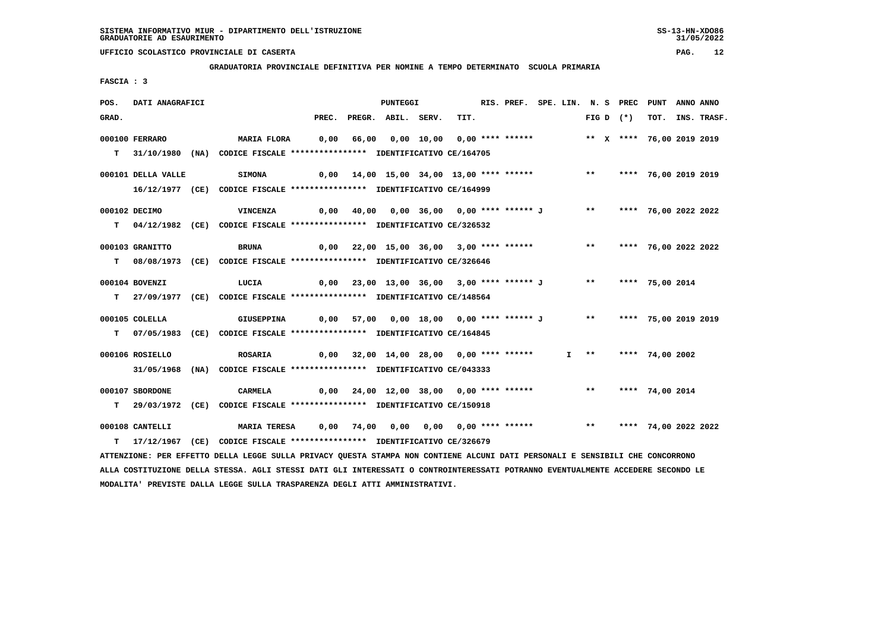SISTEMA INFORMATIVO MIUR - DIPARTIMENTO DELL'ISTRUZIONE
GRADUATORIE AD ESAURIMENTO

UFFICIO SCOLASTICO PROVINCIALE DI CASERTA

**GRADUATORIA PROVINCIALE DEFINITIVA PER NOMINE A TEMPO DETERMINATO SCUOLA PRIMARIA**

**FASCIA : 3**

| POS. GRAD. | DATI ANAGRAFICI | | PREC. | PREGR. | ABIL. | SERV. | TIT. | RIS. PREF. | SPE. LIN. | N. S FIG D | PREC (*) | PUNT TOT. | ANNO INS. | ANNO TRASF. |
|---|---|---|---|---|---|---|---|---|---|---|---|---|---|---|
| 000100 | FERRARO | MARIA FLORA | 0,00 | 66,00 | 0,00 | 10,00 | 0,00 | **** ****** | | ** X | **** | 76,00 | 2019 | 2019 |
| T | 31/10/1980 (NA) | CODICE FISCALE **************** IDENTIFICATIVO CE/164705 | | | | | | | | | | | | |
| 000101 | DELLA VALLE | SIMONA | 0,00 | 14,00 | 15,00 | 34,00 | 13,00 | **** ****** | | ** | **** | 76,00 | 2019 | 2019 |
| | 16/12/1977 (CE) | CODICE FISCALE **************** IDENTIFICATIVO CE/164999 | | | | | | | | | | | | |
| 000102 | DECIMO | VINCENZA | 0,00 | 40,00 | 0,00 | 36,00 | 0,00 | **** ****** J | | ** | **** | 76,00 | 2022 | 2022 |
| T | 04/12/1982 (CE) | CODICE FISCALE **************** IDENTIFICATIVO CE/326532 | | | | | | | | | | | | |
| 000103 | GRANITTO | BRUNA | 0,00 | 22,00 | 15,00 | 36,00 | 3,00 | **** ****** | | ** | **** | 76,00 | 2022 | 2022 |
| T | 08/08/1973 (CE) | CODICE FISCALE **************** IDENTIFICATIVO CE/326646 | | | | | | | | | | | | |
| 000104 | BOVENZI | LUCIA | 0,00 | 23,00 | 13,00 | 36,00 | 3,00 | **** ****** J | | ** | **** | 75,00 | 2014 | |
| T | 27/09/1977 (CE) | CODICE FISCALE **************** IDENTIFICATIVO CE/148564 | | | | | | | | | | | | |
| 000105 | COLELLA | GIUSEPPINA | 0,00 | 57,00 | 0,00 | 18,00 | 0,00 | **** ****** J | | ** | **** | 75,00 | 2019 | 2019 |
| T | 07/05/1983 (CE) | CODICE FISCALE **************** IDENTIFICATIVO CE/164845 | | | | | | | | | | | | |
| 000106 | ROSIELLO | ROSARIA | 0,00 | 32,00 | 14,00 | 28,00 | 0,00 | **** ****** | I | ** | **** | 74,00 | 2002 | |
| | 31/05/1968 (NA) | CODICE FISCALE **************** IDENTIFICATIVO CE/043333 | | | | | | | | | | | | |
| 000107 | SBORDONE | CARMELA | 0,00 | 24,00 | 12,00 | 38,00 | 0,00 | **** ****** | | ** | **** | 74,00 | 2014 | |
| T | 29/03/1972 (CE) | CODICE FISCALE **************** IDENTIFICATIVO CE/150918 | | | | | | | | | | | | |
| 000108 | CANTELLI | MARIA TERESA | 0,00 | 74,00 | 0,00 | 0,00 | 0,00 | **** ****** | | ** | **** | 74,00 | 2022 | 2022 |
| T | 17/12/1967 (CE) | CODICE FISCALE **************** IDENTIFICATIVO CE/326679 | | | | | | | | | | | | |

ATTENZIONE: PER EFFETTO DELLA LEGGE SULLA PRIVACY QUESTA STAMPA NON CONTIENE ALCUNI DATI PERSONALI E SENSIBILI CHE CONCORRONO ALLA COSTITUZIONE DELLA STESSA. AGLI STESSI DATI GLI INTERESSATI O CONTROINTERESSATI POTRANNO EVENTUALMENTE ACCEDERE SECONDO LE MODALITA' PREVISTE DALLA LEGGE SULLA TRASPARENZA DEGLI ATTI AMMINISTRATIVI.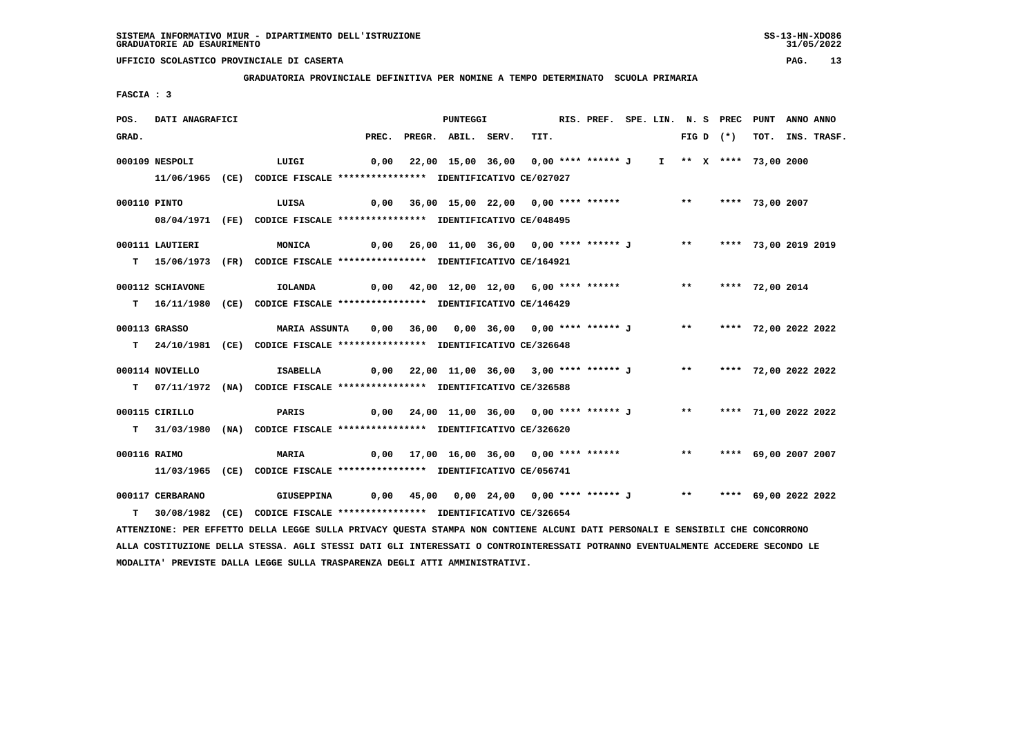SISTEMA INFORMATIVO MIUR - DIPARTIMENTO DELL'ISTRUZIONE
GRADUATORIE AD ESAURIMENTO

UFFICIO SCOLASTICO PROVINCIALE DI CASERTA

**GRADUATORIA PROVINCIALE DEFINITIVA PER NOMINE A TEMPO DETERMINATO SCUOLA PRIMARIA**

FASCIA : 3

| POS. GRAD. | DATI ANAGRAFICI | | PREC. | PREGR. | ABIL. | SERV. | TIT. | RIS. PREF. | SPE. LIN. | N. S FIG D | PREC (*) | PUNT TOT. | ANNO INS. | ANNO TRASF. |
|---|---|---|---|---|---|---|---|---|---|---|---|---|---|---|
| 000109 | NESPOLI 11/06/1965 (CE) CODICE FISCALE **************** IDENTIFICATIVO CE/027027 | LUIGI | 0,00 | 22,00 | 15,00 | 36,00 | 0,00 | **** ****** J | I | ** X | **** | 73,00 | 2000 | |
| 000110 | PINTO 08/04/1971 (FE) CODICE FISCALE **************** IDENTIFICATIVO CE/048495 | LUISA | 0,00 | 36,00 | 15,00 | 22,00 | 0,00 | **** ****** | | ** | **** | 73,00 | 2007 | |
| 000111 | LAUTIERI T 15/06/1973 (FR) CODICE FISCALE **************** IDENTIFICATIVO CE/164921 | MONICA | 0,00 | 26,00 | 11,00 | 36,00 | 0,00 | **** ****** J | | ** | **** | 73,00 | 2019 | 2019 |
| 000112 | SCHIAVONE T 16/11/1980 (CE) CODICE FISCALE **************** IDENTIFICATIVO CE/146429 | IOLANDA | 0,00 | 42,00 | 12,00 | 12,00 | 6,00 | **** ****** | | ** | **** | 72,00 | 2014 | |
| 000113 | GRASSO T 24/10/1981 (CE) CODICE FISCALE **************** IDENTIFICATIVO CE/326648 | MARIA ASSUNTA | 0,00 | 36,00 | 0,00 | 36,00 | 0,00 | **** ****** J | | ** | **** | 72,00 | 2022 | 2022 |
| 000114 | NOVIELLO T 07/11/1972 (NA) CODICE FISCALE **************** IDENTIFICATIVO CE/326588 | ISABELLA | 0,00 | 22,00 | 11,00 | 36,00 | 3,00 | **** ****** J | | ** | **** | 72,00 | 2022 | 2022 |
| 000115 | CIRILLO T 31/03/1980 (NA) CODICE FISCALE **************** IDENTIFICATIVO CE/326620 | PARIS | 0,00 | 24,00 | 11,00 | 36,00 | 0,00 | **** ****** J | | ** | **** | 71,00 | 2022 | 2022 |
| 000116 | RAIMO 11/03/1965 (CE) CODICE FISCALE **************** IDENTIFICATIVO CE/056741 | MARIA | 0,00 | 17,00 | 16,00 | 36,00 | 0,00 | **** ****** | | ** | **** | 69,00 | 2007 | 2007 |
| 000117 | CERBARANO T 30/08/1982 (CE) CODICE FISCALE **************** IDENTIFICATIVO CE/326654 | GIUSEPPINA | 0,00 | 45,00 | 0,00 | 24,00 | 0,00 | **** ****** J | | ** | **** | 69,00 | 2022 | 2022 |

ATTENZIONE: PER EFFETTO DELLA LEGGE SULLA PRIVACY QUESTA STAMPA NON CONTIENE ALCUNI DATI PERSONALI E SENSIBILI CHE CONCORRONO ALLA COSTITUZIONE DELLA STESSA. AGLI STESSI DATI GLI INTERESSATI O CONTROINTERESSATI POTRANNO EVENTUALMENTE ACCEDERE SECONDO LE MODALITA' PREVISTE DALLA LEGGE SULLA TRASPARENZA DEGLI ATTI AMMINISTRATIVI.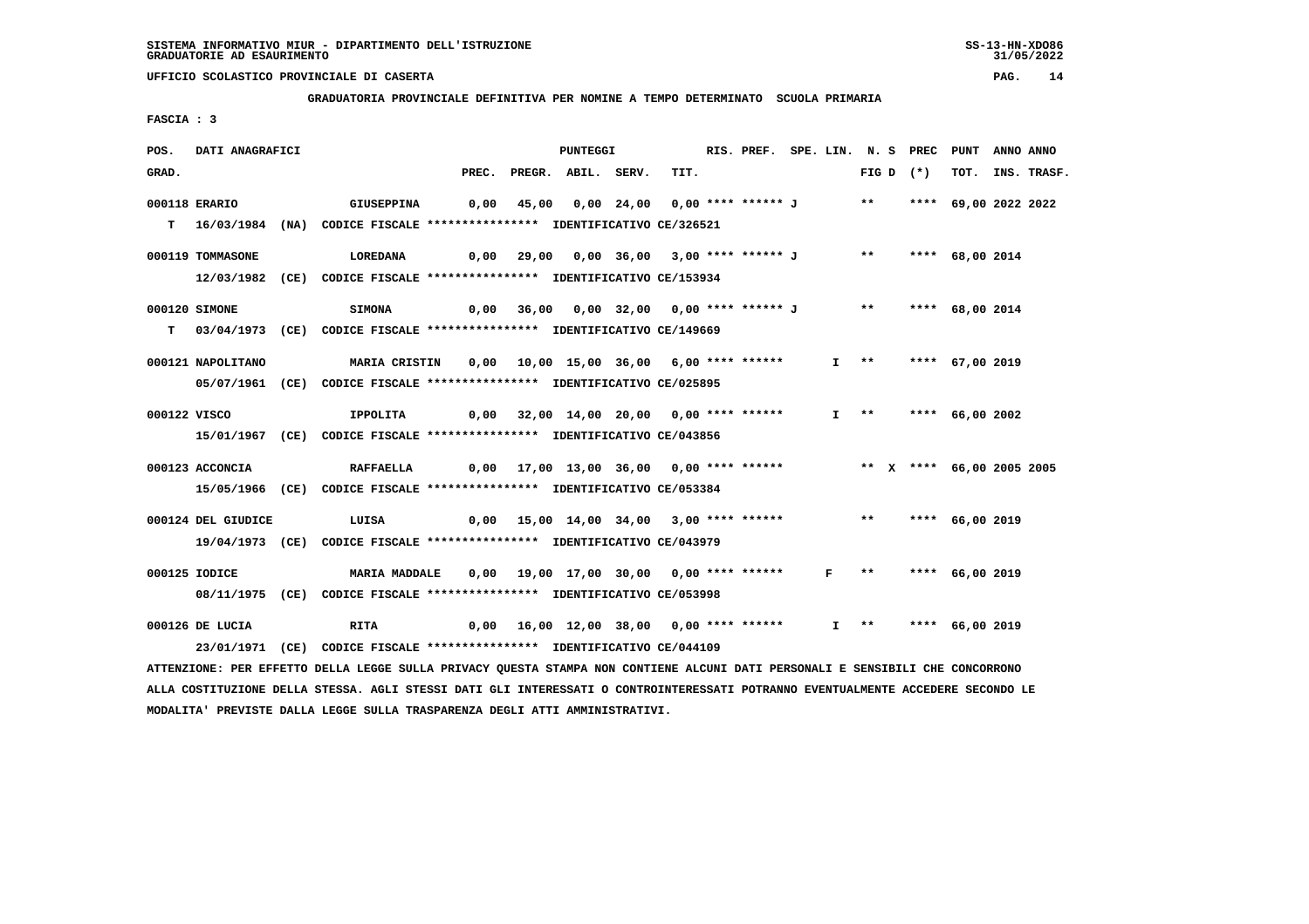SISTEMA INFORMATIVO MIUR - DIPARTIMENTO DELL'ISTRUZIONE
GRADUATORIE AD ESAURIMENTO

UFFICIO SCOLASTICO PROVINCIALE DI CASERTA

**GRADUATORIA PROVINCIALE DEFINITIVA PER NOMINE A TEMPO DETERMINATO SCUOLA PRIMARIA**

FASCIA : 3

| POS. GRAD. | DATI ANAGRAFICI | | PREC. | PREGR. | ABIL. | SERV. | TIT. | RIS. PREF. | SPE. LIN. | N. S FIG D | PREC (*) | PUNT TOT. | ANNO INS. | ANNO TRASF. |
|---|---|---|---|---|---|---|---|---|---|---|---|---|---|---|
| 000118 | ERARIO | GIUSEPPINA | 0,00 | 45,00 | 0,00 | 24,00 | 0,00 | **** ****** J | | ** | **** | 69,00 | 2022 | 2022 |
| T | 16/03/1984 (NA) CODICE FISCALE **************** IDENTIFICATIVO CE/326521 | | | | | | | | | | | | | |
| 000119 | TOMMASONE | LOREDANA | 0,00 | 29,00 | 0,00 | 36,00 | 3,00 | **** ****** J | | ** | **** | 68,00 | 2014 | |
| | 12/03/1982 (CE) CODICE FISCALE **************** IDENTIFICATIVO CE/153934 | | | | | | | | | | | | | |
| 000120 | SIMONE | SIMONA | 0,00 | 36,00 | 0,00 | 32,00 | 0,00 | **** ****** J | | ** | **** | 68,00 | 2014 | |
| T | 03/04/1973 (CE) CODICE FISCALE **************** IDENTIFICATIVO CE/149669 | | | | | | | | | | | | | |
| 000121 | NAPOLITANO | MARIA CRISTIN | 0,00 | 10,00 | 15,00 | 36,00 | 6,00 | **** ****** | I | ** | **** | 67,00 | 2019 | |
| | 05/07/1961 (CE) CODICE FISCALE **************** IDENTIFICATIVO CE/025895 | | | | | | | | | | | | | |
| 000122 | VISCO | IPPOLITA | 0,00 | 32,00 | 14,00 | 20,00 | 0,00 | **** ****** | I | ** | **** | 66,00 | 2002 | |
| | 15/01/1967 (CE) CODICE FISCALE **************** IDENTIFICATIVO CE/043856 | | | | | | | | | | | | | |
| 000123 | ACCONCIA | RAFFAELLA | 0,00 | 17,00 | 13,00 | 36,00 | 0,00 | **** ****** | | ** X | **** | 66,00 | 2005 | 2005 |
| | 15/05/1966 (CE) CODICE FISCALE **************** IDENTIFICATIVO CE/053384 | | | | | | | | | | | | | |
| 000124 | DEL GIUDICE | LUISA | 0,00 | 15,00 | 14,00 | 34,00 | 3,00 | **** ****** | | ** | **** | 66,00 | 2019 | |
| | 19/04/1973 (CE) CODICE FISCALE **************** IDENTIFICATIVO CE/043979 | | | | | | | | | | | | | |
| 000125 | IODICE | MARIA MADDALE | 0,00 | 19,00 | 17,00 | 30,00 | 0,00 | **** ****** | F | ** | **** | 66,00 | 2019 | |
| | 08/11/1975 (CE) CODICE FISCALE **************** IDENTIFICATIVO CE/053998 | | | | | | | | | | | | | |
| 000126 | DE LUCIA | RITA | 0,00 | 16,00 | 12,00 | 38,00 | 0,00 | **** ****** | I | ** | **** | 66,00 | 2019 | |
| | 23/01/1971 (CE) CODICE FISCALE **************** IDENTIFICATIVO CE/044109 | | | | | | | | | | | | | |

ATTENZIONE: PER EFFETTO DELLA LEGGE SULLA PRIVACY QUESTA STAMPA NON CONTIENE ALCUNI DATI PERSONALI E SENSIBILI CHE CONCORRONO ALLA COSTITUZIONE DELLA STESSA. AGLI STESSI DATI GLI INTERESSATI O CONTROINTERESSATI POTRANNO EVENTUALMENTE ACCEDERE SECONDO LE MODALITA' PREVISTE DALLA LEGGE SULLA TRASPARENZA DEGLI ATTI AMMINISTRATIVI.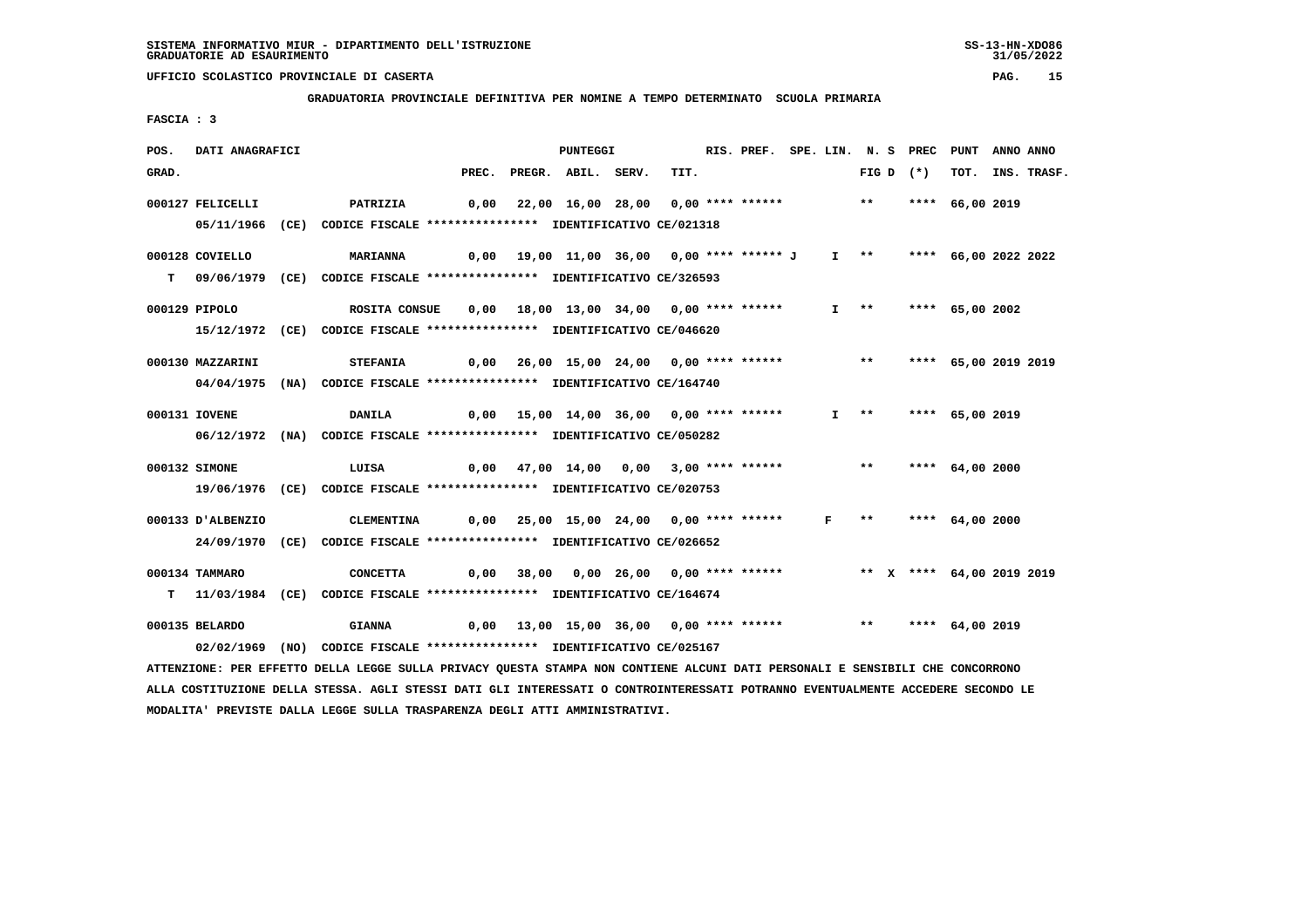SISTEMA INFORMATIVO MIUR - DIPARTIMENTO DELL'ISTRUZIONE
GRADUATORIE AD ESAURIMENTO

UFFICIO SCOLASTICO PROVINCIALE DI CASERTA

**GRADUATORIA PROVINCIALE DEFINITIVA PER NOMINE A TEMPO DETERMINATO SCUOLA PRIMARIA**

FASCIA : 3

| POS. GRAD. | DATI ANAGRAFICI | | PREC. | PREGR. | ABIL. | SERV. | TIT. | RIS. PREF. | SPE. LIN. | N. S FIG D | PREC (*) | PUNT TOT. | ANNO INS. | ANNO TRASF. |
|---|---|---|---|---|---|---|---|---|---|---|---|---|---|---|
| 000127 | FELICELLI | PATRIZIA | 0,00 | 22,00 | 16,00 | 28,00 | 0,00 | **** ****** | | ** | **** | 66,00 | 2019 | |
| | 05/11/1966 (CE) CODICE FISCALE **************** IDENTIFICATIVO CE/021318 | | | | | | | | | | | | | |
| 000128 | COVIELLO | MARIANNA | 0,00 | 19,00 | 11,00 | 36,00 | 0,00 | **** ****** J | I | ** | **** | 66,00 | 2022 | 2022 |
| T | 09/06/1979 (CE) CODICE FISCALE **************** IDENTIFICATIVO CE/326593 | | | | | | | | | | | | | |
| 000129 | PIPOLO | ROSITA CONSUE | 0,00 | 18,00 | 13,00 | 34,00 | 0,00 | **** ****** | I | ** | **** | 65,00 | 2002 | |
| | 15/12/1972 (CE) CODICE FISCALE **************** IDENTIFICATIVO CE/046620 | | | | | | | | | | | | | |
| 000130 | MAZZARINI | STEFANIA | 0,00 | 26,00 | 15,00 | 24,00 | 0,00 | **** ****** | | ** | **** | 65,00 | 2019 | 2019 |
| | 04/04/1975 (NA) CODICE FISCALE **************** IDENTIFICATIVO CE/164740 | | | | | | | | | | | | | |
| 000131 | IOVENE | DANILA | 0,00 | 15,00 | 14,00 | 36,00 | 0,00 | **** ****** | I | ** | **** | 65,00 | 2019 | |
| | 06/12/1972 (NA) CODICE FISCALE **************** IDENTIFICATIVO CE/050282 | | | | | | | | | | | | | |
| 000132 | SIMONE | LUISA | 0,00 | 47,00 | 14,00 | 0,00 | 3,00 | **** ****** | | ** | **** | 64,00 | 2000 | |
| | 19/06/1976 (CE) CODICE FISCALE **************** IDENTIFICATIVO CE/020753 | | | | | | | | | | | | | |
| 000133 | D'ALBENZIO | CLEMENTINA | 0,00 | 25,00 | 15,00 | 24,00 | 0,00 | **** ****** | F | ** | **** | 64,00 | 2000 | |
| | 24/09/1970 (CE) CODICE FISCALE **************** IDENTIFICATIVO CE/026652 | | | | | | | | | | | | | |
| 000134 | TAMMARO | CONCETTA | 0,00 | 38,00 | 0,00 | 26,00 | 0,00 | **** ****** | | ** X | **** | 64,00 | 2019 | 2019 |
| T | 11/03/1984 (CE) CODICE FISCALE **************** IDENTIFICATIVO CE/164674 | | | | | | | | | | | | | |
| 000135 | BELARDO | GIANNA | 0,00 | 13,00 | 15,00 | 36,00 | 0,00 | **** ****** | | ** | **** | 64,00 | 2019 | |
| | 02/02/1969 (NO) CODICE FISCALE **************** IDENTIFICATIVO CE/025167 | | | | | | | | | | | | | |

ATTENZIONE: PER EFFETTO DELLA LEGGE SULLA PRIVACY QUESTA STAMPA NON CONTIENE ALCUNI DATI PERSONALI E SENSIBILI CHE CONCORRONO ALLA COSTITUZIONE DELLA STESSA. AGLI STESSI DATI GLI INTERESSATI O CONTROINTERESSATI POTRANNO EVENTUALMENTE ACCEDERE SECONDO LE MODALITA' PREVISTE DALLA LEGGE SULLA TRASPARENZA DEGLI ATTI AMMINISTRATIVI.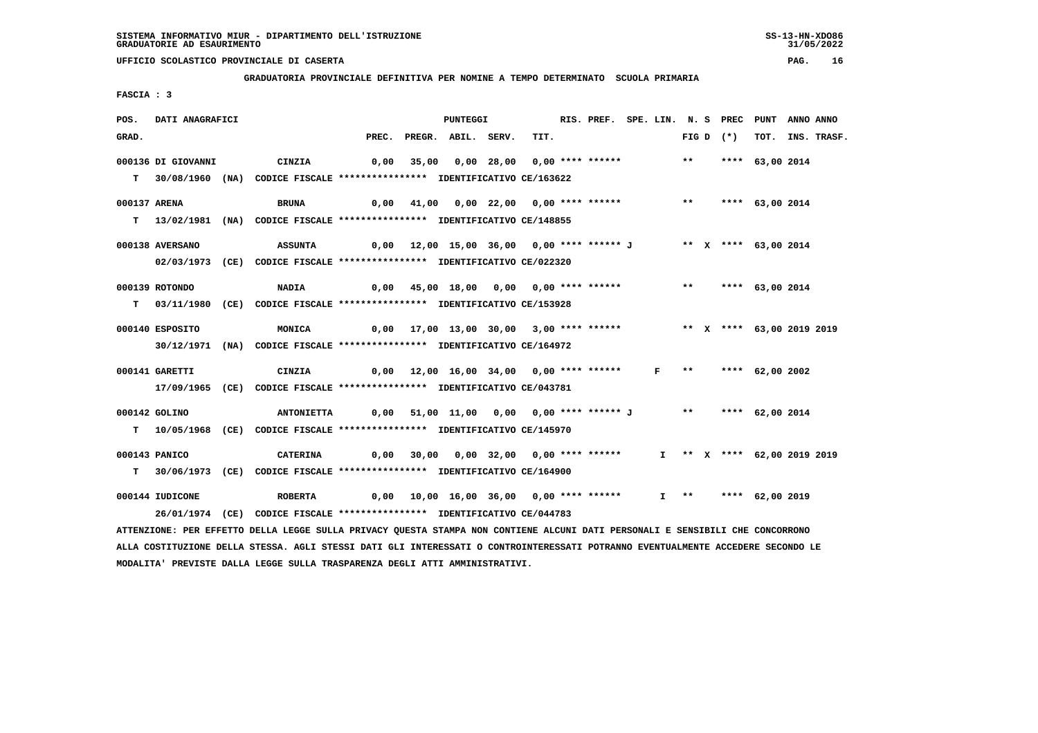SISTEMA INFORMATIVO MIUR - DIPARTIMENTO DELL'ISTRUZIONE
GRADUATORIE AD ESAURIMENTO

UFFICIO SCOLASTICO PROVINCIALE DI CASERTA

**GRADUATORIA PROVINCIALE DEFINITIVA PER NOMINE A TEMPO DETERMINATO SCUOLA PRIMARIA**

FASCIA : 3

| POS. GRAD. | DATI ANAGRAFICI | | PREC. | PREGR. | ABIL. | SERV. | TIT. | RIS. PREF. | SPE. LIN. | N. S FIG D | PREC (*) | PUNT TOT. | ANNO INS. | ANNO TRASF. |
|---|---|---|---|---|---|---|---|---|---|---|---|---|---|---|
| 000136 | DI GIOVANNI | CINZIA | 0,00 | 35,00 | 0,00 | 28,00 | 0,00 | **** ****** | | ** | **** | 63,00 | 2014 | |
| T | 30/08/1960 (NA) | CODICE FISCALE **************** IDENTIFICATIVO CE/163622 | | | | | | | | | | | | |
| 000137 | ARENA | BRUNA | 0,00 | 41,00 | 0,00 | 22,00 | 0,00 | **** ****** | | ** | **** | 63,00 | 2014 | |
| T | 13/02/1981 (NA) | CODICE FISCALE **************** IDENTIFICATIVO CE/148855 | | | | | | | | | | | | |
| 000138 | AVERSANO | ASSUNTA | 0,00 | 12,00 | 15,00 | 36,00 | 0,00 | **** ****** J | | ** X | **** | 63,00 | 2014 | |
| | 02/03/1973 (CE) | CODICE FISCALE **************** IDENTIFICATIVO CE/022320 | | | | | | | | | | | | |
| 000139 | ROTONDO | NADIA | 0,00 | 45,00 | 18,00 | 0,00 | 0,00 | **** ****** | | ** | **** | 63,00 | 2014 | |
| T | 03/11/1980 (CE) | CODICE FISCALE **************** IDENTIFICATIVO CE/153928 | | | | | | | | | | | | |
| 000140 | ESPOSITO | MONICA | 0,00 | 17,00 | 13,00 | 30,00 | 3,00 | **** ****** | | ** X | **** | 63,00 | 2019 | 2019 |
| | 30/12/1971 (NA) | CODICE FISCALE **************** IDENTIFICATIVO CE/164972 | | | | | | | | | | | | |
| 000141 | GARETTI | CINZIA | 0,00 | 12,00 | 16,00 | 34,00 | 0,00 | **** ****** | F | ** | **** | 62,00 | 2002 | |
| | 17/09/1965 (CE) | CODICE FISCALE **************** IDENTIFICATIVO CE/043781 | | | | | | | | | | | | |
| 000142 | GOLINO | ANTONIETTA | 0,00 | 51,00 | 11,00 | 0,00 | 0,00 | **** ****** J | | ** | **** | 62,00 | 2014 | |
| T | 10/05/1968 (CE) | CODICE FISCALE **************** IDENTIFICATIVO CE/145970 | | | | | | | | | | | | |
| 000143 | PANICO | CATERINA | 0,00 | 30,00 | 0,00 | 32,00 | 0,00 | **** ****** | I | ** X | **** | 62,00 | 2019 | 2019 |
| T | 30/06/1973 (CE) | CODICE FISCALE **************** IDENTIFICATIVO CE/164900 | | | | | | | | | | | | |
| 000144 | IUDICONE | ROBERTA | 0,00 | 10,00 | 16,00 | 36,00 | 0,00 | **** ****** | I | ** | **** | 62,00 | 2019 | |
| | 26/01/1974 (CE) | CODICE FISCALE **************** IDENTIFICATIVO CE/044783 | | | | | | | | | | | | |

ATTENZIONE: PER EFFETTO DELLA LEGGE SULLA PRIVACY QUESTA STAMPA NON CONTIENE ALCUNI DATI PERSONALI E SENSIBILI CHE CONCORRONO ALLA COSTITUZIONE DELLA STESSA. AGLI STESSI DATI GLI INTERESSATI O CONTROINTERESSATI POTRANNO EVENTUALMENTE ACCEDERE SECONDO LE MODALITA' PREVISTE DALLA LEGGE SULLA TRASPARENZA DEGLI ATTI AMMINISTRATIVI.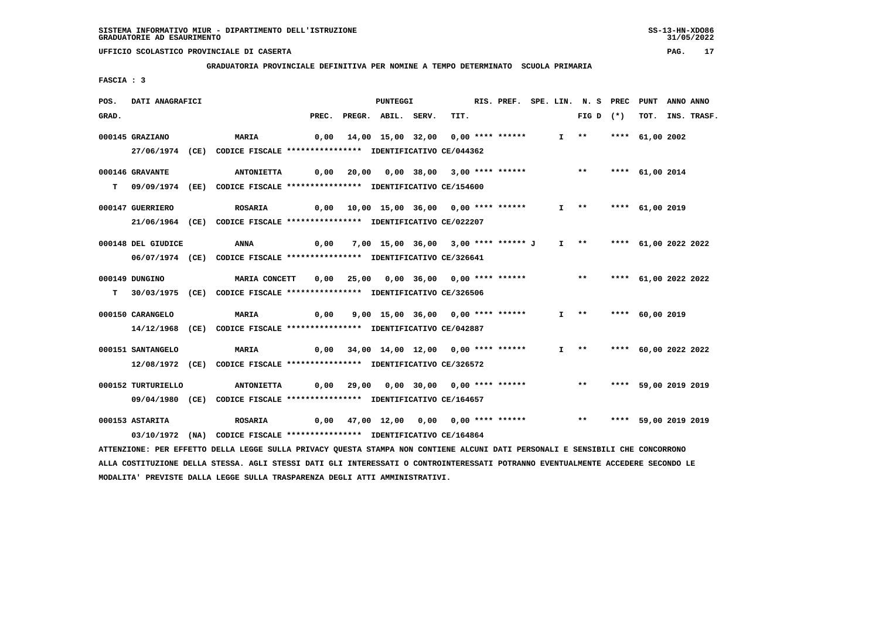SISTEMA INFORMATIVO MIUR - DIPARTIMENTO DELL'ISTRUZIONE
GRADUATORIE AD ESAURIMENTO

UFFICIO SCOLASTICO PROVINCIALE DI CASERTA

**GRADUATORIA PROVINCIALE DEFINITIVA PER NOMINE A TEMPO DETERMINATO SCUOLA PRIMARIA**

FASCIA : 3

| POS. GRAD. | DATI ANAGRAFICI | | PREC. | PREGR. | ABIL. | SERV. | TIT. | RIS. PREF. | SPE. LIN. | N. S FIG D | PREC (*) | PUNT TOT. | ANNO INS. | ANNO TRASF. |
|---|---|---|---|---|---|---|---|---|---|---|---|---|---|---|
| 000145 | GRAZIANO | MARIA | 0,00 | 14,00 | 15,00 | 32,00 | 0,00 | **** ****** | I | ** | **** | 61,00 | 2002 | |
| | 27/06/1974 (CE) CODICE FISCALE **************** IDENTIFICATIVO CE/044362 | | | | | | | | | | | | | |
| 000146 | GRAVANTE | ANTONIETTA | 0,00 | 20,00 | 0,00 | 38,00 | 3,00 | **** ****** | | ** | **** | 61,00 | 2014 | |
| T | 09/09/1974 (EE) CODICE FISCALE **************** IDENTIFICATIVO CE/154600 | | | | | | | | | | | | | |
| 000147 | GUERRIERO | ROSARIA | 0,00 | 10,00 | 15,00 | 36,00 | 0,00 | **** ****** | I | ** | **** | 61,00 | 2019 | |
| | 21/06/1964 (CE) CODICE FISCALE **************** IDENTIFICATIVO CE/022207 | | | | | | | | | | | | | |
| 000148 | DEL GIUDICE | ANNA | 0,00 | 7,00 | 15,00 | 36,00 | 3,00 | **** ****** J | I | ** | **** | 61,00 | 2022 | 2022 |
| | 06/07/1974 (CE) CODICE FISCALE **************** IDENTIFICATIVO CE/326641 | | | | | | | | | | | | | |
| 000149 | DUNGINO | MARIA CONCETT | 0,00 | 25,00 | 0,00 | 36,00 | 0,00 | **** ****** | | ** | **** | 61,00 | 2022 | 2022 |
| T | 30/03/1975 (CE) CODICE FISCALE **************** IDENTIFICATIVO CE/326506 | | | | | | | | | | | | | |
| 000150 | CARANGELO | MARIA | 0,00 | 9,00 | 15,00 | 36,00 | 0,00 | **** ****** | I | ** | **** | 60,00 | 2019 | |
| | 14/12/1968 (CE) CODICE FISCALE **************** IDENTIFICATIVO CE/042887 | | | | | | | | | | | | | |
| 000151 | SANTANGELO | MARIA | 0,00 | 34,00 | 14,00 | 12,00 | 0,00 | **** ****** | I | ** | **** | 60,00 | 2022 | 2022 |
| | 12/08/1972 (CE) CODICE FISCALE **************** IDENTIFICATIVO CE/326572 | | | | | | | | | | | | | |
| 000152 | TURTURIELLO | ANTONIETTA | 0,00 | 29,00 | 0,00 | 30,00 | 0,00 | **** ****** | | ** | **** | 59,00 | 2019 | 2019 |
| | 09/04/1980 (CE) CODICE FISCALE **************** IDENTIFICATIVO CE/164657 | | | | | | | | | | | | | |
| 000153 | ASTARITA | ROSARIA | 0,00 | 47,00 | 12,00 | 0,00 | 0,00 | **** ****** | | ** | **** | 59,00 | 2019 | 2019 |
| | 03/10/1972 (NA) CODICE FISCALE **************** IDENTIFICATIVO CE/164864 | | | | | | | | | | | | | |

ATTENZIONE: PER EFFETTO DELLA LEGGE SULLA PRIVACY QUESTA STAMPA NON CONTIENE ALCUNI DATI PERSONALI E SENSIBILI CHE CONCORRONO ALLA COSTITUZIONE DELLA STESSA. AGLI STESSI DATI GLI INTERESSATI O CONTROINTERESSATI POTRANNO EVENTUALMENTE ACCEDERE SECONDO LE MODALITA' PREVISTE DALLA LEGGE SULLA TRASPARENZA DEGLI ATTI AMMINISTRATIVI.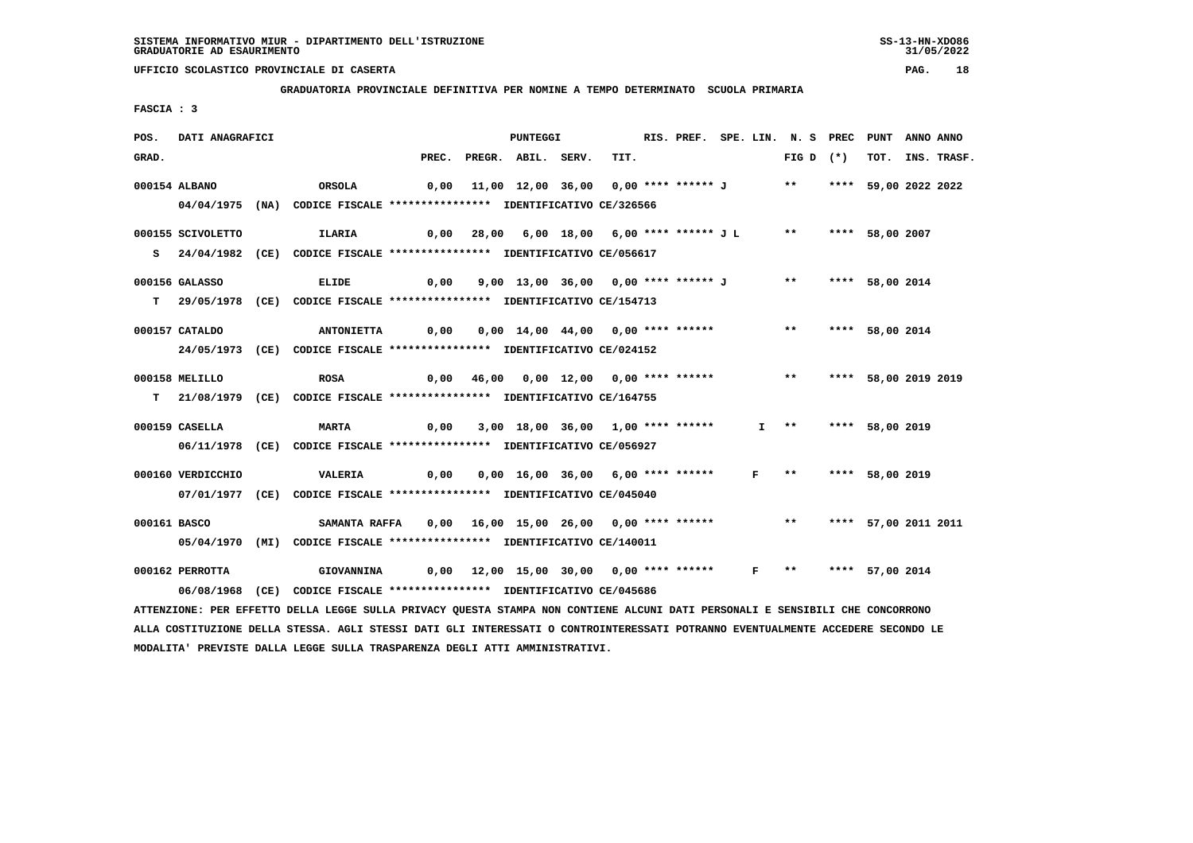SISTEMA INFORMATIVO MIUR - DIPARTIMENTO DELL'ISTRUZIONE
GRADUATORIE AD ESAURIMENTO

UFFICIO SCOLASTICO PROVINCIALE DI CASERTA

**GRADUATORIA PROVINCIALE DEFINITIVA PER NOMINE A TEMPO DETERMINATO SCUOLA PRIMARIA**

FASCIA : 3

| POS. GRAD. | DATI ANAGRAFICI | | PREC. | PREGR. | ABIL. | SERV. | TIT. | RIS. PREF. | SPE. LIN. | N. S FIG D | PREC (*) | PUNT TOT. | ANNO INS. | ANNO TRASF. |
|---|---|---|---|---|---|---|---|---|---|---|---|---|---|---|
| 000154 | ALBANO 04/04/1975 (NA) CODICE FISCALE **************** IDENTIFICATIVO CE/326566 | ORSOLA | 0,00 | 11,00 | 12,00 | 36,00 | 0,00 | **** ****** J | | ** | **** | 59,00 | 2022 | 2022 |
| 000155 | SCIVOLETTO S 24/04/1982 (CE) CODICE FISCALE **************** IDENTIFICATIVO CE/056617 | ILARIA | 0,00 | 28,00 | 6,00 | 18,00 | 6,00 | **** ****** J L | | ** | **** | 58,00 | 2007 | |
| 000156 | GALASSO T 29/05/1978 (CE) CODICE FISCALE **************** IDENTIFICATIVO CE/154713 | ELIDE | 0,00 | 9,00 | 13,00 | 36,00 | 0,00 | **** ****** J | | ** | **** | 58,00 | 2014 | |
| 000157 | CATALDO 24/05/1973 (CE) CODICE FISCALE **************** IDENTIFICATIVO CE/024152 | ANTONIETTA | 0,00 | 0,00 | 14,00 | 44,00 | 0,00 | **** ****** | | ** | **** | 58,00 | 2014 | |
| 000158 | MELILLO T 21/08/1979 (CE) CODICE FISCALE **************** IDENTIFICATIVO CE/164755 | ROSA | 0,00 | 46,00 | 0,00 | 12,00 | 0,00 | **** ****** | | ** | **** | 58,00 | 2019 | 2019 |
| 000159 | CASELLA 06/11/1978 (CE) CODICE FISCALE **************** IDENTIFICATIVO CE/056927 | MARTA | 0,00 | 3,00 | 18,00 | 36,00 | 1,00 | **** ****** | I | ** | **** | 58,00 | 2019 | |
| 000160 | VERDICCHIO 07/01/1977 (CE) CODICE FISCALE **************** IDENTIFICATIVO CE/045040 | VALERIA | 0,00 | 0,00 | 16,00 | 36,00 | 6,00 | **** ****** | F | ** | **** | 58,00 | 2019 | |
| 000161 | BASCO 05/04/1970 (MI) CODICE FISCALE **************** IDENTIFICATIVO CE/140011 | SAMANTA RAFFA | 0,00 | 16,00 | 15,00 | 26,00 | 0,00 | **** ****** | | ** | **** | 57,00 | 2011 | 2011 |
| 000162 | PERROTTA 06/08/1968 (CE) CODICE FISCALE **************** IDENTIFICATIVO CE/045686 | GIOVANNINA | 0,00 | 12,00 | 15,00 | 30,00 | 0,00 | **** ****** | F | ** | **** | 57,00 | 2014 | |

ATTENZIONE: PER EFFETTO DELLA LEGGE SULLA PRIVACY QUESTA STAMPA NON CONTIENE ALCUNI DATI PERSONALI E SENSIBILI CHE CONCORRONO ALLA COSTITUZIONE DELLA STESSA. AGLI STESSI DATI GLI INTERESSATI O CONTROINTERESSATI POTRANNO EVENTUALMENTE ACCEDERE SECONDO LE MODALITA' PREVISTE DALLA LEGGE SULLA TRASPARENZA DEGLI ATTI AMMINISTRATIVI.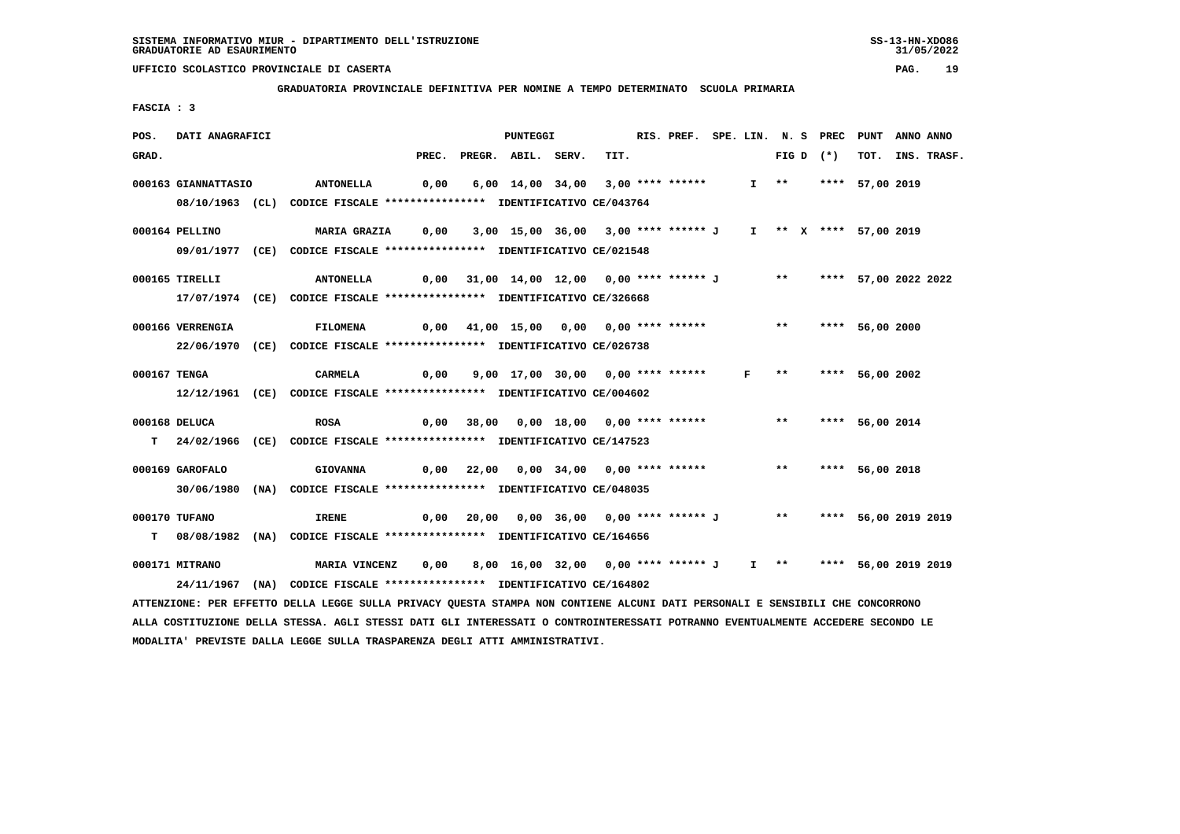SISTEMA INFORMATIVO MIUR - DIPARTIMENTO DELL'ISTRUZIONE
GRADUATORIE AD ESAURIMENTO

UFFICIO SCOLASTICO PROVINCIALE DI CASERTA

**GRADUATORIA PROVINCIALE DEFINITIVA PER NOMINE A TEMPO DETERMINATO SCUOLA PRIMARIA**

**FASCIA : 3**

| POS. GRAD. | DATI ANAGRAFICI | | PREC. | PREGR. | ABIL. | SERV. | TIT. | RIS. PREF. | SPE. LIN. | N. S FIG D | PREC (*) | PUNT TOT. | ANNO INS. | ANNO TRASF. |
|---|---|---|---|---|---|---|---|---|---|---|---|---|---|---|
| 000163 | GIANNATTASIO 08/10/1963 (CL) CODICE FISCALE **************** IDENTIFICATIVO CE/043764 | ANTONELLA | 0,00 | 6,00 | 14,00 | 34,00 | 3,00 | **** ****** | I | ** | **** | 57,00 | 2019 | |
| 000164 | PELLINO 09/01/1977 (CE) CODICE FISCALE **************** IDENTIFICATIVO CE/021548 | MARIA GRAZIA | 0,00 | 3,00 | 15,00 | 36,00 | 3,00 | **** ****** J | I | ** X | **** | 57,00 | 2019 | |
| 000165 | TIRELLI 17/07/1974 (CE) CODICE FISCALE **************** IDENTIFICATIVO CE/326668 | ANTONELLA | 0,00 | 31,00 | 14,00 | 12,00 | 0,00 | **** ****** J | | ** | **** | 57,00 | 2022 | 2022 |
| 000166 | VERRENGIA 22/06/1970 (CE) CODICE FISCALE **************** IDENTIFICATIVO CE/026738 | FILOMENA | 0,00 | 41,00 | 15,00 | 0,00 | 0,00 | **** ****** | | ** | **** | 56,00 | 2000 | |
| 000167 | TENGA 12/12/1961 (CE) CODICE FISCALE **************** IDENTIFICATIVO CE/004602 | CARMELA | 0,00 | 9,00 | 17,00 | 30,00 | 0,00 | **** ****** | F | ** | **** | 56,00 | 2002 | |
| 000168 T | DELUCA 24/02/1966 (CE) CODICE FISCALE **************** IDENTIFICATIVO CE/147523 | ROSA | 0,00 | 38,00 | 0,00 | 18,00 | 0,00 | **** ****** | | ** | **** | 56,00 | 2014 | |
| 000169 | GAROFALO 30/06/1980 (NA) CODICE FISCALE **************** IDENTIFICATIVO CE/048035 | GIOVANNA | 0,00 | 22,00 | 0,00 | 34,00 | 0,00 | **** ****** | | ** | **** | 56,00 | 2018 | |
| 000170 T | TUFANO 08/08/1982 (NA) CODICE FISCALE **************** IDENTIFICATIVO CE/164656 | IRENE | 0,00 | 20,00 | 0,00 | 36,00 | 0,00 | **** ****** J | | ** | **** | 56,00 | 2019 | 2019 |
| 000171 | MITRANO 24/11/1967 (NA) CODICE FISCALE **************** IDENTIFICATIVO CE/164802 | MARIA VINCENZ | 0,00 | 8,00 | 16,00 | 32,00 | 0,00 | **** ****** J | I | ** | **** | 56,00 | 2019 | 2019 |

ATTENZIONE: PER EFFETTO DELLA LEGGE SULLA PRIVACY QUESTA STAMPA NON CONTIENE ALCUNI DATI PERSONALI E SENSIBILI CHE CONCORRONO ALLA COSTITUZIONE DELLA STESSA. AGLI STESSI DATI GLI INTERESSATI O CONTROINTERESSATI POTRANNO EVENTUALMENTE ACCEDERE SECONDO LE MODALITA' PREVISTE DALLA LEGGE SULLA TRASPARENZA DEGLI ATTI AMMINISTRATIVI.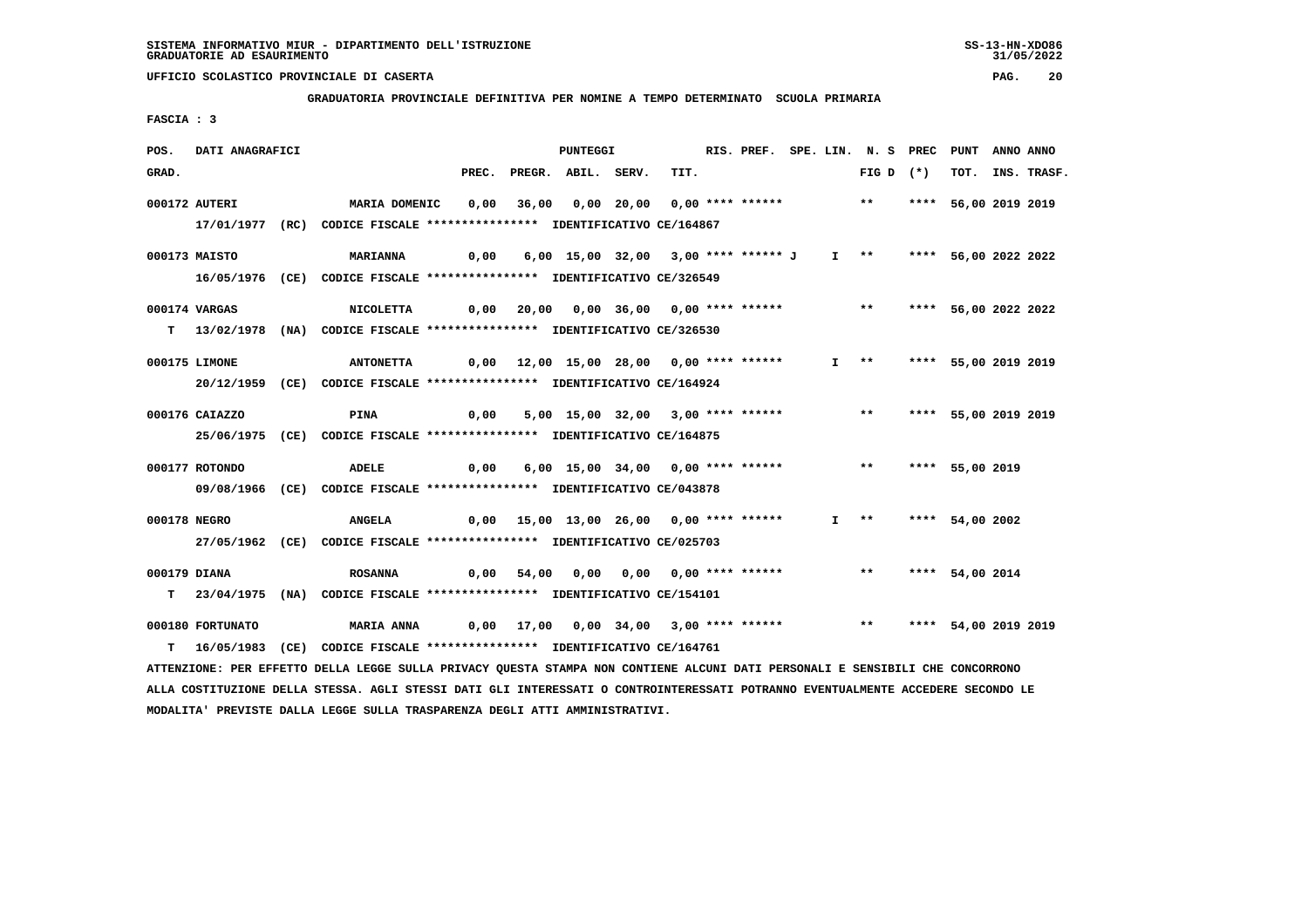SISTEMA INFORMATIVO MIUR - DIPARTIMENTO DELL'ISTRUZIONE
GRADUATORIE AD ESAURIMENTO

UFFICIO SCOLASTICO PROVINCIALE DI CASERTA

**GRADUATORIA PROVINCIALE DEFINITIVA PER NOMINE A TEMPO DETERMINATO SCUOLA PRIMARIA**

FASCIA : 3

| POS. GRAD. | DATI ANAGRAFICI | | PREC. | PREGR. | ABIL. | SERV. | TIT. | RIS. PREF. | SPE. LIN. | N. S FIG D | PREC (*) | PUNT TOT. | ANNO INS. | ANNO TRASF. |
|---|---|---|---|---|---|---|---|---|---|---|---|---|---|---|
| 000172 | AUTERI | MARIA DOMENIC | 0,00 | 36,00 | 0,00 | 20,00 | 0,00 | **** ****** | | ** | **** | 56,00 | 2019 | 2019 |
| | 17/01/1977 (RC) CODICE FISCALE **************** IDENTIFICATIVO CE/164867 | | | | | | | | | | | | | |
| 000173 | MAISTO | MARIANNA | 0,00 | 6,00 | 15,00 | 32,00 | 3,00 | **** ****** J | I | ** | **** | 56,00 | 2022 | 2022 |
| | 16/05/1976 (CE) CODICE FISCALE **************** IDENTIFICATIVO CE/326549 | | | | | | | | | | | | | |
| 000174 | VARGAS | NICOLETTA | 0,00 | 20,00 | 0,00 | 36,00 | 0,00 | **** ****** | | ** | **** | 56,00 | 2022 | 2022 |
| T | 13/02/1978 (NA) CODICE FISCALE **************** IDENTIFICATIVO CE/326530 | | | | | | | | | | | | | |
| 000175 | LIMONE | ANTONETTA | 0,00 | 12,00 | 15,00 | 28,00 | 0,00 | **** ****** | I | ** | **** | 55,00 | 2019 | 2019 |
| | 20/12/1959 (CE) CODICE FISCALE **************** IDENTIFICATIVO CE/164924 | | | | | | | | | | | | | |
| 000176 | CAIAZZO | PINA | 0,00 | 5,00 | 15,00 | 32,00 | 3,00 | **** ****** | | ** | **** | 55,00 | 2019 | 2019 |
| | 25/06/1975 (CE) CODICE FISCALE **************** IDENTIFICATIVO CE/164875 | | | | | | | | | | | | | |
| 000177 | ROTONDO | ADELE | 0,00 | 6,00 | 15,00 | 34,00 | 0,00 | **** ****** | | ** | **** | 55,00 | 2019 | |
| | 09/08/1966 (CE) CODICE FISCALE **************** IDENTIFICATIVO CE/043878 | | | | | | | | | | | | | |
| 000178 | NEGRO | ANGELA | 0,00 | 15,00 | 13,00 | 26,00 | 0,00 | **** ****** | I | ** | **** | 54,00 | 2002 | |
| | 27/05/1962 (CE) CODICE FISCALE **************** IDENTIFICATIVO CE/025703 | | | | | | | | | | | | | |
| 000179 | DIANA | ROSANNA | 0,00 | 54,00 | 0,00 | 0,00 | 0,00 | **** ****** | | ** | **** | 54,00 | 2014 | |
| T | 23/04/1975 (NA) CODICE FISCALE **************** IDENTIFICATIVO CE/154101 | | | | | | | | | | | | | |
| 000180 | FORTUNATO | MARIA ANNA | 0,00 | 17,00 | 0,00 | 34,00 | 3,00 | **** ****** | | ** | **** | 54,00 | 2019 | 2019 |
| T | 16/05/1983 (CE) CODICE FISCALE **************** IDENTIFICATIVO CE/164761 | | | | | | | | | | | | | |

ATTENZIONE: PER EFFETTO DELLA LEGGE SULLA PRIVACY QUESTA STAMPA NON CONTIENE ALCUNI DATI PERSONALI E SENSIBILI CHE CONCORRONO ALLA COSTITUZIONE DELLA STESSA. AGLI STESSI DATI GLI INTERESSATI O CONTROINTERESSATI POTRANNO EVENTUALMENTE ACCEDERE SECONDO LE MODALITA' PREVISTE DALLA LEGGE SULLA TRASPARENZA DEGLI ATTI AMMINISTRATIVI.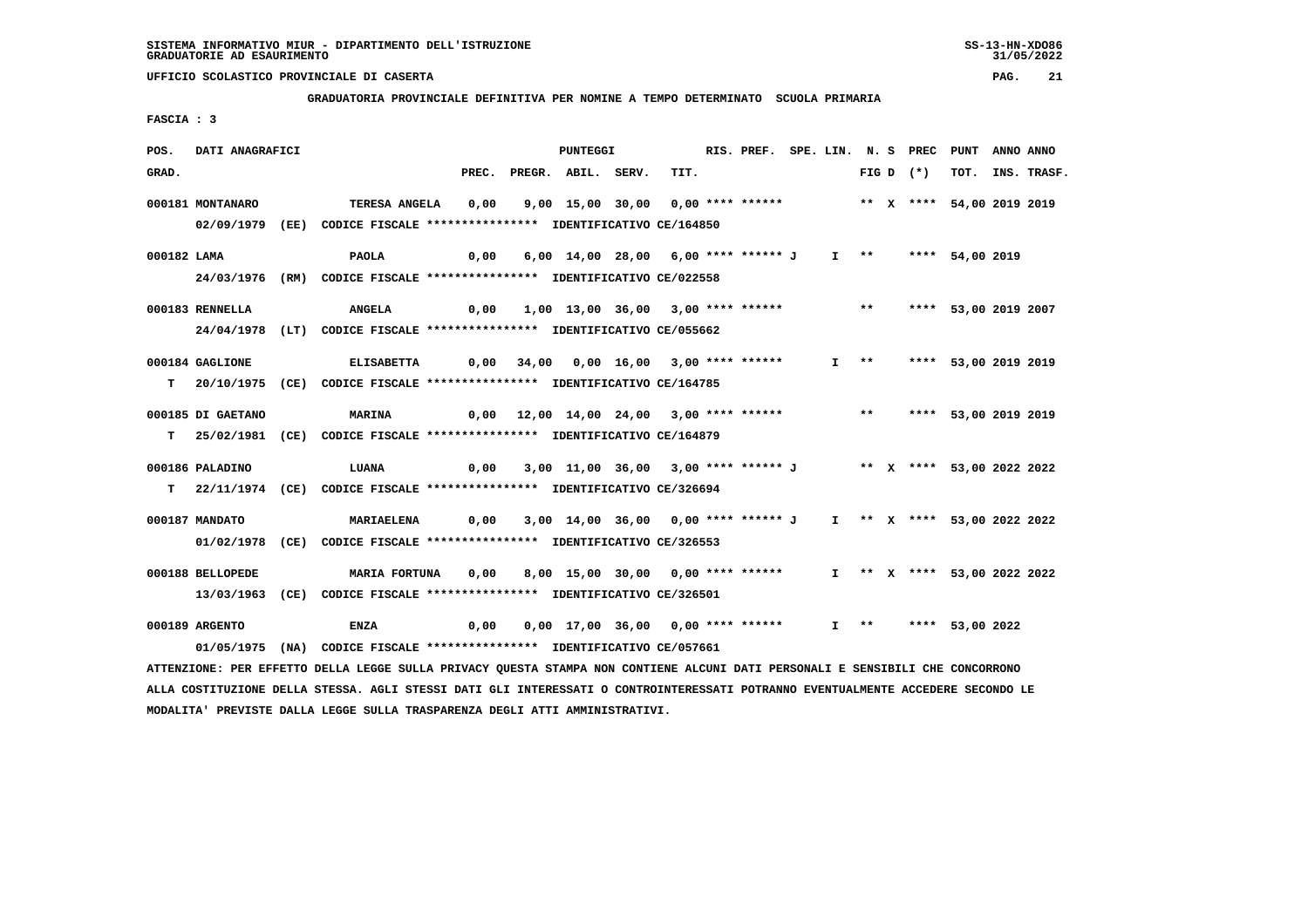SISTEMA INFORMATIVO MIUR - DIPARTIMENTO DELL'ISTRUZIONE
GRADUATORIE AD ESAURIMENTO

UFFICIO SCOLASTICO PROVINCIALE DI CASERTA

**GRADUATORIA PROVINCIALE DEFINITIVA PER NOMINE A TEMPO DETERMINATO SCUOLA PRIMARIA**

FASCIA : 3

| POS. GRAD. | DATI ANAGRAFICI | | PREC. | PREGR. | ABIL. | SERV. | TIT. | RIS. PREF. | SPE. LIN. | N. S FIG D | PREC (*) | PUNT TOT. | ANNO INS. | ANNO TRASF. |
|---|---|---|---|---|---|---|---|---|---|---|---|---|---|---|
| 000181 | MONTANARO | TERESA ANGELA | 0,00 | 9,00 | 15,00 | 30,00 | 0,00 | **** ****** | | ** X | **** | 54,00 | 2019 | 2019 |
| | 02/09/1979 (EE) CODICE FISCALE **************** IDENTIFICATIVO CE/164850 | | | | | | | | | | | | | |
| 000182 | LAMA | PAOLA | 0,00 | 6,00 | 14,00 | 28,00 | 6,00 | **** ****** J | I | ** | **** | 54,00 | 2019 | |
| | 24/03/1976 (RM) CODICE FISCALE **************** IDENTIFICATIVO CE/022558 | | | | | | | | | | | | | |
| 000183 | RENNELLA | ANGELA | 0,00 | 1,00 | 13,00 | 36,00 | 3,00 | **** ****** | | ** | **** | 53,00 | 2019 | 2007 |
| | 24/04/1978 (LT) CODICE FISCALE **************** IDENTIFICATIVO CE/055662 | | | | | | | | | | | | | |
| 000184 | GAGLIONE | ELISABETTA | 0,00 | 34,00 | 0,00 | 16,00 | 3,00 | **** ****** | I | ** | **** | 53,00 | 2019 | 2019 |
| T | 20/10/1975 (CE) CODICE FISCALE **************** IDENTIFICATIVO CE/164785 | | | | | | | | | | | | | |
| 000185 | DI GAETANO | MARINA | 0,00 | 12,00 | 14,00 | 24,00 | 3,00 | **** ****** | | ** | **** | 53,00 | 2019 | 2019 |
| T | 25/02/1981 (CE) CODICE FISCALE **************** IDENTIFICATIVO CE/164879 | | | | | | | | | | | | | |
| 000186 | PALADINO | LUANA | 0,00 | 3,00 | 11,00 | 36,00 | 3,00 | **** ****** J | | ** X | **** | 53,00 | 2022 | 2022 |
| T | 22/11/1974 (CE) CODICE FISCALE **************** IDENTIFICATIVO CE/326694 | | | | | | | | | | | | | |
| 000187 | MANDATO | MARIAELENA | 0,00 | 3,00 | 14,00 | 36,00 | 0,00 | **** ****** J | I | ** X | **** | 53,00 | 2022 | 2022 |
| | 01/02/1978 (CE) CODICE FISCALE **************** IDENTIFICATIVO CE/326553 | | | | | | | | | | | | | |
| 000188 | BELLOPEDE | MARIA FORTUNA | 0,00 | 8,00 | 15,00 | 30,00 | 0,00 | **** ****** | I | ** X | **** | 53,00 | 2022 | 2022 |
| | 13/03/1963 (CE) CODICE FISCALE **************** IDENTIFICATIVO CE/326501 | | | | | | | | | | | | | |
| 000189 | ARGENTO | ENZA | 0,00 | 0,00 | 17,00 | 36,00 | 0,00 | **** ****** | I | ** | **** | 53,00 | 2022 | |
| | 01/05/1975 (NA) CODICE FISCALE **************** IDENTIFICATIVO CE/057661 | | | | | | | | | | | | | |

ATTENZIONE: PER EFFETTO DELLA LEGGE SULLA PRIVACY QUESTA STAMPA NON CONTIENE ALCUNI DATI PERSONALI E SENSIBILI CHE CONCORRONO ALLA COSTITUZIONE DELLA STESSA. AGLI STESSI DATI GLI INTERESSATI O CONTROINTERESSATI POTRANNO EVENTUALMENTE ACCEDERE SECONDO LE MODALITA' PREVISTE DALLA LEGGE SULLA TRASPARENZA DEGLI ATTI AMMINISTRATIVI.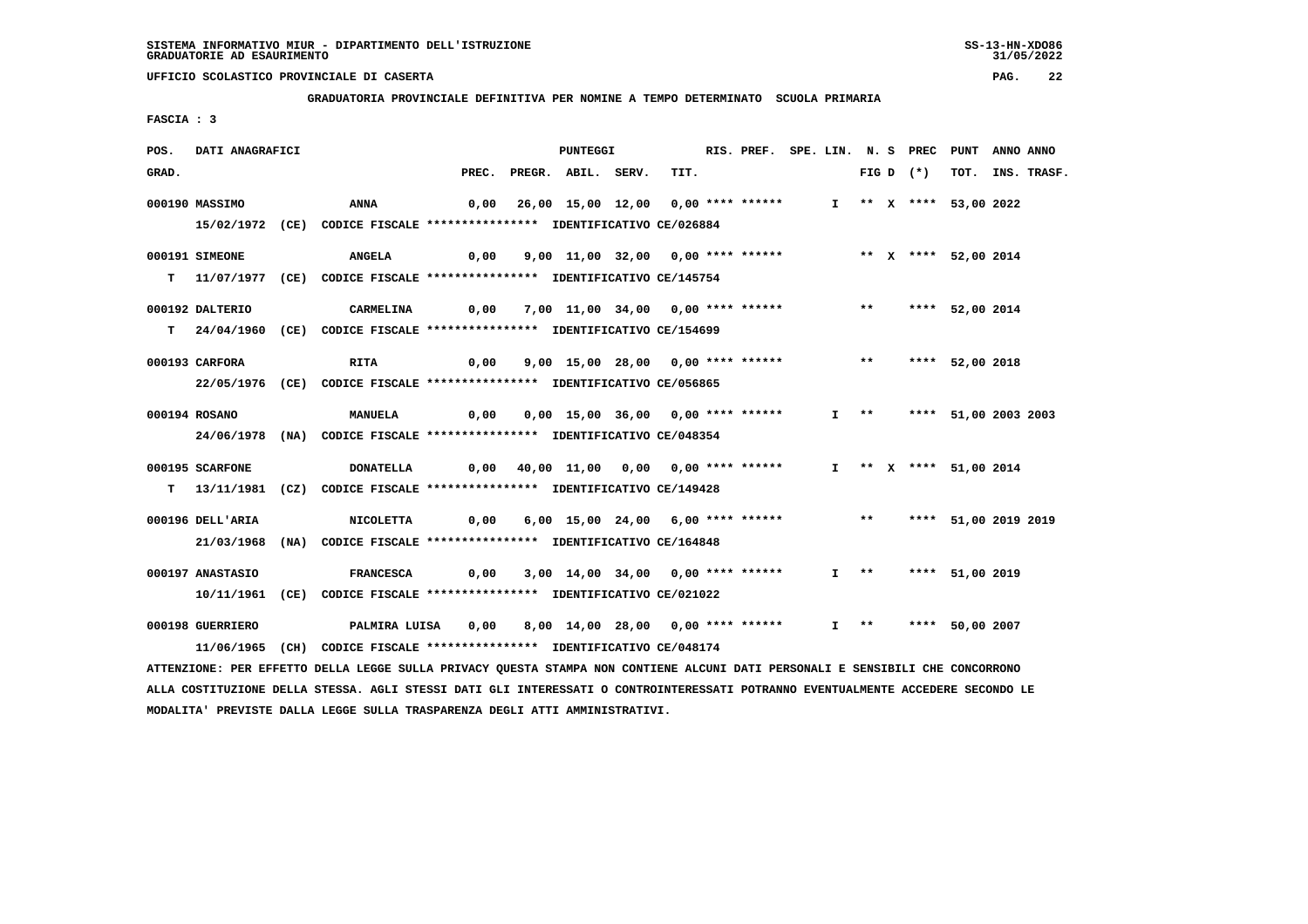SISTEMA INFORMATIVO MIUR - DIPARTIMENTO DELL'ISTRUZIONE
GRADUATORIE AD ESAURIMENTO

UFFICIO SCOLASTICO PROVINCIALE DI CASERTA

**GRADUATORIA PROVINCIALE DEFINITIVA PER NOMINE A TEMPO DETERMINATO SCUOLA PRIMARIA**

**FASCIA : 3**

| POS. GRAD. | DATI ANAGRAFICI | | PREC. | PREGR. | ABIL. | SERV. | TIT. | RIS. PREF. | SPE. LIN. | N. S FIG D | PREC (*) | PUNT TOT. | ANNO INS. | ANNO TRASF. |
|---|---|---|---|---|---|---|---|---|---|---|---|---|---|---|
| 000190 | MASSIMO | ANNA | 0,00 | 26,00 | 15,00 | 12,00 | 0,00 | **** ****** | I | ** X | **** | 53,00 | 2022 | |
| | 15/02/1972 (CE) CODICE FISCALE **************** IDENTIFICATIVO CE/026884 | | | | | | | | | | | | | |
| 000191 | SIMEONE | ANGELA | 0,00 | 9,00 | 11,00 | 32,00 | 0,00 | **** ****** | | ** X | **** | 52,00 | 2014 | |
| T | 11/07/1977 (CE) CODICE FISCALE **************** IDENTIFICATIVO CE/145754 | | | | | | | | | | | | | |
| 000192 | DALTERIO | CARMELINA | 0,00 | 7,00 | 11,00 | 34,00 | 0,00 | **** ****** | | ** | **** | 52,00 | 2014 | |
| T | 24/04/1960 (CE) CODICE FISCALE **************** IDENTIFICATIVO CE/154699 | | | | | | | | | | | | | |
| 000193 | CARFORA | RITA | 0,00 | 9,00 | 15,00 | 28,00 | 0,00 | **** ****** | | ** | **** | 52,00 | 2018 | |
| | 22/05/1976 (CE) CODICE FISCALE **************** IDENTIFICATIVO CE/056865 | | | | | | | | | | | | | |
| 000194 | ROSANO | MANUELA | 0,00 | 0,00 | 15,00 | 36,00 | 0,00 | **** ****** | I | ** | **** | 51,00 | 2003 | 2003 |
| | 24/06/1978 (NA) CODICE FISCALE **************** IDENTIFICATIVO CE/048354 | | | | | | | | | | | | | |
| 000195 | SCARFONE | DONATELLA | 0,00 | 40,00 | 11,00 | 0,00 | 0,00 | **** ****** | I | ** X | **** | 51,00 | 2014 | |
| T | 13/11/1981 (CZ) CODICE FISCALE **************** IDENTIFICATIVO CE/149428 | | | | | | | | | | | | | |
| 000196 | DELL'ARIA | NICOLETTA | 0,00 | 6,00 | 15,00 | 24,00 | 6,00 | **** ****** | | ** | **** | 51,00 | 2019 | 2019 |
| | 21/03/1968 (NA) CODICE FISCALE **************** IDENTIFICATIVO CE/164848 | | | | | | | | | | | | | |
| 000197 | ANASTASIO | FRANCESCA | 0,00 | 3,00 | 14,00 | 34,00 | 0,00 | **** ****** | I | ** | **** | 51,00 | 2019 | |
| | 10/11/1961 (CE) CODICE FISCALE **************** IDENTIFICATIVO CE/021022 | | | | | | | | | | | | | |
| 000198 | GUERRIERO | PALMIRA LUISA | 0,00 | 8,00 | 14,00 | 28,00 | 0,00 | **** ****** | I | ** | **** | 50,00 | 2007 | |
| | 11/06/1965 (CH) CODICE FISCALE **************** IDENTIFICATIVO CE/048174 | | | | | | | | | | | | | |

ATTENZIONE: PER EFFETTO DELLA LEGGE SULLA PRIVACY QUESTA STAMPA NON CONTIENE ALCUNI DATI PERSONALI E SENSIBILI CHE CONCORRONO ALLA COSTITUZIONE DELLA STESSA. AGLI STESSI DATI GLI INTERESSATI O CONTROINTERESSATI POTRANNO EVENTUALMENTE ACCEDERE SECONDO LE MODALITA' PREVISTE DALLA LEGGE SULLA TRASPARENZA DEGLI ATTI AMMINISTRATIVI.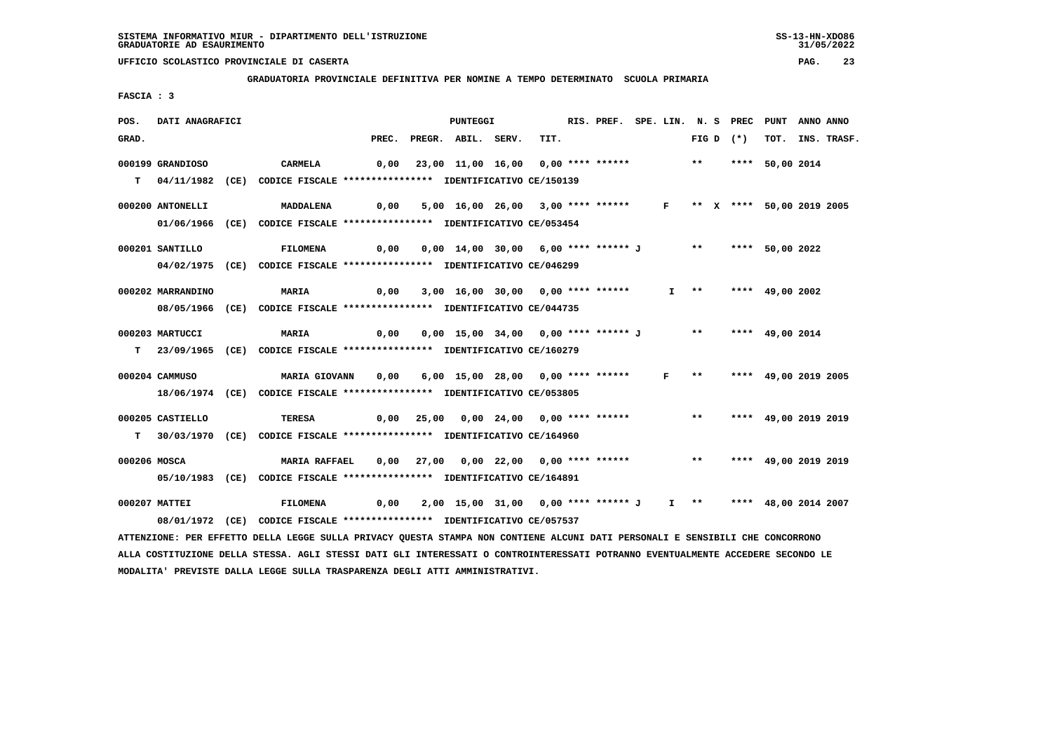SISTEMA INFORMATIVO MIUR - DIPARTIMENTO DELL'ISTRUZIONE
GRADUATORIE AD ESAURIMENTO

UFFICIO SCOLASTICO PROVINCIALE DI CASERTA

**GRADUATORIA PROVINCIALE DEFINITIVA PER NOMINE A TEMPO DETERMINATO SCUOLA PRIMARIA**

FASCIA : 3

| POS. GRAD. | DATI ANAGRAFICI | | PREC. | PREGR. | ABIL. | SERV. | TIT. | RIS. PREF. | SPE. LIN. | N. S FIG D | PREC (*) | PUNT TOT. | ANNO INS. | ANNO TRASF. |
|---|---|---|---|---|---|---|---|---|---|---|---|---|---|---|
| 000199 | GRANDIOSO | CARMELA | 0,00 | 23,00 | 11,00 | 16,00 | 0,00 | **** ****** | | ** | **** | 50,00 | 2014 | |
| T | 04/11/1982 (CE) CODICE FISCALE **************** IDENTIFICATIVO CE/150139 | | | | | | | | | | | | | |
| 000200 | ANTONELLI | MADDALENA | 0,00 | 5,00 | 16,00 | 26,00 | 3,00 | **** ****** | F | ** X | **** | 50,00 | 2019 | 2005 |
| | 01/06/1966 (CE) CODICE FISCALE **************** IDENTIFICATIVO CE/053454 | | | | | | | | | | | | | |
| 000201 | SANTILLO | FILOMENA | 0,00 | 0,00 | 14,00 | 30,00 | 6,00 | **** ****** J | | ** | **** | 50,00 | 2022 | |
| | 04/02/1975 (CE) CODICE FISCALE **************** IDENTIFICATIVO CE/046299 | | | | | | | | | | | | | |
| 000202 | MARRANDINO | MARIA | 0,00 | 3,00 | 16,00 | 30,00 | 0,00 | **** ****** | I | ** | **** | 49,00 | 2002 | |
| | 08/05/1966 (CE) CODICE FISCALE **************** IDENTIFICATIVO CE/044735 | | | | | | | | | | | | | |
| 000203 | MARTUCCI | MARIA | 0,00 | 0,00 | 15,00 | 34,00 | 0,00 | **** ****** J | | ** | **** | 49,00 | 2014 | |
| T | 23/09/1965 (CE) CODICE FISCALE **************** IDENTIFICATIVO CE/160279 | | | | | | | | | | | | | |
| 000204 | CAMMUSO | MARIA GIOVANN | 0,00 | 6,00 | 15,00 | 28,00 | 0,00 | **** ****** | F | ** | **** | 49,00 | 2019 | 2005 |
| | 18/06/1974 (CE) CODICE FISCALE **************** IDENTIFICATIVO CE/053805 | | | | | | | | | | | | | |
| 000205 | CASTIELLO | TERESA | 0,00 | 25,00 | 0,00 | 24,00 | 0,00 | **** ****** | | ** | **** | 49,00 | 2019 | 2019 |
| T | 30/03/1970 (CE) CODICE FISCALE **************** IDENTIFICATIVO CE/164960 | | | | | | | | | | | | | |
| 000206 | MOSCA | MARIA RAFFAEL | 0,00 | 27,00 | 0,00 | 22,00 | 0,00 | **** ****** | | ** | **** | 49,00 | 2019 | 2019 |
| | 05/10/1983 (CE) CODICE FISCALE **************** IDENTIFICATIVO CE/164891 | | | | | | | | | | | | | |
| 000207 | MATTEI | FILOMENA | 0,00 | 2,00 | 15,00 | 31,00 | 0,00 | **** ****** J | I | ** | **** | 48,00 | 2014 | 2007 |
| | 08/01/1972 (CE) CODICE FISCALE **************** IDENTIFICATIVO CE/057537 | | | | | | | | | | | | | |

ATTENZIONE: PER EFFETTO DELLA LEGGE SULLA PRIVACY QUESTA STAMPA NON CONTIENE ALCUNI DATI PERSONALI E SENSIBILI CHE CONCORRONO ALLA COSTITUZIONE DELLA STESSA. AGLI STESSI DATI GLI INTERESSATI O CONTROINTERESSATI POTRANNO EVENTUALMENTE ACCEDERE SECONDO LE MODALITA' PREVISTE DALLA LEGGE SULLA TRASPARENZA DEGLI ATTI AMMINISTRATIVI.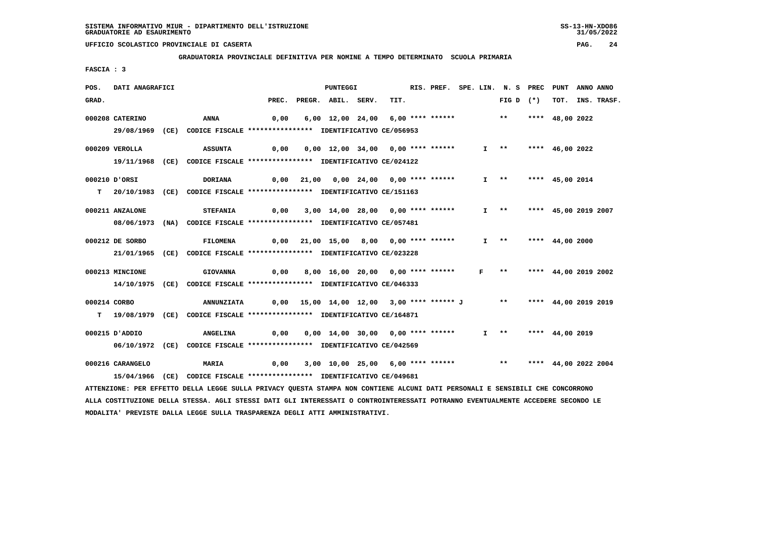SISTEMA INFORMATIVO MIUR - DIPARTIMENTO DELL'ISTRUZIONE
GRADUATORIE AD ESAURIMENTO

UFFICIO SCOLASTICO PROVINCIALE DI CASERTA

**GRADUATORIA PROVINCIALE DEFINITIVA PER NOMINE A TEMPO DETERMINATO SCUOLA PRIMARIA**

FASCIA : 3

| POS. GRAD. | DATI ANAGRAFICI | | PREC. | PREGR. | ABIL. | SERV. | TIT. | RIS. PREF. | SPE. LIN. | N. S FIG D | PREC (*) | PUNT TOT. | ANNO INS. | ANNO TRASF. |
|---|---|---|---|---|---|---|---|---|---|---|---|---|---|---|
| 000208 | CATERINO | ANNA | 0,00 | 6,00 | 12,00 | 24,00 | 6,00 | **** ****** | | ** | **** | 48,00 | 2022 | |
| | 29/08/1969 (CE) | CODICE FISCALE **************** IDENTIFICATIVO CE/056953 | | | | | | | | | | | | |
| 000209 | VEROLLA | ASSUNTA | 0,00 | 0,00 | 12,00 | 34,00 | 0,00 | **** ****** | I | ** | **** | 46,00 | 2022 | |
| | 19/11/1968 (CE) | CODICE FISCALE **************** IDENTIFICATIVO CE/024122 | | | | | | | | | | | | |
| 000210 | D'ORSI | DORIANA | 0,00 | 21,00 | 0,00 | 24,00 | 0,00 | **** ****** | I | ** | **** | 45,00 | 2014 | |
| T | 20/10/1983 (CE) | CODICE FISCALE **************** IDENTIFICATIVO CE/151163 | | | | | | | | | | | | |
| 000211 | ANZALONE | STEFANIA | 0,00 | 3,00 | 14,00 | 28,00 | 0,00 | **** ****** | I | ** | **** | 45,00 | 2019 | 2007 |
| | 08/06/1973 (NA) | CODICE FISCALE **************** IDENTIFICATIVO CE/057481 | | | | | | | | | | | | |
| 000212 | DE SORBO | FILOMENA | 0,00 | 21,00 | 15,00 | 8,00 | 0,00 | **** ****** | I | ** | **** | 44,00 | 2000 | |
| | 21/01/1965 (CE) | CODICE FISCALE **************** IDENTIFICATIVO CE/023228 | | | | | | | | | | | | |
| 000213 | MINCIONE | GIOVANNA | 0,00 | 8,00 | 16,00 | 20,00 | 0,00 | **** ****** | F | ** | **** | 44,00 | 2019 | 2002 |
| | 14/10/1975 (CE) | CODICE FISCALE **************** IDENTIFICATIVO CE/046333 | | | | | | | | | | | | |
| 000214 | CORBO | ANNUNZIATA | 0,00 | 15,00 | 14,00 | 12,00 | 3,00 | **** ****** J | | ** | **** | 44,00 | 2019 | 2019 |
| T | 19/08/1979 (CE) | CODICE FISCALE **************** IDENTIFICATIVO CE/164871 | | | | | | | | | | | | |
| 000215 | D'ADDIO | ANGELINA | 0,00 | 0,00 | 14,00 | 30,00 | 0,00 | **** ****** | I | ** | **** | 44,00 | 2019 | |
| | 06/10/1972 (CE) | CODICE FISCALE **************** IDENTIFICATIVO CE/042569 | | | | | | | | | | | | |
| 000216 | CARANGELO | MARIA | 0,00 | 3,00 | 10,00 | 25,00 | 6,00 | **** ****** | | ** | **** | 44,00 | 2022 | 2004 |
| | 15/04/1966 (CE) | CODICE FISCALE **************** IDENTIFICATIVO CE/049681 | | | | | | | | | | | | |

ATTENZIONE: PER EFFETTO DELLA LEGGE SULLA PRIVACY QUESTA STAMPA NON CONTIENE ALCUNI DATI PERSONALI E SENSIBILI CHE CONCORRONO ALLA COSTITUZIONE DELLA STESSA. AGLI STESSI DATI GLI INTERESSATI O CONTROINTERESSATI POTRANNO EVENTUALMENTE ACCEDERE SECONDO LE MODALITA' PREVISTE DALLA LEGGE SULLA TRASPARENZA DEGLI ATTI AMMINISTRATIVI.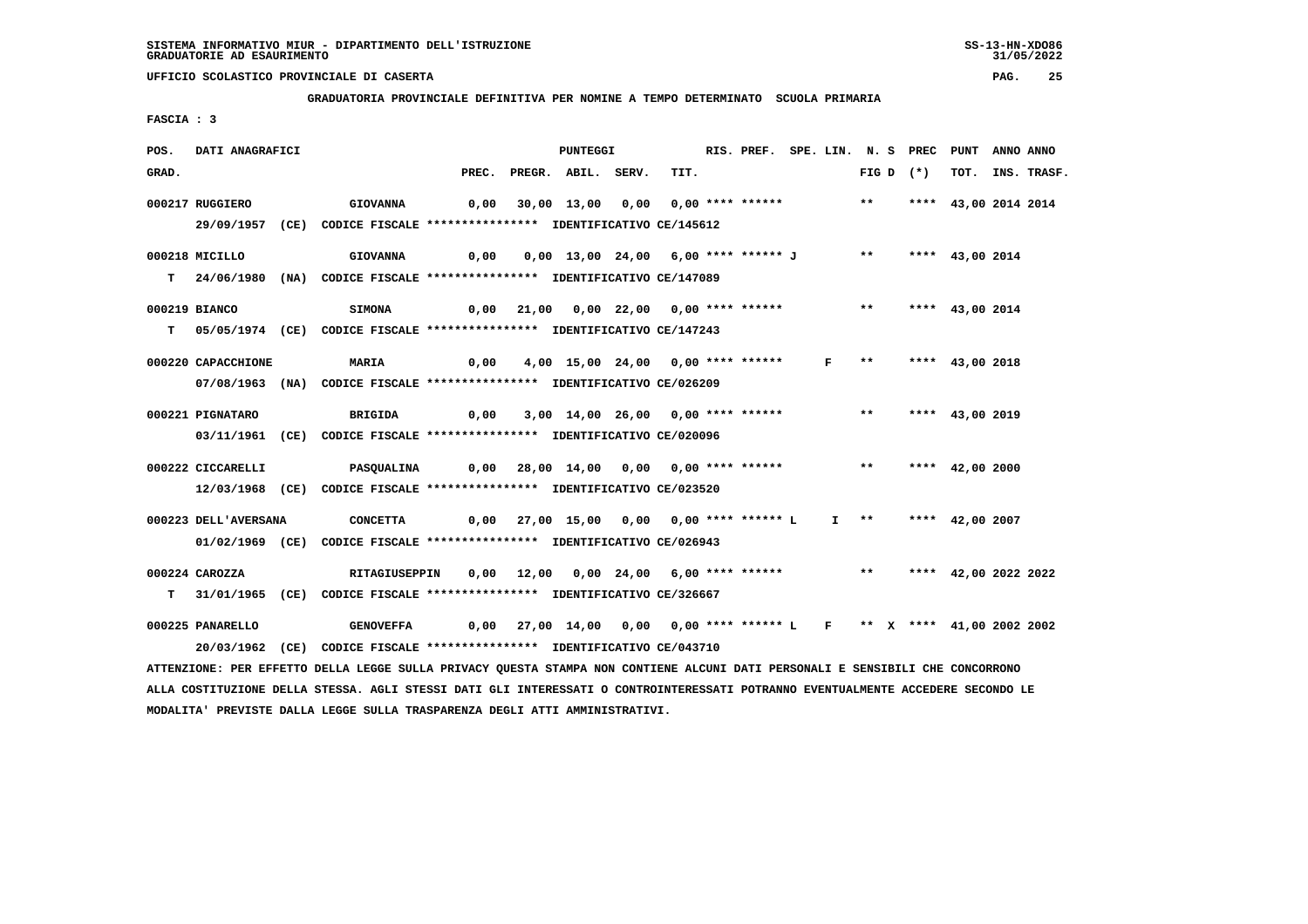SISTEMA INFORMATIVO MIUR - DIPARTIMENTO DELL'ISTRUZIONE
GRADUATORIE AD ESAURIMENTO

UFFICIO SCOLASTICO PROVINCIALE DI CASERTA

**GRADUATORIA PROVINCIALE DEFINITIVA PER NOMINE A TEMPO DETERMINATO SCUOLA PRIMARIA**

FASCIA : 3

| POS. GRAD. | DATI ANAGRAFICI | | PREC. | PREGR. | ABIL. | SERV. | TIT. | RIS. PREF. | SPE. LIN. | N. S FIG D | PREC (*) | PUNT TOT. | ANNO INS. | ANNO TRASF. |
|---|---|---|---|---|---|---|---|---|---|---|---|---|---|---|
| 000217 | RUGGIERO | GIOVANNA | 0,00 | 30,00 | 13,00 | 0,00 | 0,00 | **** ****** | | ** | **** | 43,00 | 2014 | 2014 |
| | 29/09/1957 (CE) CODICE FISCALE **************** IDENTIFICATIVO CE/145612 | | | | | | | | | | | | | |
| 000218 | MICILLO | GIOVANNA | 0,00 | 0,00 | 13,00 | 24,00 | 6,00 | **** ****** J | | ** | **** | 43,00 | 2014 | |
| T | 24/06/1980 (NA) CODICE FISCALE **************** IDENTIFICATIVO CE/147089 | | | | | | | | | | | | | |
| 000219 | BIANCO | SIMONA | 0,00 | 21,00 | 0,00 | 22,00 | 0,00 | **** ****** | | ** | **** | 43,00 | 2014 | |
| T | 05/05/1974 (CE) CODICE FISCALE **************** IDENTIFICATIVO CE/147243 | | | | | | | | | | | | | |
| 000220 | CAPACCHIONE | MARIA | 0,00 | 4,00 | 15,00 | 24,00 | 0,00 | **** ****** | F | ** | **** | 43,00 | 2018 | |
| | 07/08/1963 (NA) CODICE FISCALE **************** IDENTIFICATIVO CE/026209 | | | | | | | | | | | | | |
| 000221 | PIGNATARO | BRIGIDA | 0,00 | 3,00 | 14,00 | 26,00 | 0,00 | **** ****** | | ** | **** | 43,00 | 2019 | |
| | 03/11/1961 (CE) CODICE FISCALE **************** IDENTIFICATIVO CE/020096 | | | | | | | | | | | | | |
| 000222 | CICCARELLI | PASQUALINA | 0,00 | 28,00 | 14,00 | 0,00 | 0,00 | **** ****** | | ** | **** | 42,00 | 2000 | |
| | 12/03/1968 (CE) CODICE FISCALE **************** IDENTIFICATIVO CE/023520 | | | | | | | | | | | | | |
| 000223 | DELL'AVERSANA | CONCETTA | 0,00 | 27,00 | 15,00 | 0,00 | 0,00 | **** ****** L | I | ** | **** | 42,00 | 2007 | |
| | 01/02/1969 (CE) CODICE FISCALE **************** IDENTIFICATIVO CE/026943 | | | | | | | | | | | | | |
| 000224 | CAROZZA | RITAGIUSEPPIN | 0,00 | 12,00 | 0,00 | 24,00 | 6,00 | **** ****** | | ** | **** | 42,00 | 2022 | 2022 |
| T | 31/01/1965 (CE) CODICE FISCALE **************** IDENTIFICATIVO CE/326667 | | | | | | | | | | | | | |
| 000225 | PANARELLO | GENOVEFFA | 0,00 | 27,00 | 14,00 | 0,00 | 0,00 | **** ****** L | F | ** X | **** | 41,00 | 2002 | 2002 |
| | 20/03/1962 (CE) CODICE FISCALE **************** IDENTIFICATIVO CE/043710 | | | | | | | | | | | | | |

ATTENZIONE: PER EFFETTO DELLA LEGGE SULLA PRIVACY QUESTA STAMPA NON CONTIENE ALCUNI DATI PERSONALI E SENSIBILI CHE CONCORRONO ALLA COSTITUZIONE DELLA STESSA. AGLI STESSI DATI GLI INTERESSATI O CONTROINTERESSATI POTRANNO EVENTUALMENTE ACCEDERE SECONDO LE MODALITA' PREVISTE DALLA LEGGE SULLA TRASPARENZA DEGLI ATTI AMMINISTRATIVI.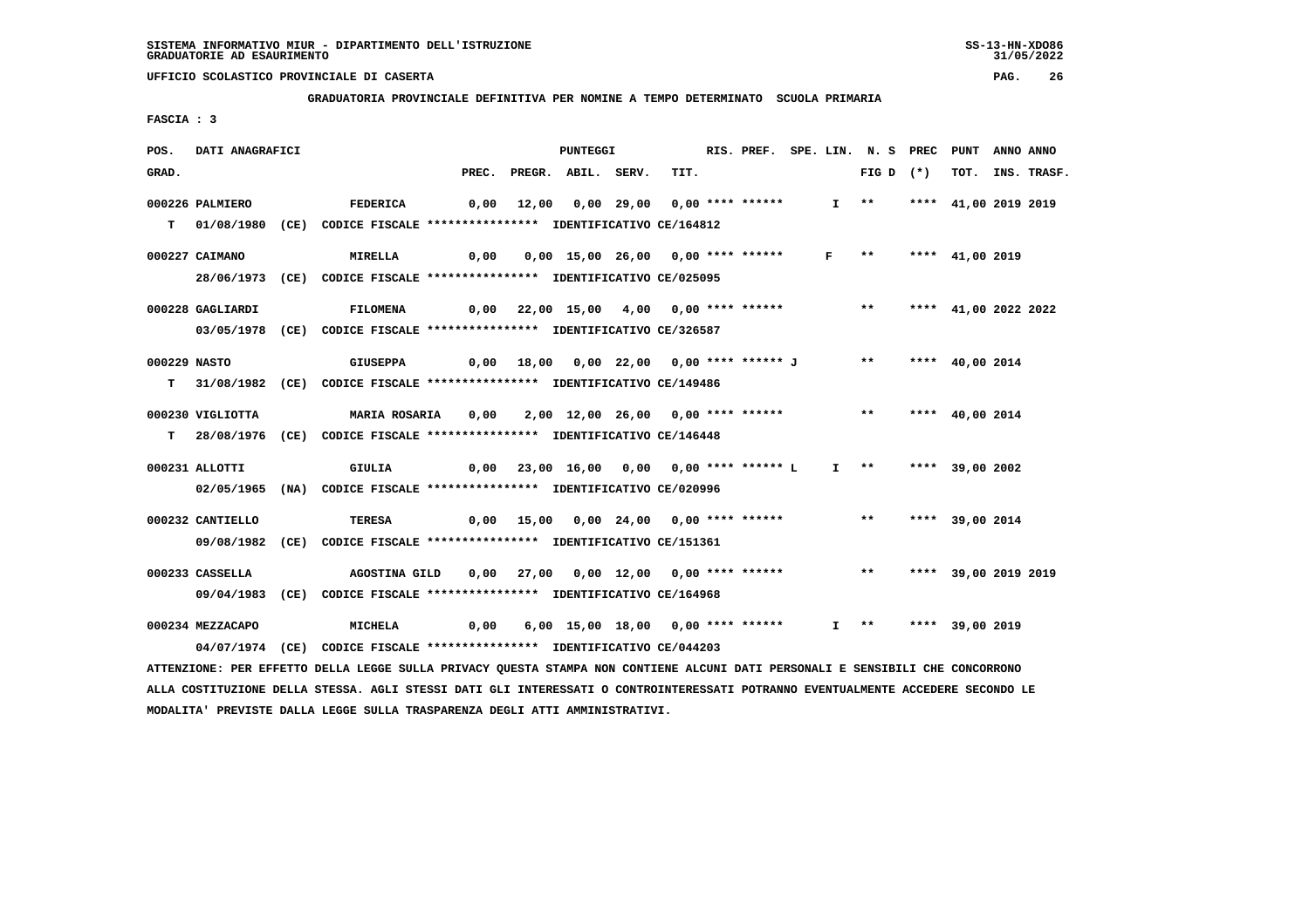SISTEMA INFORMATIVO MIUR - DIPARTIMENTO DELL'ISTRUZIONE
GRADUATORIE AD ESAURIMENTO

UFFICIO SCOLASTICO PROVINCIALE DI CASERTA

**GRADUATORIA PROVINCIALE DEFINITIVA PER NOMINE A TEMPO DETERMINATO SCUOLA PRIMARIA**

FASCIA : 3

| POS. GRAD. | DATI ANAGRAFICI | | PREC. | PREGR. | ABIL. | SERV. | TIT. | RIS. | PREF. | SPE. LIN. | N. S FIG D | PREC (*) | PUNT TOT. | ANNO INS. | ANNO TRASF. |
|---|---|---|---|---|---|---|---|---|---|---|---|---|---|---|---|
| 000226 | PALMIERO | FEDERICA | 0,00 | 12,00 | 0,00 | 29,00 | 0,00 | **** | ****** | I | ** | **** | 41,00 | 2019 | 2019 |
| T | 01/08/1980 (CE) CODICE FISCALE **************** IDENTIFICATIVO CE/164812 | | | | | | | | | | | | | | |
| 000227 | CAIMANO | MIRELLA | 0,00 | 0,00 | 15,00 | 26,00 | 0,00 | **** | ****** | F | ** | **** | 41,00 | 2019 | |
| | 28/06/1973 (CE) CODICE FISCALE **************** IDENTIFICATIVO CE/025095 | | | | | | | | | | | | | | |
| 000228 | GAGLIARDI | FILOMENA | 0,00 | 22,00 | 15,00 | 4,00 | 0,00 | **** | ****** | | ** | **** | 41,00 | 2022 | 2022 |
| | 03/05/1978 (CE) CODICE FISCALE **************** IDENTIFICATIVO CE/326587 | | | | | | | | | | | | | | |
| 000229 | NASTO | GIUSEPPA | 0,00 | 18,00 | 0,00 | 22,00 | 0,00 | **** | ****** J | | ** | **** | 40,00 | 2014 | |
| T | 31/08/1982 (CE) CODICE FISCALE **************** IDENTIFICATIVO CE/149486 | | | | | | | | | | | | | | |
| 000230 | VIGLIOTTA | MARIA ROSARIA | 0,00 | 2,00 | 12,00 | 26,00 | 0,00 | **** | ****** | | ** | **** | 40,00 | 2014 | |
| T | 28/08/1976 (CE) CODICE FISCALE **************** IDENTIFICATIVO CE/146448 | | | | | | | | | | | | | | |
| 000231 | ALLOTTI | GIULIA | 0,00 | 23,00 | 16,00 | 0,00 | 0,00 | **** | ****** L | I | ** | **** | 39,00 | 2002 | |
| | 02/05/1965 (NA) CODICE FISCALE **************** IDENTIFICATIVO CE/020996 | | | | | | | | | | | | | | |
| 000232 | CANTIELLO | TERESA | 0,00 | 15,00 | 0,00 | 24,00 | 0,00 | **** | ****** | | ** | **** | 39,00 | 2014 | |
| | 09/08/1982 (CE) CODICE FISCALE **************** IDENTIFICATIVO CE/151361 | | | | | | | | | | | | | | |
| 000233 | CASSELLA | AGOSTINA GILD | 0,00 | 27,00 | 0,00 | 12,00 | 0,00 | **** | ****** | | ** | **** | 39,00 | 2019 | 2019 |
| | 09/04/1983 (CE) CODICE FISCALE **************** IDENTIFICATIVO CE/164968 | | | | | | | | | | | | | | |
| 000234 | MEZZACAPO | MICHELA | 0,00 | 6,00 | 15,00 | 18,00 | 0,00 | **** | ****** | I | ** | **** | 39,00 | 2019 | |
| | 04/07/1974 (CE) CODICE FISCALE **************** IDENTIFICATIVO CE/044203 | | | | | | | | | | | | | | |

ATTENZIONE: PER EFFETTO DELLA LEGGE SULLA PRIVACY QUESTA STAMPA NON CONTIENE ALCUNI DATI PERSONALI E SENSIBILI CHE CONCORRONO ALLA COSTITUZIONE DELLA STESSA. AGLI STESSI DATI GLI INTERESSATI O CONTROINTERESSATI POTRANNO EVENTUALMENTE ACCEDERE SECONDO LE MODALITA' PREVISTE DALLA LEGGE SULLA TRASPARENZA DEGLI ATTI AMMINISTRATIVI.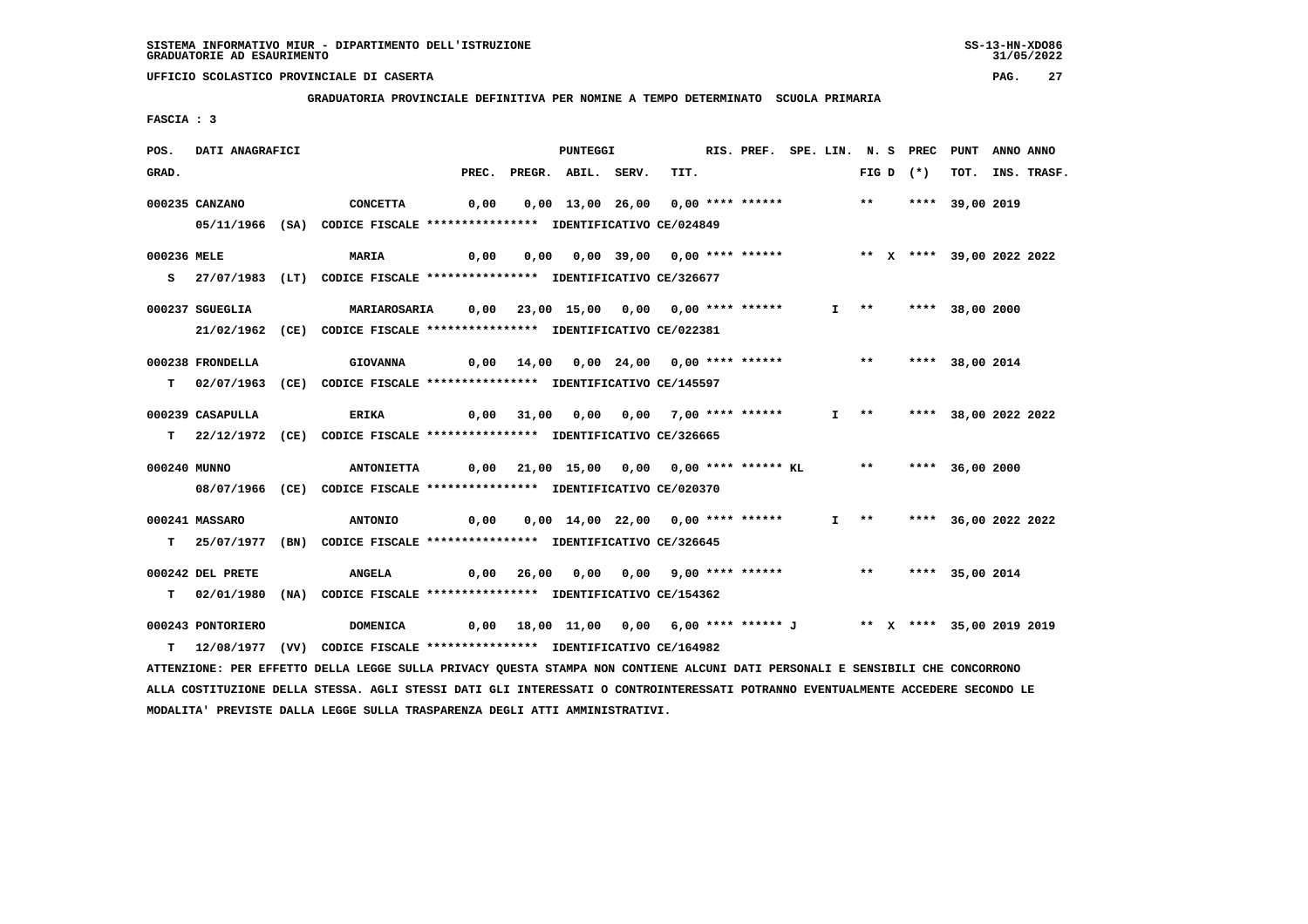SISTEMA INFORMATIVO MIUR - DIPARTIMENTO DELL'ISTRUZIONE
GRADUATORIE AD ESAURIMENTO

UFFICIO SCOLASTICO PROVINCIALE DI CASERTA

GRADUATORIA PROVINCIALE DEFINITIVA PER NOMINE A TEMPO DETERMINATO SCUOLA PRIMARIA

FASCIA : 3

| POS. GRAD. | DATI ANAGRAFICI | | PREC. | PREGR. | ABIL. | SERV. | TIT. | RIS. PREF. | SPE. LIN. | N. S FIG D | PREC (*) | PUNT TOT. | ANNO INS. | ANNO TRASF. |
|---|---|---|---|---|---|---|---|---|---|---|---|---|---|---|
| 000235 | CANZANO | CONCETTA | 0,00 | 0,00 | 13,00 | 26,00 | 0,00 | **** ****** | | ** | **** | 39,00 | 2019 | |
| | 05/11/1966 (SA) | CODICE FISCALE **************** IDENTIFICATIVO CE/024849 | | | | | | | | | | | | |
| 000236 | MELE | MARIA | 0,00 | 0,00 | 0,00 | 39,00 | 0,00 | **** ****** | | ** X | **** | 39,00 | 2022 | 2022 |
| S | 27/07/1983 (LT) | CODICE FISCALE **************** IDENTIFICATIVO CE/326677 | | | | | | | | | | | | |
| 000237 | SGUEGLIA | MARIAROSARIA | 0,00 | 23,00 | 15,00 | 0,00 | 0,00 | **** ****** | I | ** | **** | 38,00 | 2000 | |
| | 21/02/1962 (CE) | CODICE FISCALE **************** IDENTIFICATIVO CE/022381 | | | | | | | | | | | | |
| 000238 | FRONDELLA | GIOVANNA | 0,00 | 14,00 | 0,00 | 24,00 | 0,00 | **** ****** | | ** | **** | 38,00 | 2014 | |
| T | 02/07/1963 (CE) | CODICE FISCALE **************** IDENTIFICATIVO CE/145597 | | | | | | | | | | | | |
| 000239 | CASAPULLA | ERIKA | 0,00 | 31,00 | 0,00 | 0,00 | 7,00 | **** ****** | I | ** | **** | 38,00 | 2022 | 2022 |
| T | 22/12/1972 (CE) | CODICE FISCALE **************** IDENTIFICATIVO CE/326665 | | | | | | | | | | | | |
| 000240 | MUNNO | ANTONIETTA | 0,00 | 21,00 | 15,00 | 0,00 | 0,00 | **** ****** KL | | ** | **** | 36,00 | 2000 | |
| | 08/07/1966 (CE) | CODICE FISCALE **************** IDENTIFICATIVO CE/020370 | | | | | | | | | | | | |
| 000241 | MASSARO | ANTONIO | 0,00 | 0,00 | 14,00 | 22,00 | 0,00 | **** ****** | I | ** | **** | 36,00 | 2022 | 2022 |
| T | 25/07/1977 (BN) | CODICE FISCALE **************** IDENTIFICATIVO CE/326645 | | | | | | | | | | | | |
| 000242 | DEL PRETE | ANGELA | 0,00 | 26,00 | 0,00 | 0,00 | 9,00 | **** ****** | | ** | **** | 35,00 | 2014 | |
| T | 02/01/1980 (NA) | CODICE FISCALE **************** IDENTIFICATIVO CE/154362 | | | | | | | | | | | | |
| 000243 | PONTORIERO | DOMENICA | 0,00 | 18,00 | 11,00 | 0,00 | 6,00 | **** ****** J | | ** X | **** | 35,00 | 2019 | 2019 |
| T | 12/08/1977 (VV) | CODICE FISCALE **************** IDENTIFICATIVO CE/164982 | | | | | | | | | | | | |

ATTENZIONE: PER EFFETTO DELLA LEGGE SULLA PRIVACY QUESTA STAMPA NON CONTIENE ALCUNI DATI PERSONALI E SENSIBILI CHE CONCORRONO ALLA COSTITUZIONE DELLA STESSA. AGLI STESSI DATI GLI INTERESSATI O CONTROINTERESSATI POTRANNO EVENTUALMENTE ACCEDERE SECONDO LE MODALITA' PREVISTE DALLA LEGGE SULLA TRASPARENZA DEGLI ATTI AMMINISTRATIVI.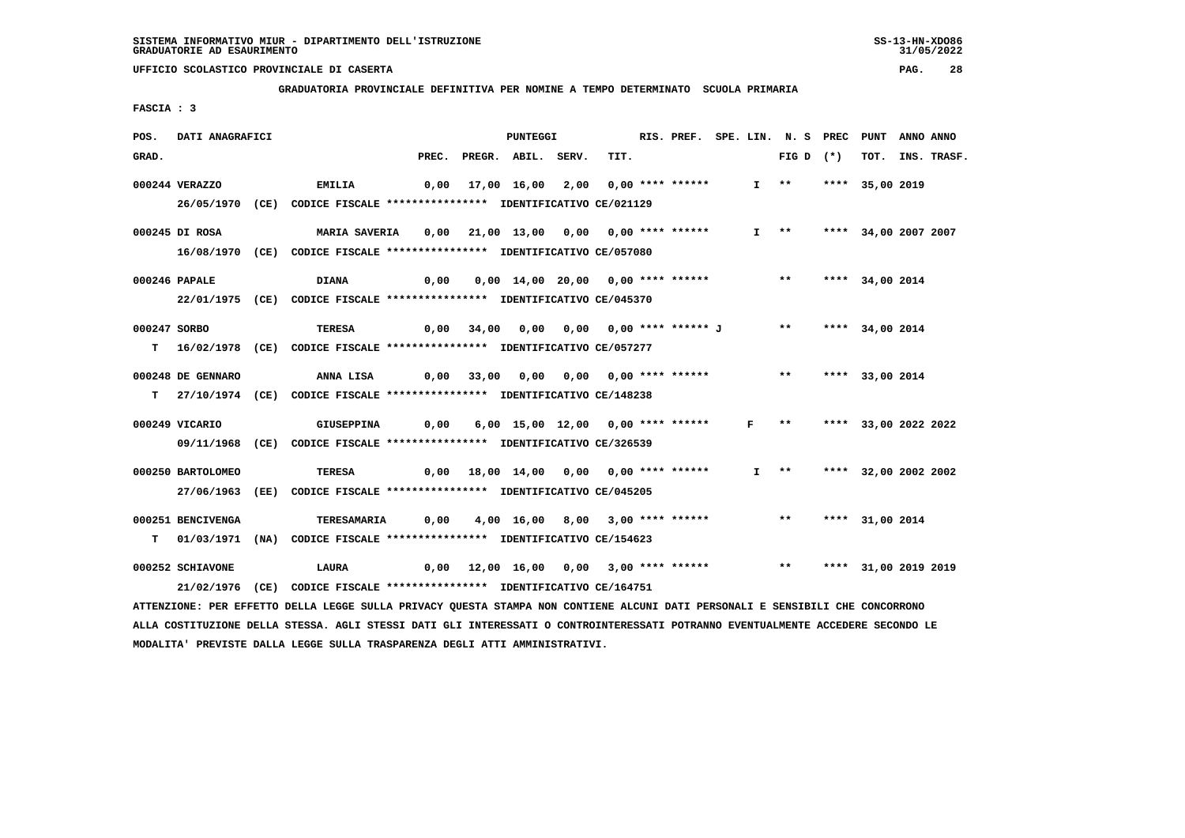SISTEMA INFORMATIVO MIUR - DIPARTIMENTO DELL'ISTRUZIONE
GRADUATORIE AD ESAURIMENTO

UFFICIO SCOLASTICO PROVINCIALE DI CASERTA

**GRADUATORIA PROVINCIALE DEFINITIVA PER NOMINE A TEMPO DETERMINATO SCUOLA PRIMARIA**

FASCIA : 3

| POS. GRAD. | DATI ANAGRAFICI | | PREC. | PREGR. | ABIL. | SERV. | TIT. | RIS. PREF. | SPE. LIN. | N. S FIG D | PREC (*) | PUNT TOT. | ANNO INS. | ANNO TRASF. |
|---|---|---|---|---|---|---|---|---|---|---|---|---|---|---|
| 000244 | VERAZZO 26/05/1970 (CE) CODICE FISCALE **************** IDENTIFICATIVO CE/021129 | EMILIA | 0,00 | 17,00 | 16,00 | 2,00 | 0,00 | **** ****** | I | ** | **** | 35,00 | 2019 | |
| 000245 | DI ROSA 16/08/1970 (CE) CODICE FISCALE **************** IDENTIFICATIVO CE/057080 | MARIA SAVERIA | 0,00 | 21,00 | 13,00 | 0,00 | 0,00 | **** ****** | I | ** | **** | 34,00 | 2007 | 2007 |
| 000246 | PAPALE 22/01/1975 (CE) CODICE FISCALE **************** IDENTIFICATIVO CE/045370 | DIANA | 0,00 | 0,00 | 14,00 | 20,00 | 0,00 | **** ****** | | ** | **** | 34,00 | 2014 | |
| 000247 T | SORBO 16/02/1978 (CE) CODICE FISCALE **************** IDENTIFICATIVO CE/057277 | TERESA | 0,00 | 34,00 | 0,00 | 0,00 | 0,00 | **** ****** J | | ** | **** | 34,00 | 2014 | |
| 000248 T | DE GENNARO 27/10/1974 (CE) CODICE FISCALE **************** IDENTIFICATIVO CE/148238 | ANNA LISA | 0,00 | 33,00 | 0,00 | 0,00 | 0,00 | **** ****** | | ** | **** | 33,00 | 2014 | |
| 000249 | VICARIO 09/11/1968 (CE) CODICE FISCALE **************** IDENTIFICATIVO CE/326539 | GIUSEPPINA | 0,00 | 6,00 | 15,00 | 12,00 | 0,00 | **** ****** | F | ** | **** | 33,00 | 2022 | 2022 |
| 000250 | BARTOLOMEO 27/06/1963 (EE) CODICE FISCALE **************** IDENTIFICATIVO CE/045205 | TERESA | 0,00 | 18,00 | 14,00 | 0,00 | 0,00 | **** ****** | I | ** | **** | 32,00 | 2002 | 2002 |
| 000251 T | BENCIVENGA 01/03/1971 (NA) CODICE FISCALE **************** IDENTIFICATIVO CE/154623 | TERESAMARIA | 0,00 | 4,00 | 16,00 | 8,00 | 3,00 | **** ****** | | ** | **** | 31,00 | 2014 | |
| 000252 | SCHIAVONE 21/02/1976 (CE) CODICE FISCALE **************** IDENTIFICATIVO CE/164751 | LAURA | 0,00 | 12,00 | 16,00 | 0,00 | 3,00 | **** ****** | | ** | **** | 31,00 | 2019 | 2019 |

ATTENZIONE: PER EFFETTO DELLA LEGGE SULLA PRIVACY QUESTA STAMPA NON CONTIENE ALCUNI DATI PERSONALI E SENSIBILI CHE CONCORRONO ALLA COSTITUZIONE DELLA STESSA. AGLI STESSI DATI GLI INTERESSATI O CONTROINTERESSATI POTRANNO EVENTUALMENTE ACCEDERE SECONDO LE MODALITA' PREVISTE DALLA LEGGE SULLA TRASPARENZA DEGLI ATTI AMMINISTRATIVI.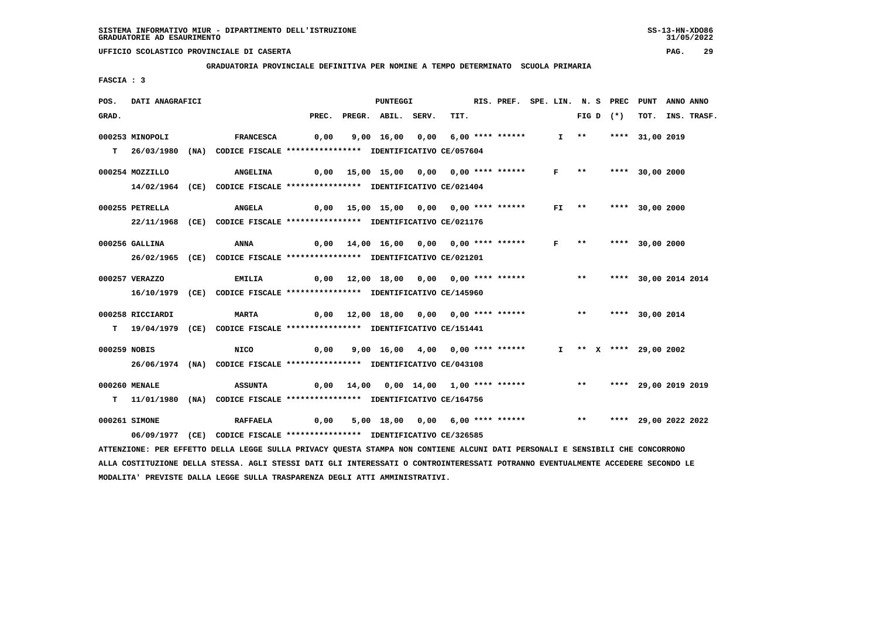SISTEMA INFORMATIVO MIUR - DIPARTIMENTO DELL'ISTRUZIONE
GRADUATORIE AD ESAURIMENTO

UFFICIO SCOLASTICO PROVINCIALE DI CASERTA

**GRADUATORIA PROVINCIALE DEFINITIVA PER NOMINE A TEMPO DETERMINATO SCUOLA PRIMARIA**

FASCIA : 3

| POS. GRAD. | DATI ANAGRAFICI | | PREC. | PREGR. | ABIL. | SERV. | TIT. | RIS. PREF. | SPE. LIN. | N. S FIG D | PREC (*) | PUNT TOT. | ANNO INS. | ANNO TRASF. |
|---|---|---|---|---|---|---|---|---|---|---|---|---|---|---|
| 000253 | MINOPOLI | FRANCESCA | 0,00 | 9,00 | 16,00 | 0,00 | 6,00 | **** ****** | I | ** | **** | 31,00 | 2019 | |
| T | 26/03/1980 (NA) | CODICE FISCALE **************** IDENTIFICATIVO CE/057604 | | | | | | | | | | | | |
| 000254 | MOZZILLO | ANGELINA | 0,00 | 15,00 | 15,00 | 0,00 | 0,00 | **** ****** | F | ** | **** | 30,00 | 2000 | |
| | 14/02/1964 (CE) | CODICE FISCALE **************** IDENTIFICATIVO CE/021404 | | | | | | | | | | | | |
| 000255 | PETRELLA | ANGELA | 0,00 | 15,00 | 15,00 | 0,00 | 0,00 | **** ****** | FI | ** | **** | 30,00 | 2000 | |
| | 22/11/1968 (CE) | CODICE FISCALE **************** IDENTIFICATIVO CE/021176 | | | | | | | | | | | | |
| 000256 | GALLINA | ANNA | 0,00 | 14,00 | 16,00 | 0,00 | 0,00 | **** ****** | F | ** | **** | 30,00 | 2000 | |
| | 26/02/1965 (CE) | CODICE FISCALE **************** IDENTIFICATIVO CE/021201 | | | | | | | | | | | | |
| 000257 | VERAZZO | EMILIA | 0,00 | 12,00 | 18,00 | 0,00 | 0,00 | **** ****** | | ** | **** | 30,00 | 2014 | 2014 |
| | 16/10/1979 (CE) | CODICE FISCALE **************** IDENTIFICATIVO CE/145960 | | | | | | | | | | | | |
| 000258 | RICCIARDI | MARTA | 0,00 | 12,00 | 18,00 | 0,00 | 0,00 | **** ****** | | ** | **** | 30,00 | 2014 | |
| T | 19/04/1979 (CE) | CODICE FISCALE **************** IDENTIFICATIVO CE/151441 | | | | | | | | | | | | |
| 000259 | NOBIS | NICO | 0,00 | 9,00 | 16,00 | 4,00 | 0,00 | **** ****** | I | ** X | **** | 29,00 | 2002 | |
| | 26/06/1974 (NA) | CODICE FISCALE **************** IDENTIFICATIVO CE/043108 | | | | | | | | | | | | |
| 000260 | MENALE | ASSUNTA | 0,00 | 14,00 | 0,00 | 14,00 | 1,00 | **** ****** | | ** | **** | 29,00 | 2019 | 2019 |
| T | 11/01/1980 (NA) | CODICE FISCALE **************** IDENTIFICATIVO CE/164756 | | | | | | | | | | | | |
| 000261 | SIMONE | RAFFAELA | 0,00 | 5,00 | 18,00 | 0,00 | 6,00 | **** ****** | | ** | **** | 29,00 | 2022 | 2022 |
| | 06/09/1977 (CE) | CODICE FISCALE **************** IDENTIFICATIVO CE/326585 | | | | | | | | | | | | |

ATTENZIONE: PER EFFETTO DELLA LEGGE SULLA PRIVACY QUESTA STAMPA NON CONTIENE ALCUNI DATI PERSONALI E SENSIBILI CHE CONCORRONO ALLA COSTITUZIONE DELLA STESSA. AGLI STESSI DATI GLI INTERESSATI O CONTROINTERESSATI POTRANNO EVENTUALMENTE ACCEDERE SECONDO LE MODALITA' PREVISTE DALLA LEGGE SULLA TRASPARENZA DEGLI ATTI AMMINISTRATIVI.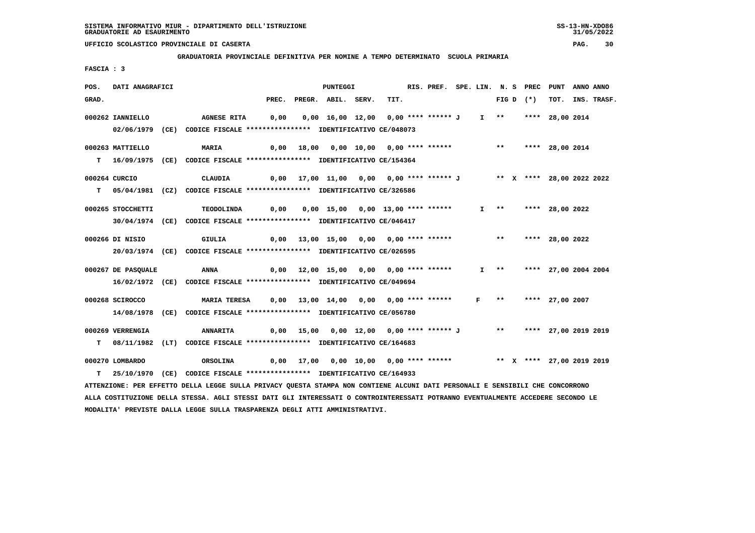SISTEMA INFORMATIVO MIUR - DIPARTIMENTO DELL'ISTRUZIONE
GRADUATORIE AD ESAURIMENTO

UFFICIO SCOLASTICO PROVINCIALE DI CASERTA

**GRADUATORIA PROVINCIALE DEFINITIVA PER NOMINE A TEMPO DETERMINATO SCUOLA PRIMARIA**

FASCIA : 3

| POS. GRAD. | DATI ANAGRAFICI | | PREC. | PREGR. | ABIL. | SERV. | TIT. | RIS. | PREF. | SPE. LIN. | N. S FIG D | PREC (*) | PUNT TOT. | ANNO INS. | ANNO TRASF. |
|---|---|---|---|---|---|---|---|---|---|---|---|---|---|---|---|
| 000262 | IANNIELLO 02/06/1979 (CE) CODICE FISCALE **************** IDENTIFICATIVO CE/048073 | AGNESE RITA | 0,00 | 0,00 | 16,00 | 12,00 | 0,00 | **** | ****** J | I | ** | **** | 28,00 | 2014 | |
| 000263 T | MATTIELLO 16/09/1975 (CE) CODICE FISCALE **************** IDENTIFICATIVO CE/154364 | MARIA | 0,00 | 18,00 | 0,00 | 10,00 | 0,00 | **** | ****** | | ** | **** | 28,00 | 2014 | |
| 000264 T | CURCIO 05/04/1981 (CZ) CODICE FISCALE **************** IDENTIFICATIVO CE/326586 | CLAUDIA | 0,00 | 17,00 | 11,00 | 0,00 | 0,00 | **** | ****** J | | ** X | **** | 28,00 | 2022 | 2022 |
| 000265 | STOCCHETTI 30/04/1974 (CE) CODICE FISCALE **************** IDENTIFICATIVO CE/046417 | TEODOLINDA | 0,00 | 0,00 | 15,00 | 0,00 | 13,00 | **** | ****** | I | ** | **** | 28,00 | 2022 | |
| 000266 | DI NISIO 20/03/1974 (CE) CODICE FISCALE **************** IDENTIFICATIVO CE/026595 | GIULIA | 0,00 | 13,00 | 15,00 | 0,00 | 0,00 | **** | ****** | | ** | **** | 28,00 | 2022 | |
| 000267 | DE PASQUALE 16/02/1972 (CE) CODICE FISCALE **************** IDENTIFICATIVO CE/049694 | ANNA | 0,00 | 12,00 | 15,00 | 0,00 | 0,00 | **** | ****** | I | ** | **** | 27,00 | 2004 | 2004 |
| 000268 | SCIROCCO 14/08/1978 (CE) CODICE FISCALE **************** IDENTIFICATIVO CE/056780 | MARIA TERESA | 0,00 | 13,00 | 14,00 | 0,00 | 0,00 | **** | ****** | F | ** | **** | 27,00 | 2007 | |
| 000269 T | VERRENGIA 08/11/1982 (LT) CODICE FISCALE **************** IDENTIFICATIVO CE/164683 | ANNARITA | 0,00 | 15,00 | 0,00 | 12,00 | 0,00 | **** | ****** J | | ** | **** | 27,00 | 2019 | 2019 |
| 000270 T | LOMBARDO 25/10/1970 (CE) CODICE FISCALE **************** IDENTIFICATIVO CE/164933 | ORSOLINA | 0,00 | 17,00 | 0,00 | 10,00 | 0,00 | **** | ****** | | ** X | **** | 27,00 | 2019 | 2019 |

ATTENZIONE: PER EFFETTO DELLA LEGGE SULLA PRIVACY QUESTA STAMPA NON CONTIENE ALCUNI DATI PERSONALI E SENSIBILI CHE CONCORRONO ALLA COSTITUZIONE DELLA STESSA. AGLI STESSI DATI GLI INTERESSATI O CONTROINTERESSATI POTRANNO EVENTUALMENTE ACCEDERE SECONDO LE MODALITA' PREVISTE DALLA LEGGE SULLA TRASPARENZA DEGLI ATTI AMMINISTRATIVI.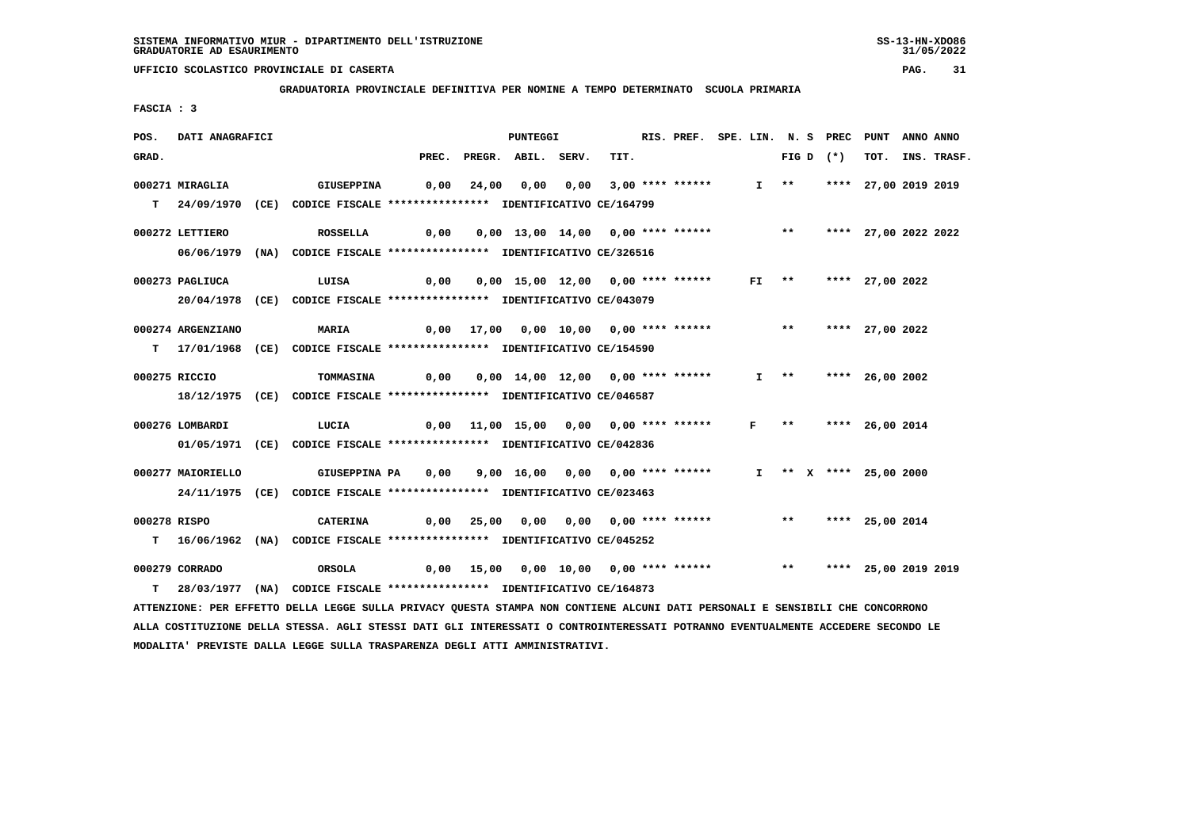SISTEMA INFORMATIVO MIUR - DIPARTIMENTO DELL'ISTRUZIONE
GRADUATORIE AD ESAURIMENTO

UFFICIO SCOLASTICO PROVINCIALE DI CASERTA

**GRADUATORIA PROVINCIALE DEFINITIVA PER NOMINE A TEMPO DETERMINATO SCUOLA PRIMARIA**

FASCIA : 3

| POS. GRAD. | DATI ANAGRAFICI | | PREC. | PREGR. | ABIL. | SERV. | TIT. | RIS. PREF. | SPE. LIN. | N. S FIG D | PREC (*) | PUNT TOT. | ANNO INS. | ANNO TRASF. |
|---|---|---|---|---|---|---|---|---|---|---|---|---|---|---|
| 000271 | MIRAGLIA | GIUSEPPINA | 0,00 | 24,00 | 0,00 | 0,00 | 3,00 | **** ****** | I | ** | **** | 27,00 | 2019 | 2019 |
| T | 24/09/1970 (CE) CODICE FISCALE **************** IDENTIFICATIVO CE/164799 | | | | | | | | | | | | | |
| 000272 | LETTIERO | ROSSELLA | 0,00 | 0,00 | 13,00 | 14,00 | 0,00 | **** ****** | | ** | **** | 27,00 | 2022 | 2022 |
| | 06/06/1979 (NA) CODICE FISCALE **************** IDENTIFICATIVO CE/326516 | | | | | | | | | | | | | |
| 000273 | PAGLIUCA | LUISA | 0,00 | 0,00 | 15,00 | 12,00 | 0,00 | **** ****** | FI | ** | **** | 27,00 | 2022 | |
| | 20/04/1978 (CE) CODICE FISCALE **************** IDENTIFICATIVO CE/043079 | | | | | | | | | | | | | |
| 000274 | ARGENZIANO | MARIA | 0,00 | 17,00 | 0,00 | 10,00 | 0,00 | **** ****** | | ** | **** | 27,00 | 2022 | |
| T | 17/01/1968 (CE) CODICE FISCALE **************** IDENTIFICATIVO CE/154590 | | | | | | | | | | | | | |
| 000275 | RICCIO | TOMMASINA | 0,00 | 0,00 | 14,00 | 12,00 | 0,00 | **** ****** | I | ** | **** | 26,00 | 2002 | |
| | 18/12/1975 (CE) CODICE FISCALE **************** IDENTIFICATIVO CE/046587 | | | | | | | | | | | | | |
| 000276 | LOMBARDI | LUCIA | 0,00 | 11,00 | 15,00 | 0,00 | 0,00 | **** ****** | F | ** | **** | 26,00 | 2014 | |
| | 01/05/1971 (CE) CODICE FISCALE **************** IDENTIFICATIVO CE/042836 | | | | | | | | | | | | | |
| 000277 | MAIORIELLO | GIUSEPPINA PA | 0,00 | 9,00 | 16,00 | 0,00 | 0,00 | **** ****** | I | ** X | **** | 25,00 | 2000 | |
| | 24/11/1975 (CE) CODICE FISCALE **************** IDENTIFICATIVO CE/023463 | | | | | | | | | | | | | |
| 000278 | RISPO | CATERINA | 0,00 | 25,00 | 0,00 | 0,00 | 0,00 | **** ****** | | ** | **** | 25,00 | 2014 | |
| T | 16/06/1962 (NA) CODICE FISCALE **************** IDENTIFICATIVO CE/045252 | | | | | | | | | | | | | |
| 000279 | CORRADO | ORSOLA | 0,00 | 15,00 | 0,00 | 10,00 | 0,00 | **** ****** | | ** | **** | 25,00 | 2019 | 2019 |
| T | 28/03/1977 (NA) CODICE FISCALE **************** IDENTIFICATIVO CE/164873 | | | | | | | | | | | | | |

ATTENZIONE: PER EFFETTO DELLA LEGGE SULLA PRIVACY QUESTA STAMPA NON CONTIENE ALCUNI DATI PERSONALI E SENSIBILI CHE CONCORRONO ALLA COSTITUZIONE DELLA STESSA. AGLI STESSI DATI GLI INTERESSATI O CONTROINTERESSATI POTRANNO EVENTUALMENTE ACCEDERE SECONDO LE MODALITA' PREVISTE DALLA LEGGE SULLA TRASPARENZA DEGLI ATTI AMMINISTRATIVI.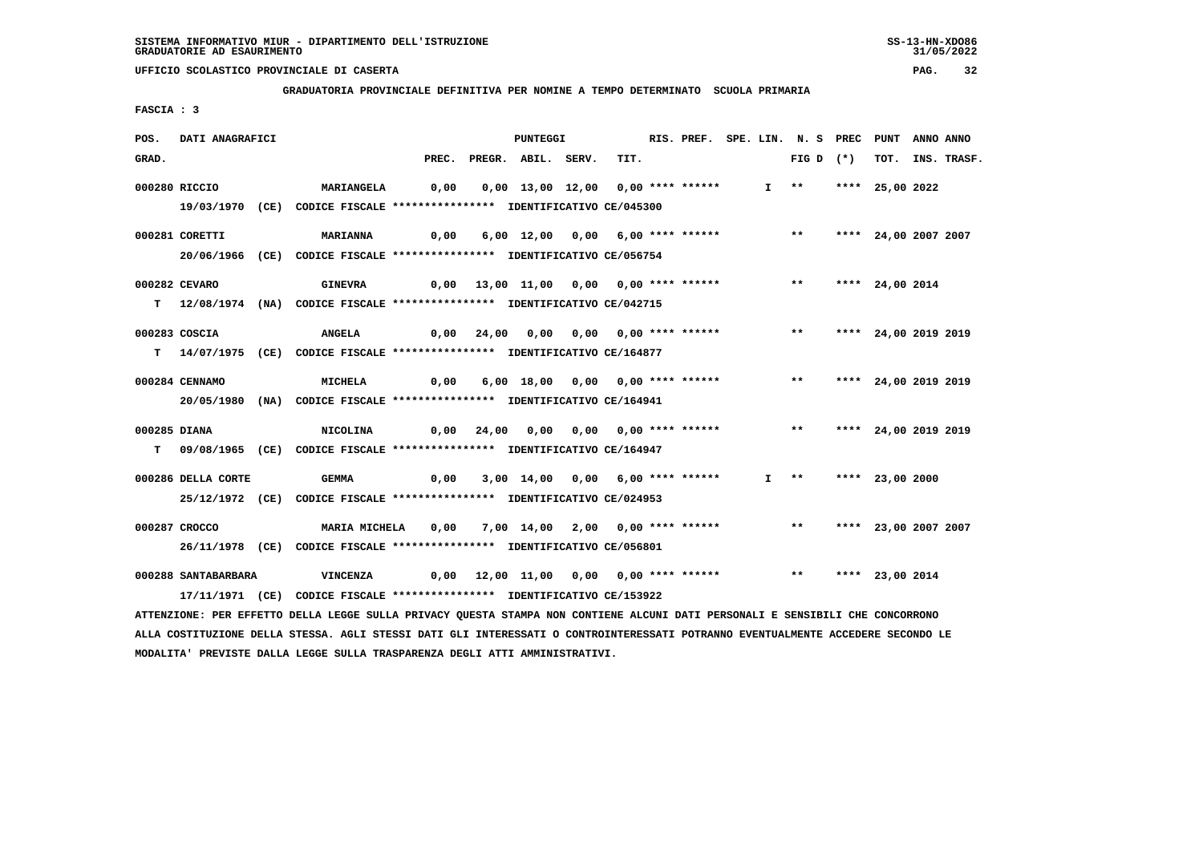SISTEMA INFORMATIVO MIUR - DIPARTIMENTO DELL'ISTRUZIONE
GRADUATORIE AD ESAURIMENTO

UFFICIO SCOLASTICO PROVINCIALE DI CASERTA

**GRADUATORIA PROVINCIALE DEFINITIVA PER NOMINE A TEMPO DETERMINATO SCUOLA PRIMARIA**

FASCIA : 3

| POS. GRAD. | DATI ANAGRAFICI | | PREC. | PREGR. | ABIL. | SERV. | TIT. | RIS. PREF. | SPE. LIN. | N. S FIG D | PREC (*) | PUNT TOT. | ANNO INS. | ANNO TRASF. |
|---|---|---|---|---|---|---|---|---|---|---|---|---|---|---|
| 000280 | RICCIO | MARIANGELA | 0,00 | 0,00 | 13,00 | 12,00 | 0,00 | **** ****** | I | ** | **** | 25,00 | 2022 | |
| | 19/03/1970 (CE) CODICE FISCALE **************** IDENTIFICATIVO CE/045300 | | | | | | | | | | | | | |
| 000281 | CORETTI | MARIANNA | 0,00 | 6,00 | 12,00 | 0,00 | 6,00 | **** ****** | | ** | **** | 24,00 | 2007 | 2007 |
| | 20/06/1966 (CE) CODICE FISCALE **************** IDENTIFICATIVO CE/056754 | | | | | | | | | | | | | |
| 000282 | CEVARO | GINEVRA | 0,00 | 13,00 | 11,00 | 0,00 | 0,00 | **** ****** | | ** | **** | 24,00 | 2014 | |
| T | 12/08/1974 (NA) CODICE FISCALE **************** IDENTIFICATIVO CE/042715 | | | | | | | | | | | | | |
| 000283 | COSCIA | ANGELA | 0,00 | 24,00 | 0,00 | 0,00 | 0,00 | **** ****** | | ** | **** | 24,00 | 2019 | 2019 |
| T | 14/07/1975 (CE) CODICE FISCALE **************** IDENTIFICATIVO CE/164877 | | | | | | | | | | | | | |
| 000284 | CENNAMO | MICHELA | 0,00 | 6,00 | 18,00 | 0,00 | 0,00 | **** ****** | | ** | **** | 24,00 | 2019 | 2019 |
| | 20/05/1980 (NA) CODICE FISCALE **************** IDENTIFICATIVO CE/164941 | | | | | | | | | | | | | |
| 000285 | DIANA | NICOLINA | 0,00 | 24,00 | 0,00 | 0,00 | 0,00 | **** ****** | | ** | **** | 24,00 | 2019 | 2019 |
| T | 09/08/1965 (CE) CODICE FISCALE **************** IDENTIFICATIVO CE/164947 | | | | | | | | | | | | | |
| 000286 | DELLA CORTE | GEMMA | 0,00 | 3,00 | 14,00 | 0,00 | 6,00 | **** ****** | I | ** | **** | 23,00 | 2000 | |
| | 25/12/1972 (CE) CODICE FISCALE **************** IDENTIFICATIVO CE/024953 | | | | | | | | | | | | | |
| 000287 | CROCCO | MARIA MICHELA | 0,00 | 7,00 | 14,00 | 2,00 | 0,00 | **** ****** | | ** | **** | 23,00 | 2007 | 2007 |
| | 26/11/1978 (CE) CODICE FISCALE **************** IDENTIFICATIVO CE/056801 | | | | | | | | | | | | | |
| 000288 | SANTABARBARA | VINCENZA | 0,00 | 12,00 | 11,00 | 0,00 | 0,00 | **** ****** | | ** | **** | 23,00 | 2014 | |
| | 17/11/1971 (CE) CODICE FISCALE **************** IDENTIFICATIVO CE/153922 | | | | | | | | | | | | | |

ATTENZIONE: PER EFFETTO DELLA LEGGE SULLA PRIVACY QUESTA STAMPA NON CONTIENE ALCUNI DATI PERSONALI E SENSIBILI CHE CONCORRONO ALLA COSTITUZIONE DELLA STESSA. AGLI STESSI DATI GLI INTERESSATI O CONTROINTERESSATI POTRANNO EVENTUALMENTE ACCEDERE SECONDO LE MODALITA' PREVISTE DALLA LEGGE SULLA TRASPARENZA DEGLI ATTI AMMINISTRATIVI.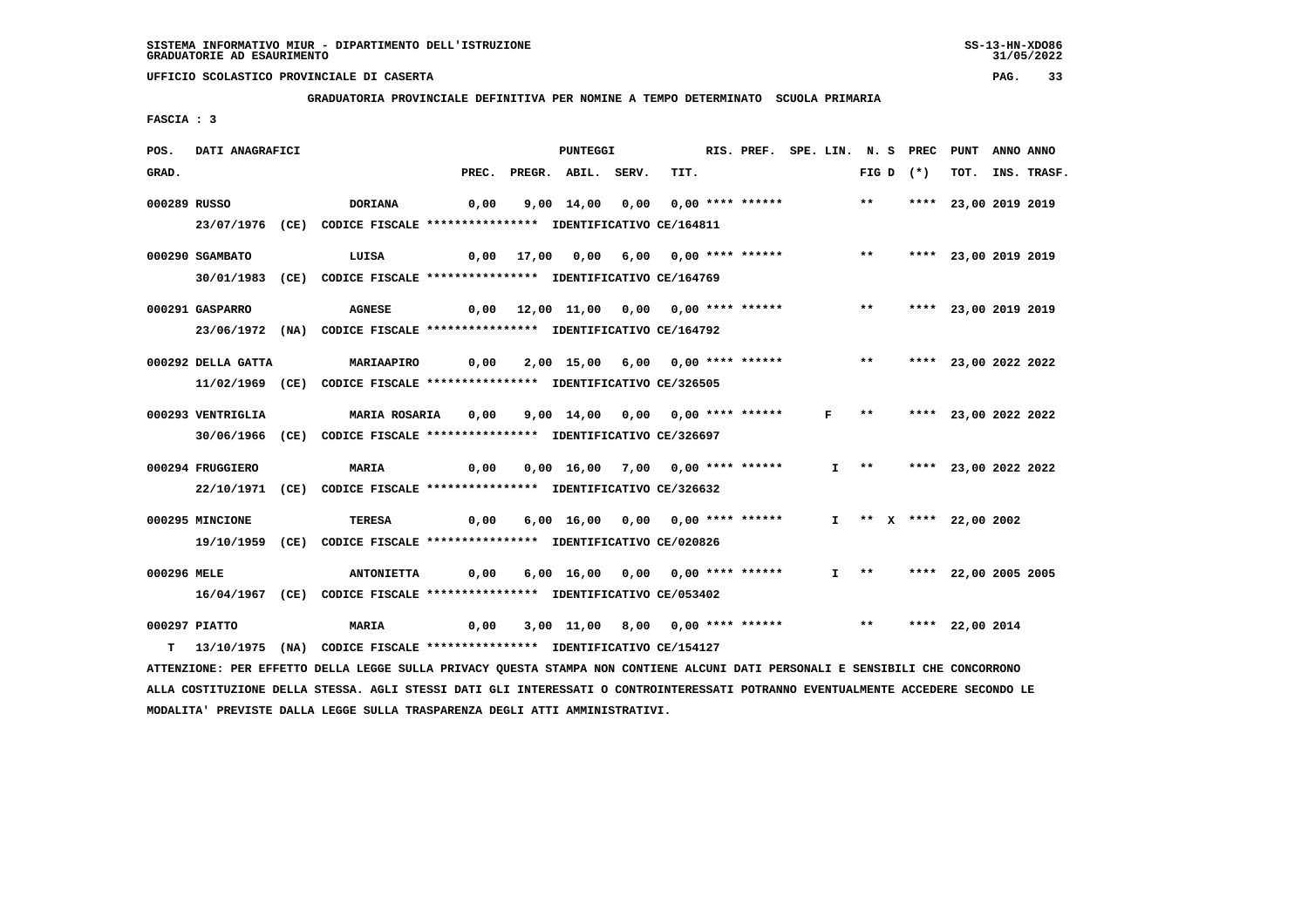SISTEMA INFORMATIVO MIUR - DIPARTIMENTO DELL'ISTRUZIONE
GRADUATORIE AD ESAURIMENTO

UFFICIO SCOLASTICO PROVINCIALE DI CASERTA

**GRADUATORIA PROVINCIALE DEFINITIVA PER NOMINE A TEMPO DETERMINATO SCUOLA PRIMARIA**

FASCIA : 3

| POS. GRAD. | DATI ANAGRAFICI | | PREC. | PREGR. | ABIL. | SERV. | TIT. | RIS. PREF. | SPE. LIN. | N. S FIG D | PREC (*) | PUNT TOT. | ANNO INS. | ANNO TRASF. |
|---|---|---|---|---|---|---|---|---|---|---|---|---|---|---|
| 000289 | RUSSO | DORIANA | 0,00 | 9,00 | 14,00 | 0,00 | 0,00 | **** ****** | | ** | **** | 23,00 | 2019 | 2019 |
| | 23/07/1976 (CE) CODICE FISCALE **************** IDENTIFICATIVO CE/164811 | | | | | | | | | | | | | |
| 000290 | SGAMBATO | LUISA | 0,00 | 17,00 | 0,00 | 6,00 | 0,00 | **** ****** | | ** | **** | 23,00 | 2019 | 2019 |
| | 30/01/1983 (CE) CODICE FISCALE **************** IDENTIFICATIVO CE/164769 | | | | | | | | | | | | | |
| 000291 | GASPARRO | AGNESE | 0,00 | 12,00 | 11,00 | 0,00 | 0,00 | **** ****** | | ** | **** | 23,00 | 2019 | 2019 |
| | 23/06/1972 (NA) CODICE FISCALE **************** IDENTIFICATIVO CE/164792 | | | | | | | | | | | | | |
| 000292 | DELLA GATTA | MARIAAPIRO | 0,00 | 2,00 | 15,00 | 6,00 | 0,00 | **** ****** | | ** | **** | 23,00 | 2022 | 2022 |
| | 11/02/1969 (CE) CODICE FISCALE **************** IDENTIFICATIVO CE/326505 | | | | | | | | | | | | | |
| 000293 | VENTRIGLIA | MARIA ROSARIA | 0,00 | 9,00 | 14,00 | 0,00 | 0,00 | **** ****** | F | ** | **** | 23,00 | 2022 | 2022 |
| | 30/06/1966 (CE) CODICE FISCALE **************** IDENTIFICATIVO CE/326697 | | | | | | | | | | | | | |
| 000294 | FRUGGIERO | MARIA | 0,00 | 0,00 | 16,00 | 7,00 | 0,00 | **** ****** | I | ** | **** | 23,00 | 2022 | 2022 |
| | 22/10/1971 (CE) CODICE FISCALE **************** IDENTIFICATIVO CE/326632 | | | | | | | | | | | | | |
| 000295 | MINCIONE | TERESA | 0,00 | 6,00 | 16,00 | 0,00 | 0,00 | **** ****** | I | ** X | **** | 22,00 | 2002 | |
| | 19/10/1959 (CE) CODICE FISCALE **************** IDENTIFICATIVO CE/020826 | | | | | | | | | | | | | |
| 000296 | MELE | ANTONIETTA | 0,00 | 6,00 | 16,00 | 0,00 | 0,00 | **** ****** | I | ** | **** | 22,00 | 2005 | 2005 |
| | 16/04/1967 (CE) CODICE FISCALE **************** IDENTIFICATIVO CE/053402 | | | | | | | | | | | | | |
| 000297 | PIATTO | MARIA | 0,00 | 3,00 | 11,00 | 8,00 | 0,00 | **** ****** | | ** | **** | 22,00 | 2014 | |
| T | 13/10/1975 (NA) CODICE FISCALE **************** IDENTIFICATIVO CE/154127 | | | | | | | | | | | | | |

ATTENZIONE: PER EFFETTO DELLA LEGGE SULLA PRIVACY QUESTA STAMPA NON CONTIENE ALCUNI DATI PERSONALI E SENSIBILI CHE CONCORRONO ALLA COSTITUZIONE DELLA STESSA. AGLI STESSI DATI GLI INTERESSATI O CONTROINTERESSATI POTRANNO EVENTUALMENTE ACCEDERE SECONDO LE MODALITA' PREVISTE DALLA LEGGE SULLA TRASPARENZA DEGLI ATTI AMMINISTRATIVI.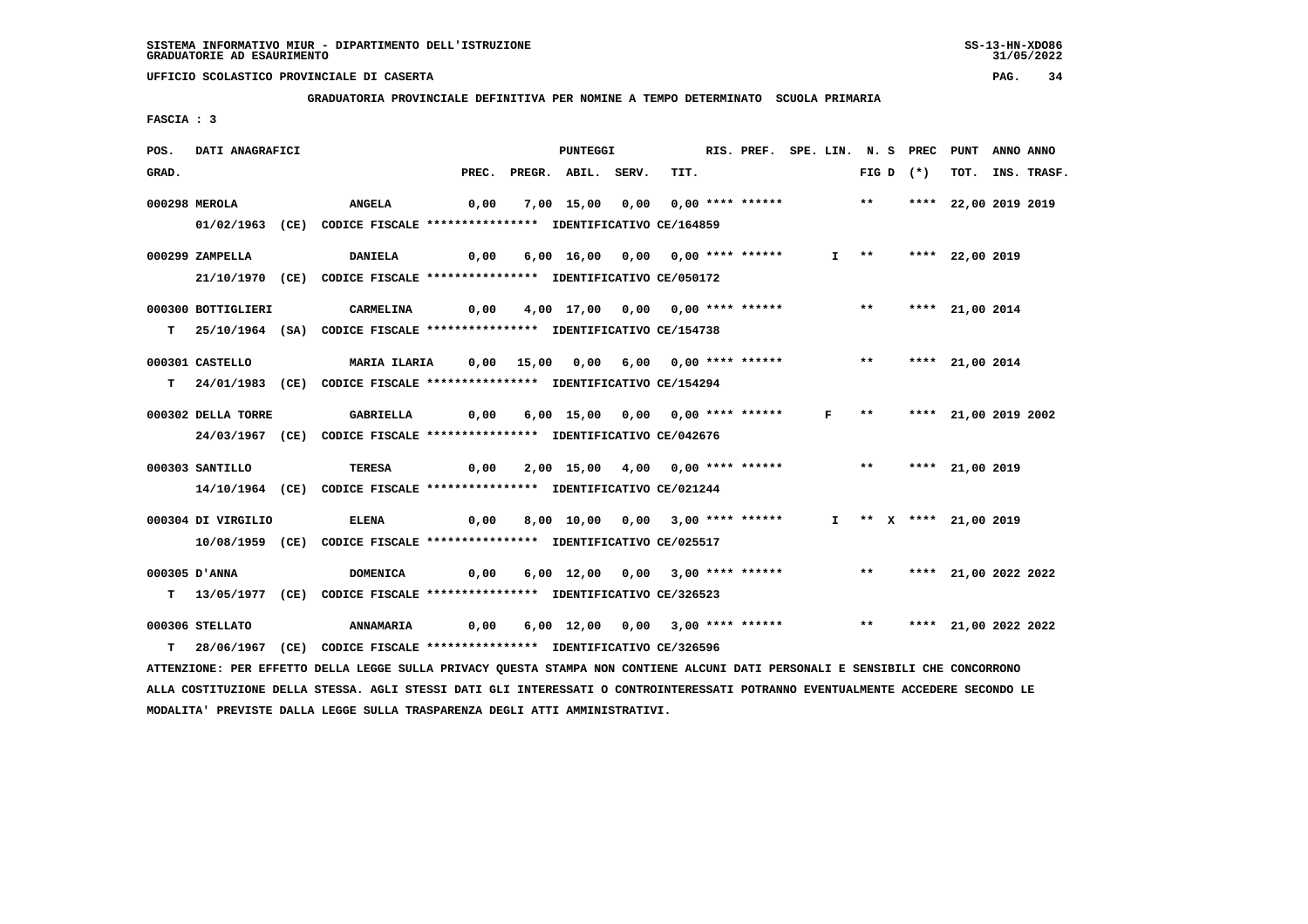SISTEMA INFORMATIVO MIUR - DIPARTIMENTO DELL'ISTRUZIONE
GRADUATORIE AD ESAURIMENTO

UFFICIO SCOLASTICO PROVINCIALE DI CASERTA

GRADUATORIA PROVINCIALE DEFINITIVA PER NOMINE A TEMPO DETERMINATO SCUOLA PRIMARIA

FASCIA : 3

| POS. GRAD. | DATI ANAGRAFICI | | PREC. | PREGR. | ABIL. | SERV. | TIT. | RIS. PREF. | SPE. LIN. | N. S FIG D | PREC (*) | PUNT TOT. | ANNO INS. | ANNO TRASF. |
|---|---|---|---|---|---|---|---|---|---|---|---|---|---|---|
| 000298 | MEROLA | ANGELA | 0,00 | 7,00 | 15,00 | 0,00 | 0,00 | **** ****** | | ** | **** | 22,00 | 2019 | 2019 |
| | 01/02/1963 (CE) CODICE FISCALE **************** IDENTIFICATIVO CE/164859 | | | | | | | | | | | | | |
| 000299 | ZAMPELLA | DANIELA | 0,00 | 6,00 | 16,00 | 0,00 | 0,00 | **** ****** | I | ** | **** | 22,00 | 2019 | |
| | 21/10/1970 (CE) CODICE FISCALE **************** IDENTIFICATIVO CE/050172 | | | | | | | | | | | | | |
| 000300 | BOTTIGLIERI | CARMELINA | 0,00 | 4,00 | 17,00 | 0,00 | 0,00 | **** ****** | | ** | **** | 21,00 | 2014 | |
| T | 25/10/1964 (SA) CODICE FISCALE **************** IDENTIFICATIVO CE/154738 | | | | | | | | | | | | | |
| 000301 | CASTELLO | MARIA ILARIA | 0,00 | 15,00 | 0,00 | 6,00 | 0,00 | **** ****** | | ** | **** | 21,00 | 2014 | |
| T | 24/01/1983 (CE) CODICE FISCALE **************** IDENTIFICATIVO CE/154294 | | | | | | | | | | | | | |
| 000302 | DELLA TORRE | GABRIELLA | 0,00 | 6,00 | 15,00 | 0,00 | 0,00 | **** ****** | F | ** | **** | 21,00 | 2019 | 2002 |
| | 24/03/1967 (CE) CODICE FISCALE **************** IDENTIFICATIVO CE/042676 | | | | | | | | | | | | | |
| 000303 | SANTILLO | TERESA | 0,00 | 2,00 | 15,00 | 4,00 | 0,00 | **** ****** | | ** | **** | 21,00 | 2019 | |
| | 14/10/1964 (CE) CODICE FISCALE **************** IDENTIFICATIVO CE/021244 | | | | | | | | | | | | | |
| 000304 | DI VIRGILIO | ELENA | 0,00 | 8,00 | 10,00 | 0,00 | 3,00 | **** ****** | I | ** X | **** | 21,00 | 2019 | |
| | 10/08/1959 (CE) CODICE FISCALE **************** IDENTIFICATIVO CE/025517 | | | | | | | | | | | | | |
| 000305 | D'ANNA | DOMENICA | 0,00 | 6,00 | 12,00 | 0,00 | 3,00 | **** ****** | | ** | **** | 21,00 | 2022 | 2022 |
| T | 13/05/1977 (CE) CODICE FISCALE **************** IDENTIFICATIVO CE/326523 | | | | | | | | | | | | | |
| 000306 | STELLATO | ANNAMARIA | 0,00 | 6,00 | 12,00 | 0,00 | 3,00 | **** ****** | | ** | **** | 21,00 | 2022 | 2022 |
| T | 28/06/1967 (CE) CODICE FISCALE **************** IDENTIFICATIVO CE/326596 | | | | | | | | | | | | | |

ATTENZIONE: PER EFFETTO DELLA LEGGE SULLA PRIVACY QUESTA STAMPA NON CONTIENE ALCUNI DATI PERSONALI E SENSIBILI CHE CONCORRONO ALLA COSTITUZIONE DELLA STESSA. AGLI STESSI DATI GLI INTERESSATI O CONTROINTERESSATI POTRANNO EVENTUALMENTE ACCEDERE SECONDO LE MODALITA' PREVISTE DALLA LEGGE SULLA TRASPARENZA DEGLI ATTI AMMINISTRATIVI.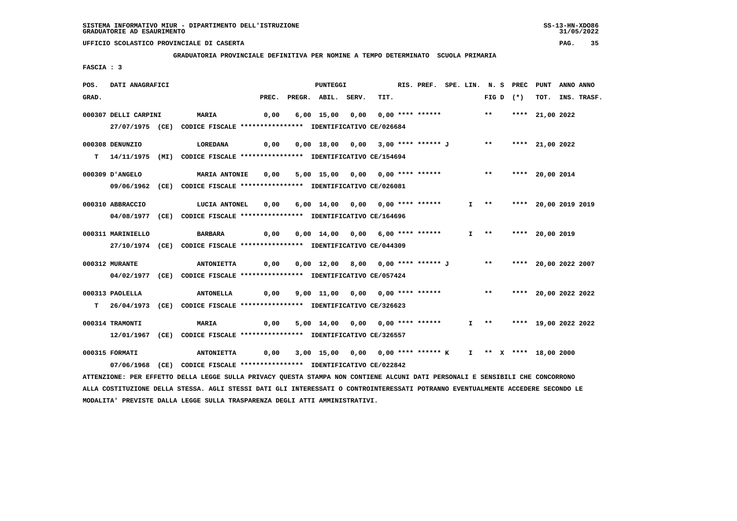SISTEMA INFORMATIVO MIUR - DIPARTIMENTO DELL'ISTRUZIONE
GRADUATORIE AD ESAURIMENTO

UFFICIO SCOLASTICO PROVINCIALE DI CASERTA

**GRADUATORIA PROVINCIALE DEFINITIVA PER NOMINE A TEMPO DETERMINATO SCUOLA PRIMARIA**

FASCIA : 3

| POS. GRAD. | DATI ANAGRAFICI | | PREC. | PREGR. | ABIL. | SERV. | TIT. | RIS. PREF. | SPE. LIN. | N. S FIG D | PREC (*) | PUNT TOT. | ANNO INS. | ANNO TRASF. |
|---|---|---|---|---|---|---|---|---|---|---|---|---|---|---|
| 000307 | DELLI CARPINI | MARIA | 0,00 | 6,00 | 15,00 | 0,00 | 0,00 | **** ****** | | ** | **** | 21,00 | 2022 | |
| | 27/07/1975 (CE) | CODICE FISCALE **************** IDENTIFICATIVO CE/026684 | | | | | | | | | | | | |
| 000308 | DENUNZIO | LOREDANA | 0,00 | 0,00 | 18,00 | 0,00 | 3,00 | **** ****** J | | ** | **** | 21,00 | 2022 | |
| T | 14/11/1975 (MI) | CODICE FISCALE **************** IDENTIFICATIVO CE/154694 | | | | | | | | | | | | |
| 000309 | D'ANGELO | MARIA ANTONIE | 0,00 | 5,00 | 15,00 | 0,00 | 0,00 | **** ****** | | ** | **** | 20,00 | 2014 | |
| | 09/06/1962 (CE) | CODICE FISCALE **************** IDENTIFICATIVO CE/026081 | | | | | | | | | | | | |
| 000310 | ABBRACCIO | LUCIA ANTONEL | 0,00 | 6,00 | 14,00 | 0,00 | 0,00 | **** ****** | I | ** | **** | 20,00 | 2019 | 2019 |
| | 04/08/1977 (CE) | CODICE FISCALE **************** IDENTIFICATIVO CE/164696 | | | | | | | | | | | | |
| 000311 | MARINIELLO | BARBARA | 0,00 | 0,00 | 14,00 | 0,00 | 6,00 | **** ****** | I | ** | **** | 20,00 | 2019 | |
| | 27/10/1974 (CE) | CODICE FISCALE **************** IDENTIFICATIVO CE/044309 | | | | | | | | | | | | |
| 000312 | MURANTE | ANTONIETTA | 0,00 | 0,00 | 12,00 | 8,00 | 0,00 | **** ****** J | | ** | **** | 20,00 | 2022 | 2007 |
| | 04/02/1977 (CE) | CODICE FISCALE **************** IDENTIFICATIVO CE/057424 | | | | | | | | | | | | |
| 000313 | PAOLELLA | ANTONELLA | 0,00 | 9,00 | 11,00 | 0,00 | 0,00 | **** ****** | | ** | **** | 20,00 | 2022 | 2022 |
| T | 26/04/1973 (CE) | CODICE FISCALE **************** IDENTIFICATIVO CE/326623 | | | | | | | | | | | | |
| 000314 | TRAMONTI | MARIA | 0,00 | 5,00 | 14,00 | 0,00 | 0,00 | **** ****** | I | ** | **** | 19,00 | 2022 | 2022 |
| | 12/01/1967 (CE) | CODICE FISCALE **************** IDENTIFICATIVO CE/326557 | | | | | | | | | | | | |
| 000315 | FORMATI | ANTONIETTA | 0,00 | 3,00 | 15,00 | 0,00 | 0,00 | **** ****** K | I | ** X | **** | 18,00 | 2000 | |
| | 07/06/1968 (CE) | CODICE FISCALE **************** IDENTIFICATIVO CE/022842 | | | | | | | | | | | | |

ATTENZIONE: PER EFFETTO DELLA LEGGE SULLA PRIVACY QUESTA STAMPA NON CONTIENE ALCUNI DATI PERSONALI E SENSIBILI CHE CONCORRONO ALLA COSTITUZIONE DELLA STESSA. AGLI STESSI DATI GLI INTERESSATI O CONTROINTERESSATI POTRANNO EVENTUALMENTE ACCEDERE SECONDO LE MODALITA' PREVISTE DALLA LEGGE SULLA TRASPARENZA DEGLI ATTI AMMINISTRATIVI.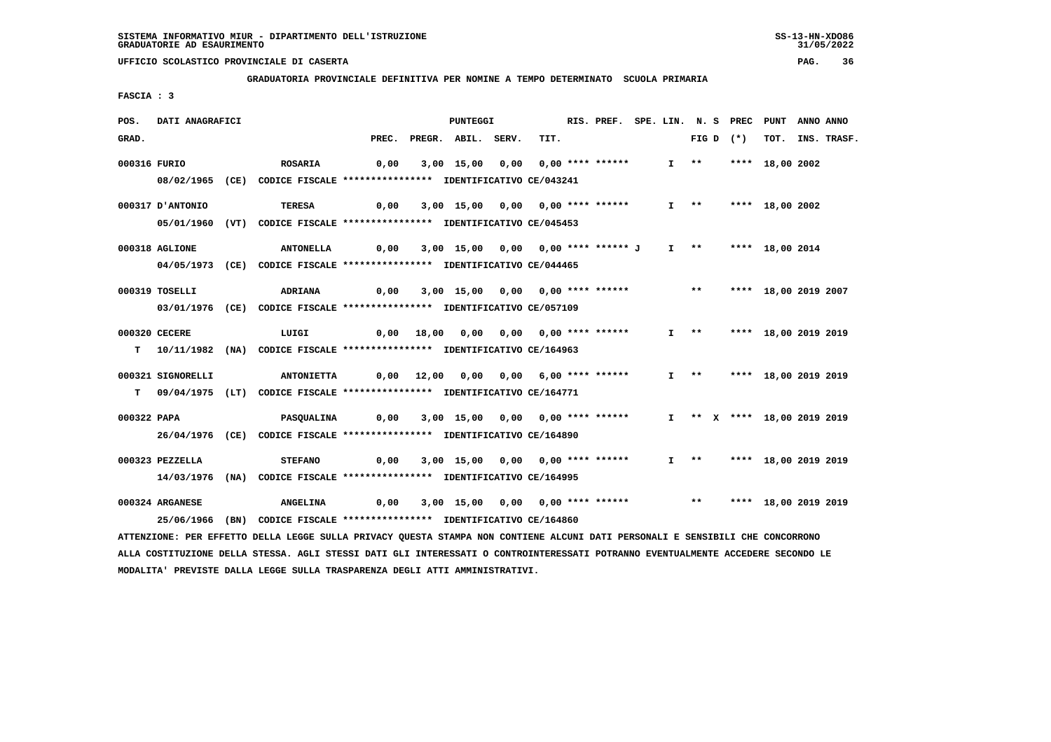SISTEMA INFORMATIVO MIUR - DIPARTIMENTO DELL'ISTRUZIONE
GRADUATORIE AD ESAURIMENTO

UFFICIO SCOLASTICO PROVINCIALE DI CASERTA

**GRADUATORIA PROVINCIALE DEFINITIVA PER NOMINE A TEMPO DETERMINATO SCUOLA PRIMARIA**

FASCIA : 3

| POS. GRAD. | DATI ANAGRAFICI | | PREC. | PREGR. | ABIL. | SERV. | TIT. | RIS. PREF. | SPE. LIN. | N. S FIG D | PREC (*) | PUNT TOT. | ANNO INS. | ANNO TRASF. |
|---|---|---|---|---|---|---|---|---|---|---|---|---|---|---|
| 000316 | FURIO | ROSARIA | 0,00 | 3,00 | 15,00 | 0,00 | 0,00 | **** ****** | I | ** | **** | 18,00 | 2002 | |
| | 08/02/1965 (CE) CODICE FISCALE **************** IDENTIFICATIVO CE/043241 | | | | | | | | | | | | | |
| 000317 | D'ANTONIO | TERESA | 0,00 | 3,00 | 15,00 | 0,00 | 0,00 | **** ****** | I | ** | **** | 18,00 | 2002 | |
| | 05/01/1960 (VT) CODICE FISCALE **************** IDENTIFICATIVO CE/045453 | | | | | | | | | | | | | |
| 000318 | AGLIONE | ANTONELLA | 0,00 | 3,00 | 15,00 | 0,00 | 0,00 | **** ****** J | I | ** | **** | 18,00 | 2014 | |
| | 04/05/1973 (CE) CODICE FISCALE **************** IDENTIFICATIVO CE/044465 | | | | | | | | | | | | | |
| 000319 | TOSELLI | ADRIANA | 0,00 | 3,00 | 15,00 | 0,00 | 0,00 | **** ****** | | ** | **** | 18,00 | 2019 | 2007 |
| | 03/01/1976 (CE) CODICE FISCALE **************** IDENTIFICATIVO CE/057109 | | | | | | | | | | | | | |
| 000320 | CECERE | LUIGI | 0,00 | 18,00 | 0,00 | 0,00 | 0,00 | **** ****** | I | ** | **** | 18,00 | 2019 | 2019 |
| T | 10/11/1982 (NA) CODICE FISCALE **************** IDENTIFICATIVO CE/164963 | | | | | | | | | | | | | |
| 000321 | SIGNORELLI | ANTONIETTA | 0,00 | 12,00 | 0,00 | 0,00 | 6,00 | **** ****** | I | ** | **** | 18,00 | 2019 | 2019 |
| T | 09/04/1975 (LT) CODICE FISCALE **************** IDENTIFICATIVO CE/164771 | | | | | | | | | | | | | |
| 000322 | PAPA | PASQUALINA | 0,00 | 3,00 | 15,00 | 0,00 | 0,00 | **** ****** | I | ** X | **** | 18,00 | 2019 | 2019 |
| | 26/04/1976 (CE) CODICE FISCALE **************** IDENTIFICATIVO CE/164890 | | | | | | | | | | | | | |
| 000323 | PEZZELLA | STEFANO | 0,00 | 3,00 | 15,00 | 0,00 | 0,00 | **** ****** | I | ** | **** | 18,00 | 2019 | 2019 |
| | 14/03/1976 (NA) CODICE FISCALE **************** IDENTIFICATIVO CE/164995 | | | | | | | | | | | | | |
| 000324 | ARGANESE | ANGELINA | 0,00 | 3,00 | 15,00 | 0,00 | 0,00 | **** ****** | | ** | **** | 18,00 | 2019 | 2019 |
| | 25/06/1966 (BN) CODICE FISCALE **************** IDENTIFICATIVO CE/164860 | | | | | | | | | | | | | |

ATTENZIONE: PER EFFETTO DELLA LEGGE SULLA PRIVACY QUESTA STAMPA NON CONTIENE ALCUNI DATI PERSONALI E SENSIBILI CHE CONCORRONO ALLA COSTITUZIONE DELLA STESSA. AGLI STESSI DATI GLI INTERESSATI O CONTROINTERESSATI POTRANNO EVENTUALMENTE ACCEDERE SECONDO LE MODALITA' PREVISTE DALLA LEGGE SULLA TRASPARENZA DEGLI ATTI AMMINISTRATIVI.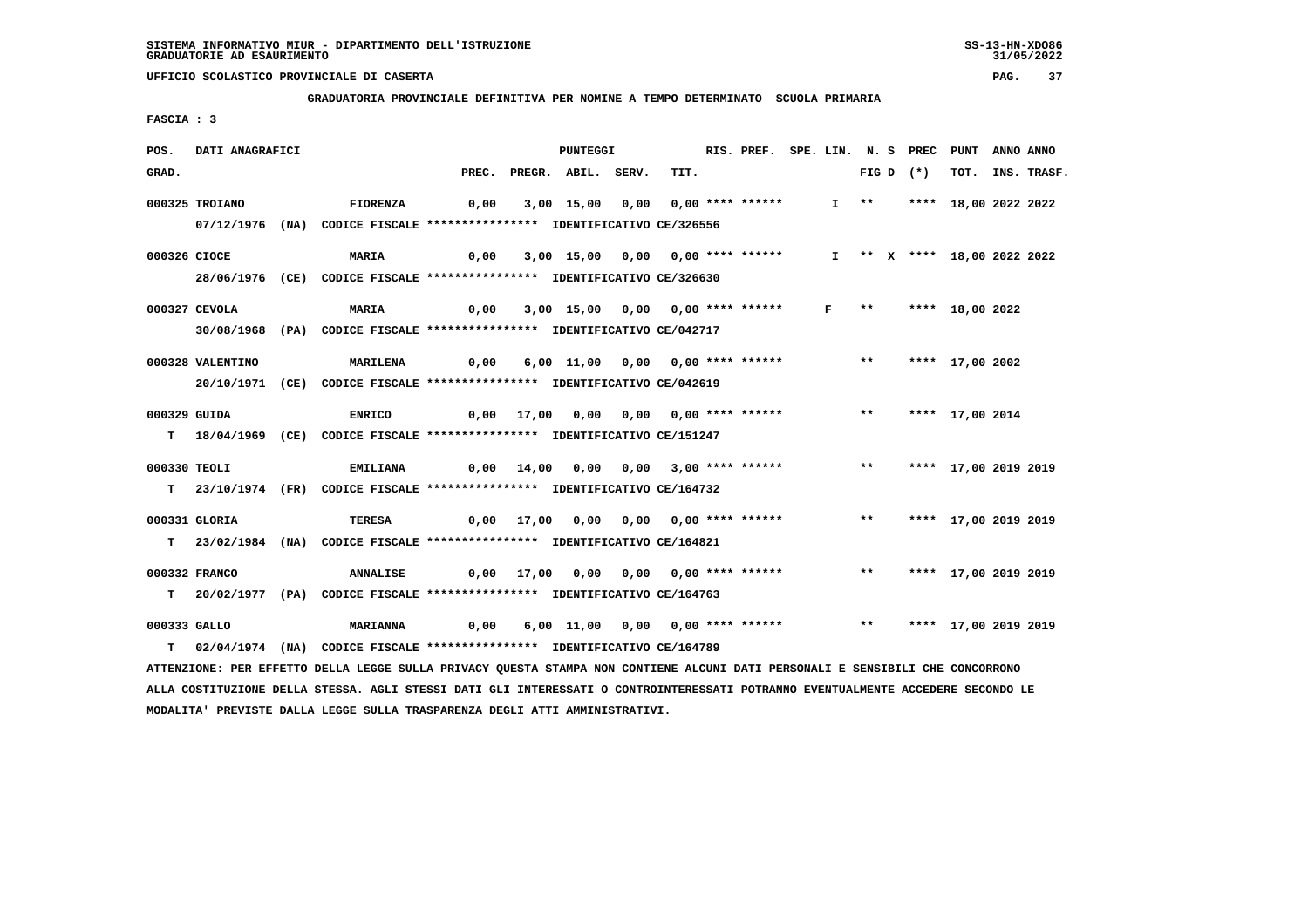SISTEMA INFORMATIVO MIUR - DIPARTIMENTO DELL'ISTRUZIONE
GRADUATORIE AD ESAURIMENTO

UFFICIO SCOLASTICO PROVINCIALE DI CASERTA

**GRADUATORIA PROVINCIALE DEFINITIVA PER NOMINE A TEMPO DETERMINATO SCUOLA PRIMARIA**

**FASCIA : 3**

| POS. GRAD. | DATI ANAGRAFICI | | PREC. | PREGR. | ABIL. | SERV. | TIT. | RIS. PREF. | SPE. LIN. | N. S FIG D | PREC (*) | PUNT TOT. | ANNO INS. | ANNO TRASF. |
|---|---|---|---|---|---|---|---|---|---|---|---|---|---|---|
| 000325 | TROIANO 07/12/1976 (NA) CODICE FISCALE **************** IDENTIFICATIVO CE/326556 | FIORENZA | 0,00 | 3,00 | 15,00 | 0,00 | 0,00 | **** ****** | I | ** | **** | 18,00 | 2022 | 2022 |
| 000326 | CIOCE 28/06/1976 (CE) CODICE FISCALE **************** IDENTIFICATIVO CE/326630 | MARIA | 0,00 | 3,00 | 15,00 | 0,00 | 0,00 | **** ****** | I | ** X | **** | 18,00 | 2022 | 2022 |
| 000327 | CEVOLA 30/08/1968 (PA) CODICE FISCALE **************** IDENTIFICATIVO CE/042717 | MARIA | 0,00 | 3,00 | 15,00 | 0,00 | 0,00 | **** ****** | F | ** | **** | 18,00 | 2022 | |
| 000328 | VALENTINO 20/10/1971 (CE) CODICE FISCALE **************** IDENTIFICATIVO CE/042619 | MARILENA | 0,00 | 6,00 | 11,00 | 0,00 | 0,00 | **** ****** | | ** | **** | 17,00 | 2002 | |
| 000329 | T GUIDA 18/04/1969 (CE) CODICE FISCALE **************** IDENTIFICATIVO CE/151247 | ENRICO | 0,00 | 17,00 | 0,00 | 0,00 | 0,00 | **** ****** | | ** | **** | 17,00 | 2014 | |
| 000330 | T TEOLI 23/10/1974 (FR) CODICE FISCALE **************** IDENTIFICATIVO CE/164732 | EMILIANA | 0,00 | 14,00 | 0,00 | 0,00 | 3,00 | **** ****** | | ** | **** | 17,00 | 2019 | 2019 |
| 000331 | T GLORIA 23/02/1984 (NA) CODICE FISCALE **************** IDENTIFICATIVO CE/164821 | TERESA | 0,00 | 17,00 | 0,00 | 0,00 | 0,00 | **** ****** | | ** | **** | 17,00 | 2019 | 2019 |
| 000332 | T FRANCO 20/02/1977 (PA) CODICE FISCALE **************** IDENTIFICATIVO CE/164763 | ANNALISE | 0,00 | 17,00 | 0,00 | 0,00 | 0,00 | **** ****** | | ** | **** | 17,00 | 2019 | 2019 |
| 000333 | T GALLO 02/04/1974 (NA) CODICE FISCALE **************** IDENTIFICATIVO CE/164789 | MARIANNA | 0,00 | 6,00 | 11,00 | 0,00 | 0,00 | **** ****** | | ** | **** | 17,00 | 2019 | 2019 |

ATTENZIONE: PER EFFETTO DELLA LEGGE SULLA PRIVACY QUESTA STAMPA NON CONTIENE ALCUNI DATI PERSONALI E SENSIBILI CHE CONCORRONO ALLA COSTITUZIONE DELLA STESSA. AGLI STESSI DATI GLI INTERESSATI O CONTROINTERESSATI POTRANNO EVENTUALMENTE ACCEDERE SECONDO LE MODALITA' PREVISTE DALLA LEGGE SULLA TRASPARENZA DEGLI ATTI AMMINISTRATIVI.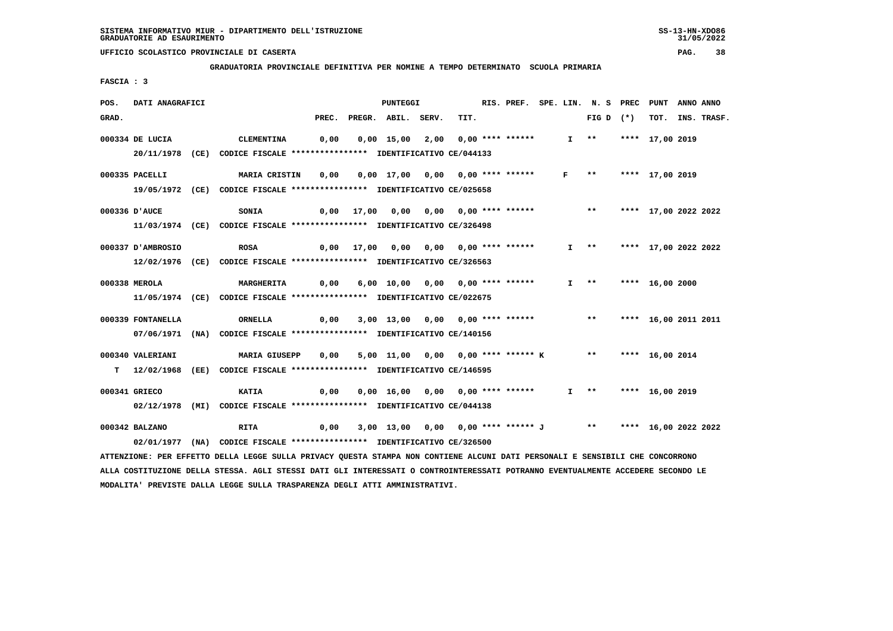SISTEMA INFORMATIVO MIUR - DIPARTIMENTO DELL'ISTRUZIONE
GRADUATORIE AD ESAURIMENTO

UFFICIO SCOLASTICO PROVINCIALE DI CASERTA

**GRADUATORIA PROVINCIALE DEFINITIVA PER NOMINE A TEMPO DETERMINATO SCUOLA PRIMARIA**

FASCIA : 3

| POS. GRAD. | DATI ANAGRAFICI | | PREC. | PREGR. | ABIL. | SERV. | TIT. | RIS. | PREF. | SPE. LIN. | N. S FIG D | PREC (*) | PUNT TOT. | ANNO INS. | ANNO TRASF. |
|---|---|---|---|---|---|---|---|---|---|---|---|---|---|---|---|
| 000334 | DE LUCIA | CLEMENTINA | 0,00 | 0,00 | 15,00 | 2,00 | 0,00 | **** | ****** | I | ** | **** | 17,00 | 2019 | |
| | 20/11/1978 (CE) CODICE FISCALE **************** IDENTIFICATIVO CE/044133 | | | | | | | | | | | | | | |
| 000335 | PACELLI | MARIA CRISTIN | 0,00 | 0,00 | 17,00 | 0,00 | 0,00 | **** | ****** | F | ** | **** | 17,00 | 2019 | |
| | 19/05/1972 (CE) CODICE FISCALE **************** IDENTIFICATIVO CE/025658 | | | | | | | | | | | | | | |
| 000336 | D'AUCE | SONIA | 0,00 | 17,00 | 0,00 | 0,00 | 0,00 | **** | ****** | | ** | **** | 17,00 | 2022 | 2022 |
| | 11/03/1974 (CE) CODICE FISCALE **************** IDENTIFICATIVO CE/326498 | | | | | | | | | | | | | | |
| 000337 | D'AMBROSIO | ROSA | 0,00 | 17,00 | 0,00 | 0,00 | 0,00 | **** | ****** | I | ** | **** | 17,00 | 2022 | 2022 |
| | 12/02/1976 (CE) CODICE FISCALE **************** IDENTIFICATIVO CE/326563 | | | | | | | | | | | | | | |
| 000338 | MEROLA | MARGHERITA | 0,00 | 6,00 | 10,00 | 0,00 | 0,00 | **** | ****** | I | ** | **** | 16,00 | 2000 | |
| | 11/05/1974 (CE) CODICE FISCALE **************** IDENTIFICATIVO CE/022675 | | | | | | | | | | | | | | |
| 000339 | FONTANELLA | ORNELLA | 0,00 | 3,00 | 13,00 | 0,00 | 0,00 | **** | ****** | | ** | **** | 16,00 | 2011 | 2011 |
| | 07/06/1971 (NA) CODICE FISCALE **************** IDENTIFICATIVO CE/140156 | | | | | | | | | | | | | | |
| 000340 | VALERIANI | MARIA GIUSEPP | 0,00 | 5,00 | 11,00 | 0,00 | 0,00 | **** | ****** K | | ** | **** | 16,00 | 2014 | |
| T | 12/02/1968 (EE) CODICE FISCALE **************** IDENTIFICATIVO CE/146595 | | | | | | | | | | | | | | |
| 000341 | GRIECO | KATIA | 0,00 | 0,00 | 16,00 | 0,00 | 0,00 | **** | ****** | I | ** | **** | 16,00 | 2019 | |
| | 02/12/1978 (MI) CODICE FISCALE **************** IDENTIFICATIVO CE/044138 | | | | | | | | | | | | | | |
| 000342 | BALZANO | RITA | 0,00 | 3,00 | 13,00 | 0,00 | 0,00 | **** | ****** J | | ** | **** | 16,00 | 2022 | 2022 |
| | 02/01/1977 (NA) CODICE FISCALE **************** IDENTIFICATIVO CE/326500 | | | | | | | | | | | | | | |

ATTENZIONE: PER EFFETTO DELLA LEGGE SULLA PRIVACY QUESTA STAMPA NON CONTIENE ALCUNI DATI PERSONALI E SENSIBILI CHE CONCORRONO ALLA COSTITUZIONE DELLA STESSA. AGLI STESSI DATI GLI INTERESSATI O CONTROINTERESSATI POTRANNO EVENTUALMENTE ACCEDERE SECONDO LE MODALITA' PREVISTE DALLA LEGGE SULLA TRASPARENZA DEGLI ATTI AMMINISTRATIVI.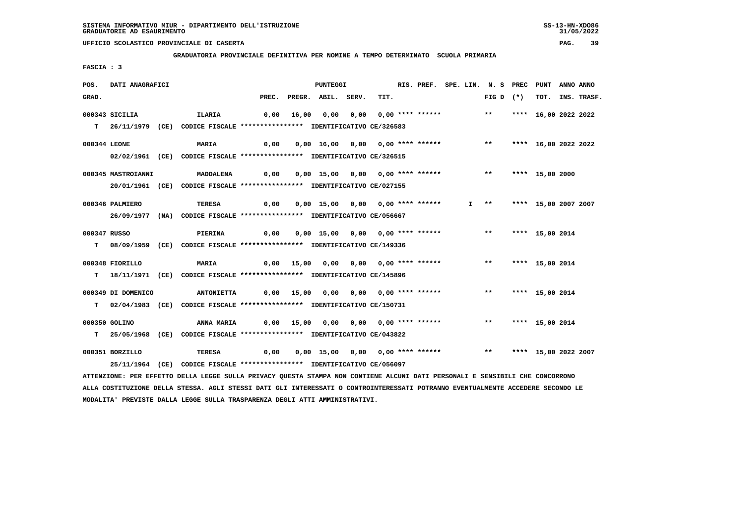SISTEMA INFORMATIVO MIUR - DIPARTIMENTO DELL'ISTRUZIONE
GRADUATORIE AD ESAURIMENTO

UFFICIO SCOLASTICO PROVINCIALE DI CASERTA

**GRADUATORIA PROVINCIALE DEFINITIVA PER NOMINE A TEMPO DETERMINATO SCUOLA PRIMARIA**

FASCIA : 3

| POS. GRAD. | DATI ANAGRAFICI | | PREC. | PREGR. | ABIL. | SERV. | TIT. | RIS. PREF. | SPE. LIN. | N. S FIG D | PREC (*) | PUNT TOT. | ANNO INS. | ANNO TRASF. |
|---|---|---|---|---|---|---|---|---|---|---|---|---|---|---|
| 000343 | SICILIA | ILARIA | 0,00 | 16,00 | 0,00 | 0,00 | 0,00 | **** ****** | | ** | **** | 16,00 | 2022 | 2022 |
| T | 26/11/1979 (CE) CODICE FISCALE **************** IDENTIFICATIVO CE/326583 | | | | | | | | | | | | | |
| 000344 | LEONE | MARIA | 0,00 | 0,00 | 16,00 | 0,00 | 0,00 | **** ****** | | ** | **** | 16,00 | 2022 | 2022 |
| | 02/02/1961 (CE) CODICE FISCALE **************** IDENTIFICATIVO CE/326515 | | | | | | | | | | | | | |
| 000345 | MASTROIANNI | MADDALENA | 0,00 | 0,00 | 15,00 | 0,00 | 0,00 | **** ****** | | ** | **** | 15,00 | 2000 | |
| | 20/01/1961 (CE) CODICE FISCALE **************** IDENTIFICATIVO CE/027155 | | | | | | | | | | | | | |
| 000346 | PALMIERO | TERESA | 0,00 | 0,00 | 15,00 | 0,00 | 0,00 | **** ****** | I | ** | **** | 15,00 | 2007 | 2007 |
| | 26/09/1977 (NA) CODICE FISCALE **************** IDENTIFICATIVO CE/056667 | | | | | | | | | | | | | |
| 000347 | RUSSO | PIERINA | 0,00 | 0,00 | 15,00 | 0,00 | 0,00 | **** ****** | | ** | **** | 15,00 | 2014 | |
| T | 08/09/1959 (CE) CODICE FISCALE **************** IDENTIFICATIVO CE/149336 | | | | | | | | | | | | | |
| 000348 | FIORILLO | MARIA | 0,00 | 15,00 | 0,00 | 0,00 | 0,00 | **** ****** | | ** | **** | 15,00 | 2014 | |
| T | 18/11/1971 (CE) CODICE FISCALE **************** IDENTIFICATIVO CE/145896 | | | | | | | | | | | | | |
| 000349 | DI DOMENICO | ANTONIETTA | 0,00 | 15,00 | 0,00 | 0,00 | 0,00 | **** ****** | | ** | **** | 15,00 | 2014 | |
| T | 02/04/1983 (CE) CODICE FISCALE **************** IDENTIFICATIVO CE/150731 | | | | | | | | | | | | | |
| 000350 | GOLINO | ANNA MARIA | 0,00 | 15,00 | 0,00 | 0,00 | 0,00 | **** ****** | | ** | **** | 15,00 | 2014 | |
| T | 25/05/1968 (CE) CODICE FISCALE **************** IDENTIFICATIVO CE/043822 | | | | | | | | | | | | | |
| 000351 | BORZILLO | TERESA | 0,00 | 0,00 | 15,00 | 0,00 | 0,00 | **** ****** | | ** | **** | 15,00 | 2022 | 2007 |
| | 25/11/1964 (CE) CODICE FISCALE **************** IDENTIFICATIVO CE/056097 | | | | | | | | | | | | | |

ATTENZIONE: PER EFFETTO DELLA LEGGE SULLA PRIVACY QUESTA STAMPA NON CONTIENE ALCUNI DATI PERSONALI E SENSIBILI CHE CONCORRONO ALLA COSTITUZIONE DELLA STESSA. AGLI STESSI DATI GLI INTERESSATI O CONTROINTERESSATI POTRANNO EVENTUALMENTE ACCEDERE SECONDO LE MODALITA' PREVISTE DALLA LEGGE SULLA TRASPARENZA DEGLI ATTI AMMINISTRATIVI.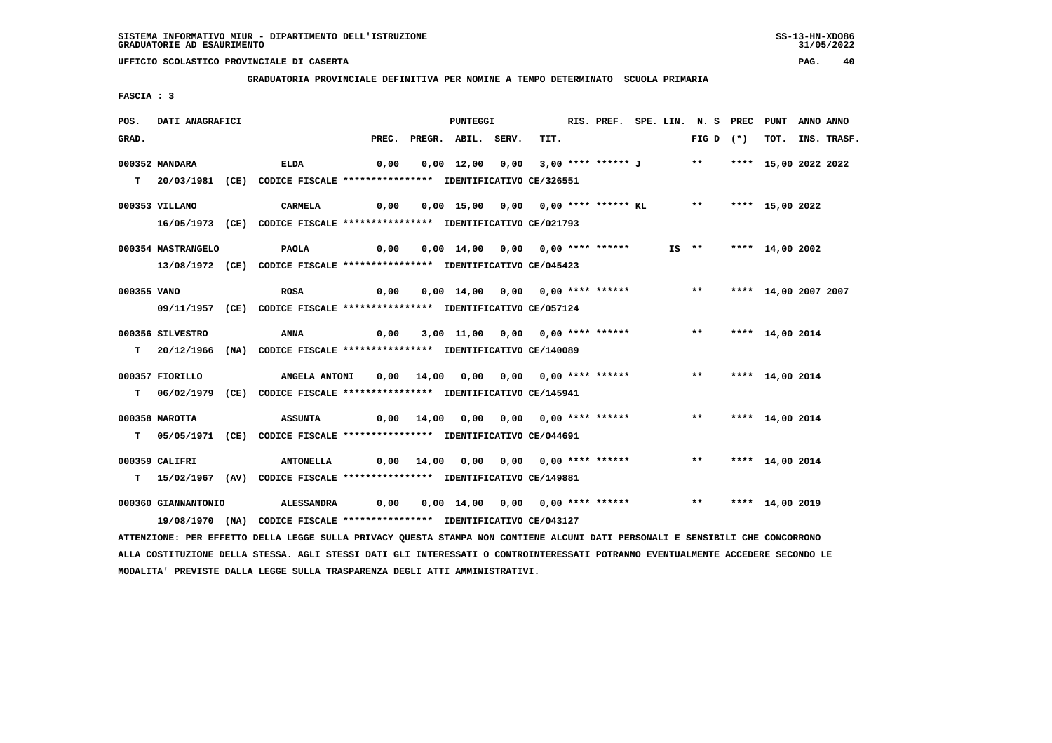SISTEMA INFORMATIVO MIUR - DIPARTIMENTO DELL'ISTRUZIONE
GRADUATORIE AD ESAURIMENTO

UFFICIO SCOLASTICO PROVINCIALE DI CASERTA

**GRADUATORIA PROVINCIALE DEFINITIVA PER NOMINE A TEMPO DETERMINATO SCUOLA PRIMARIA**

FASCIA : 3

| POS. GRAD. | DATI ANAGRAFICI | | PREC. | PREGR. | ABIL. | SERV. | TIT. | RIS. PREF. | SPE. LIN. | N. S FIG D | PREC (*) | PUNT TOT. | ANNO INS. | ANNO TRASF. |
|---|---|---|---|---|---|---|---|---|---|---|---|---|---|---|
| 000352 | MANDARA | ELDA | 0,00 | 0,00 | 12,00 | 0,00 | 3,00 | **** ****** J | | ** | **** | 15,00 | 2022 | 2022 |
| T | 20/03/1981 (CE) CODICE FISCALE **************** IDENTIFICATIVO CE/326551 | | | | | | | | | | | | | |
| 000353 | VILLANO | CARMELA | 0,00 | 0,00 | 15,00 | 0,00 | 0,00 | **** ****** KL | | ** | **** | 15,00 | 2022 | |
| | 16/05/1973 (CE) CODICE FISCALE **************** IDENTIFICATIVO CE/021793 | | | | | | | | | | | | | |
| 000354 | MASTRANGELO | PAOLA | 0,00 | 0,00 | 14,00 | 0,00 | 0,00 | **** ****** | IS | ** | **** | 14,00 | 2002 | |
| | 13/08/1972 (CE) CODICE FISCALE **************** IDENTIFICATIVO CE/045423 | | | | | | | | | | | | | |
| 000355 | VANO | ROSA | 0,00 | 0,00 | 14,00 | 0,00 | 0,00 | **** ****** | | ** | **** | 14,00 | 2007 | 2007 |
| | 09/11/1957 (CE) CODICE FISCALE **************** IDENTIFICATIVO CE/057124 | | | | | | | | | | | | | |
| 000356 | SILVESTRO | ANNA | 0,00 | 3,00 | 11,00 | 0,00 | 0,00 | **** ****** | | ** | **** | 14,00 | 2014 | |
| T | 20/12/1966 (NA) CODICE FISCALE **************** IDENTIFICATIVO CE/140089 | | | | | | | | | | | | | |
| 000357 | FIORILLO | ANGELA ANTONI | 0,00 | 14,00 | 0,00 | 0,00 | 0,00 | **** ****** | | ** | **** | 14,00 | 2014 | |
| T | 06/02/1979 (CE) CODICE FISCALE **************** IDENTIFICATIVO CE/145941 | | | | | | | | | | | | | |
| 000358 | MAROTTA | ASSUNTA | 0,00 | 14,00 | 0,00 | 0,00 | 0,00 | **** ****** | | ** | **** | 14,00 | 2014 | |
| T | 05/05/1971 (CE) CODICE FISCALE **************** IDENTIFICATIVO CE/044691 | | | | | | | | | | | | | |
| 000359 | CALIFRI | ANTONELLA | 0,00 | 14,00 | 0,00 | 0,00 | 0,00 | **** ****** | | ** | **** | 14,00 | 2014 | |
| T | 15/02/1967 (AV) CODICE FISCALE **************** IDENTIFICATIVO CE/149881 | | | | | | | | | | | | | |
| 000360 | GIANNANTONIO | ALESSANDRA | 0,00 | 0,00 | 14,00 | 0,00 | 0,00 | **** ****** | | ** | **** | 14,00 | 2019 | |
| | 19/08/1970 (NA) CODICE FISCALE **************** IDENTIFICATIVO CE/043127 | | | | | | | | | | | | | |

ATTENZIONE: PER EFFETTO DELLA LEGGE SULLA PRIVACY QUESTA STAMPA NON CONTIENE ALCUNI DATI PERSONALI E SENSIBILI CHE CONCORRONO ALLA COSTITUZIONE DELLA STESSA. AGLI STESSI DATI GLI INTERESSATI O CONTROINTERESSATI POTRANNO EVENTUALMENTE ACCEDERE SECONDO LE MODALITA' PREVISTE DALLA LEGGE SULLA TRASPARENZA DEGLI ATTI AMMINISTRATIVI.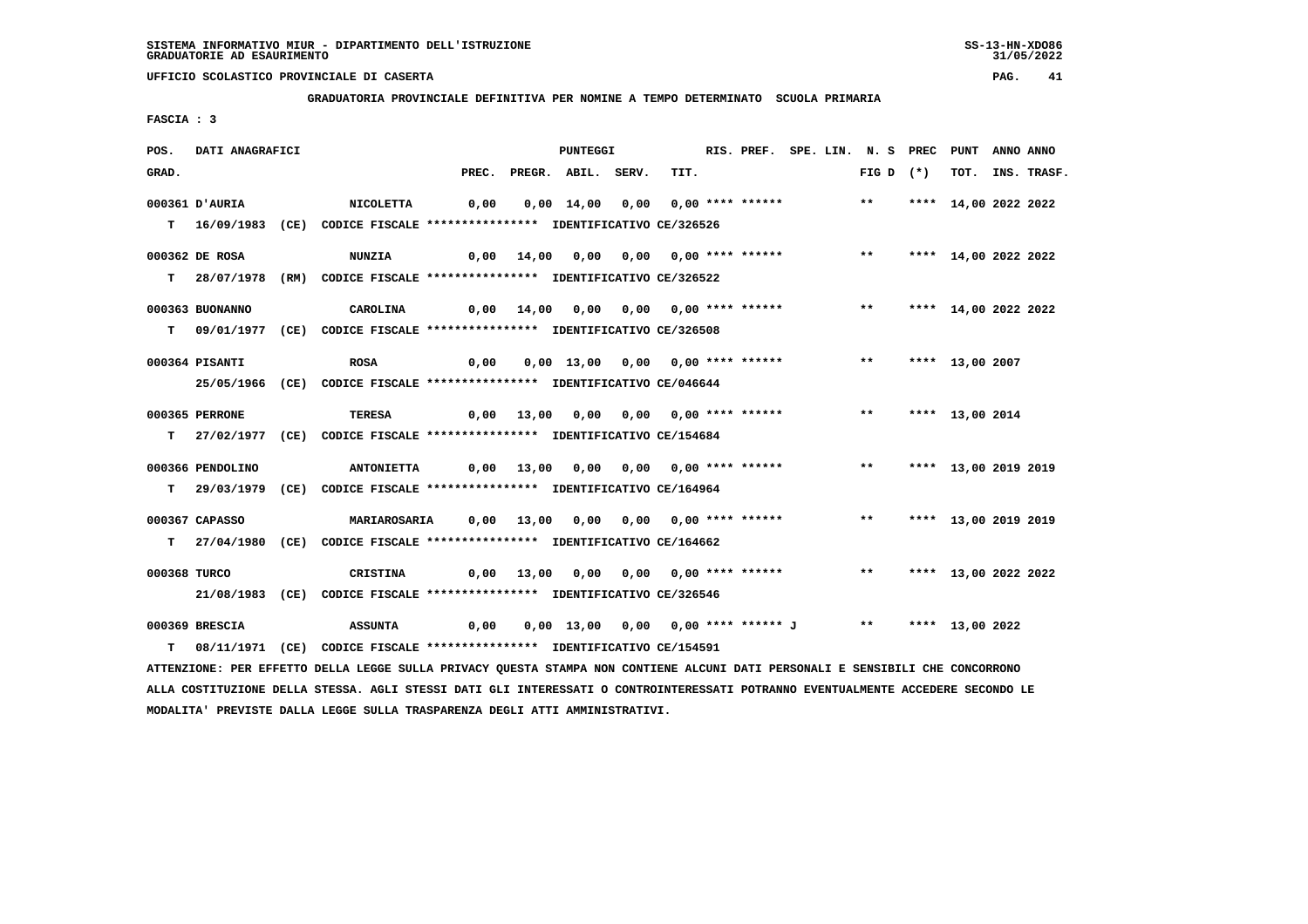SISTEMA INFORMATIVO MIUR - DIPARTIMENTO DELL'ISTRUZIONE
GRADUATORIE AD ESAURIMENTO

UFFICIO SCOLASTICO PROVINCIALE DI CASERTA

**GRADUATORIA PROVINCIALE DEFINITIVA PER NOMINE A TEMPO DETERMINATO SCUOLA PRIMARIA**

FASCIA : 3

| POS. GRAD. | DATI ANAGRAFICI | | PREC. | PREGR. | ABIL. | SERV. | TIT. | RIS. PREF. | SPE. LIN. | N. S FIG D | PREC (*) | PUNT TOT. | ANNO INS. | ANNO TRASF. |
|---|---|---|---|---|---|---|---|---|---|---|---|---|---|---|
| 000361 | D'AURIA | NICOLETTA | 0,00 | 0,00 | 14,00 | 0,00 | 0,00 | **** ****** | | ** | **** | 14,00 | 2022 | 2022 |
| T | 16/09/1983 (CE) CODICE FISCALE **************** IDENTIFICATIVO CE/326526 | | | | | | | | | | | | | |
| 000362 | DE ROSA | NUNZIA | 0,00 | 14,00 | 0,00 | 0,00 | 0,00 | **** ****** | | ** | **** | 14,00 | 2022 | 2022 |
| T | 28/07/1978 (RM) CODICE FISCALE **************** IDENTIFICATIVO CE/326522 | | | | | | | | | | | | | |
| 000363 | BUONANNO | CAROLINA | 0,00 | 14,00 | 0,00 | 0,00 | 0,00 | **** ****** | | ** | **** | 14,00 | 2022 | 2022 |
| T | 09/01/1977 (CE) CODICE FISCALE **************** IDENTIFICATIVO CE/326508 | | | | | | | | | | | | | |
| 000364 | PISANTI | ROSA | 0,00 | 0,00 | 13,00 | 0,00 | 0,00 | **** ****** | | ** | **** | 13,00 | 2007 | |
| | 25/05/1966 (CE) CODICE FISCALE **************** IDENTIFICATIVO CE/046644 | | | | | | | | | | | | | |
| 000365 | PERRONE | TERESA | 0,00 | 13,00 | 0,00 | 0,00 | 0,00 | **** ****** | | ** | **** | 13,00 | 2014 | |
| T | 27/02/1977 (CE) CODICE FISCALE **************** IDENTIFICATIVO CE/154684 | | | | | | | | | | | | | |
| 000366 | PENDOLINO | ANTONIETTA | 0,00 | 13,00 | 0,00 | 0,00 | 0,00 | **** ****** | | ** | **** | 13,00 | 2019 | 2019 |
| T | 29/03/1979 (CE) CODICE FISCALE **************** IDENTIFICATIVO CE/164964 | | | | | | | | | | | | | |
| 000367 | CAPASSO | MARIAROSARIA | 0,00 | 13,00 | 0,00 | 0,00 | 0,00 | **** ****** | | ** | **** | 13,00 | 2019 | 2019 |
| T | 27/04/1980 (CE) CODICE FISCALE **************** IDENTIFICATIVO CE/164662 | | | | | | | | | | | | | |
| 000368 | TURCO | CRISTINA | 0,00 | 13,00 | 0,00 | 0,00 | 0,00 | **** ****** | | ** | **** | 13,00 | 2022 | 2022 |
| | 21/08/1983 (CE) CODICE FISCALE **************** IDENTIFICATIVO CE/326546 | | | | | | | | | | | | | |
| 000369 | BRESCIA | ASSUNTA | 0,00 | 0,00 | 13,00 | 0,00 | 0,00 | **** ****** J | | ** | **** | 13,00 | 2022 | |
| T | 08/11/1971 (CE) CODICE FISCALE **************** IDENTIFICATIVO CE/154591 | | | | | | | | | | | | | |

ATTENZIONE: PER EFFETTO DELLA LEGGE SULLA PRIVACY QUESTA STAMPA NON CONTIENE ALCUNI DATI PERSONALI E SENSIBILI CHE CONCORRONO ALLA COSTITUZIONE DELLA STESSA. AGLI STESSI DATI GLI INTERESSATI O CONTROINTERESSATI POTRANNO EVENTUALMENTE ACCEDERE SECONDO LE MODALITA' PREVISTE DALLA LEGGE SULLA TRASPARENZA DEGLI ATTI AMMINISTRATIVI.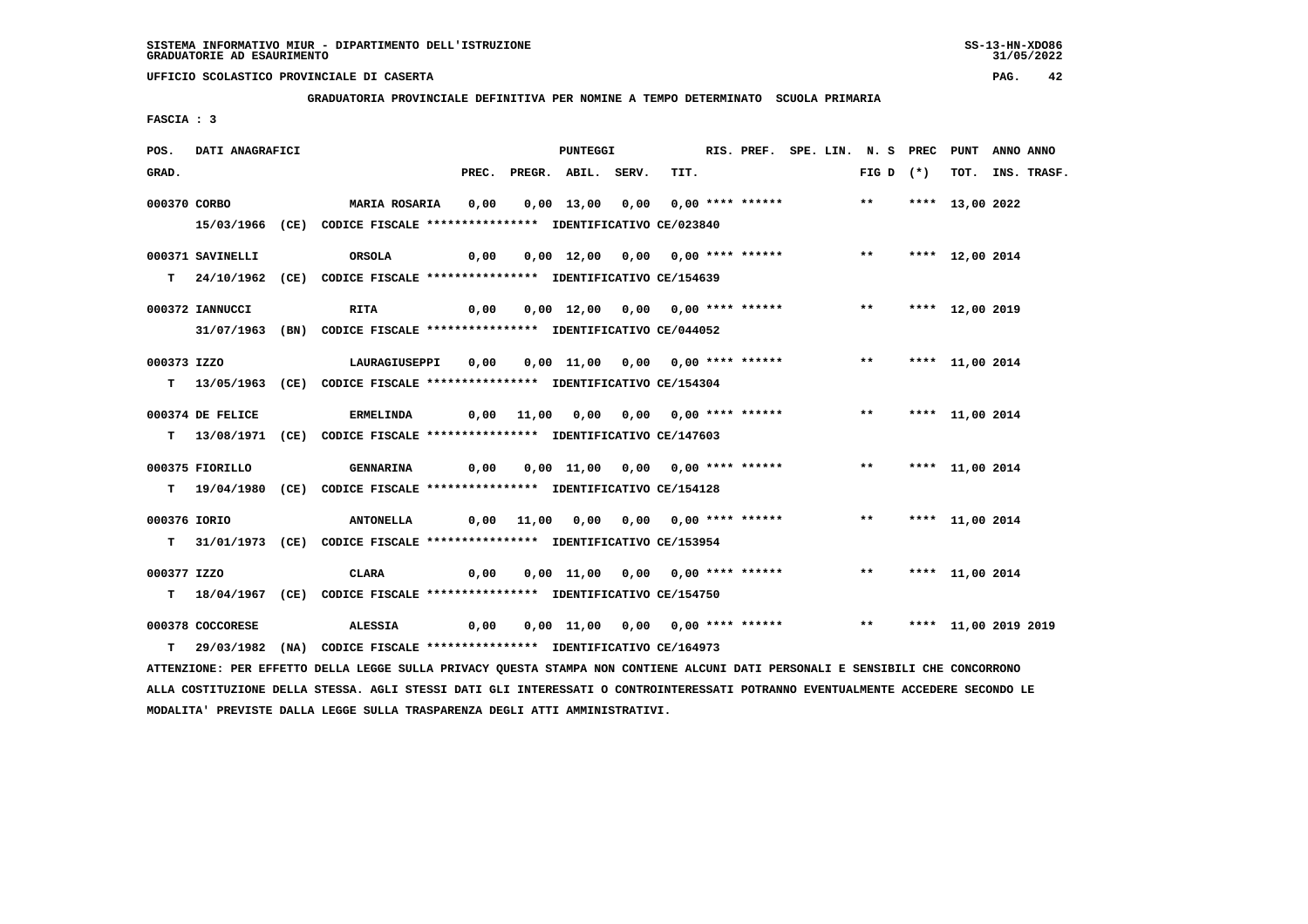SISTEMA INFORMATIVO MIUR - DIPARTIMENTO DELL'ISTRUZIONE
GRADUATORIE AD ESAURIMENTO

UFFICIO SCOLASTICO PROVINCIALE DI CASERTA

GRADUATORIA PROVINCIALE DEFINITIVA PER NOMINE A TEMPO DETERMINATO SCUOLA PRIMARIA

FASCIA : 3

| POS. GRAD. | DATI ANAGRAFICI | | PREC. | PREGR. | ABIL. | SERV. | TIT. | RIS. PREF. | SPE. LIN. | N. S FIG D | PREC (*) | PUNT TOT. | ANNO INS. | ANNO TRASF. |
|---|---|---|---|---|---|---|---|---|---|---|---|---|---|---|
| 000370 | CORBO | MARIA ROSARIA | 0,00 | 0,00 | 13,00 | 0,00 | 0,00 | **** ****** | | ** | **** | 13,00 | 2022 | |
| | 15/03/1966 (CE) CODICE FISCALE **************** IDENTIFICATIVO CE/023840 | | | | | | | | | | | | | |
| 000371 | SAVINELLI | ORSOLA | 0,00 | 0,00 | 12,00 | 0,00 | 0,00 | **** ****** | | ** | **** | 12,00 | 2014 | |
| T | 24/10/1962 (CE) CODICE FISCALE **************** IDENTIFICATIVO CE/154639 | | | | | | | | | | | | | |
| 000372 | IANNUCCI | RITA | 0,00 | 0,00 | 12,00 | 0,00 | 0,00 | **** ****** | | ** | **** | 12,00 | 2019 | |
| | 31/07/1963 (BN) CODICE FISCALE **************** IDENTIFICATIVO CE/044052 | | | | | | | | | | | | | |
| 000373 | IZZO | LAURAGIUSEPPI | 0,00 | 0,00 | 11,00 | 0,00 | 0,00 | **** ****** | | ** | **** | 11,00 | 2014 | |
| T | 13/05/1963 (CE) CODICE FISCALE **************** IDENTIFICATIVO CE/154304 | | | | | | | | | | | | | |
| 000374 | DE FELICE | ERMELINDA | 0,00 | 11,00 | 0,00 | 0,00 | 0,00 | **** ****** | | ** | **** | 11,00 | 2014 | |
| T | 13/08/1971 (CE) CODICE FISCALE **************** IDENTIFICATIVO CE/147603 | | | | | | | | | | | | | |
| 000375 | FIORILLO | GENNARINA | 0,00 | 0,00 | 11,00 | 0,00 | 0,00 | **** ****** | | ** | **** | 11,00 | 2014 | |
| T | 19/04/1980 (CE) CODICE FISCALE **************** IDENTIFICATIVO CE/154128 | | | | | | | | | | | | | |
| 000376 | IORIO | ANTONELLA | 0,00 | 11,00 | 0,00 | 0,00 | 0,00 | **** ****** | | ** | **** | 11,00 | 2014 | |
| T | 31/01/1973 (CE) CODICE FISCALE **************** IDENTIFICATIVO CE/153954 | | | | | | | | | | | | | |
| 000377 | IZZO | CLARA | 0,00 | 0,00 | 11,00 | 0,00 | 0,00 | **** ****** | | ** | **** | 11,00 | 2014 | |
| T | 18/04/1967 (CE) CODICE FISCALE **************** IDENTIFICATIVO CE/154750 | | | | | | | | | | | | | |
| 000378 | COCCORESE | ALESSIA | 0,00 | 0,00 | 11,00 | 0,00 | 0,00 | **** ****** | | ** | **** | 11,00 | 2019 | 2019 |
| T | 29/03/1982 (NA) CODICE FISCALE **************** IDENTIFICATIVO CE/164973 | | | | | | | | | | | | | |

ATTENZIONE: PER EFFETTO DELLA LEGGE SULLA PRIVACY QUESTA STAMPA NON CONTIENE ALCUNI DATI PERSONALI E SENSIBILI CHE CONCORRONO ALLA COSTITUZIONE DELLA STESSA. AGLI STESSI DATI GLI INTERESSATI O CONTROINTERESSATI POTRANNO EVENTUALMENTE ACCEDERE SECONDO LE MODALITA' PREVISTE DALLA LEGGE SULLA TRASPARENZA DEGLI ATTI AMMINISTRATIVI.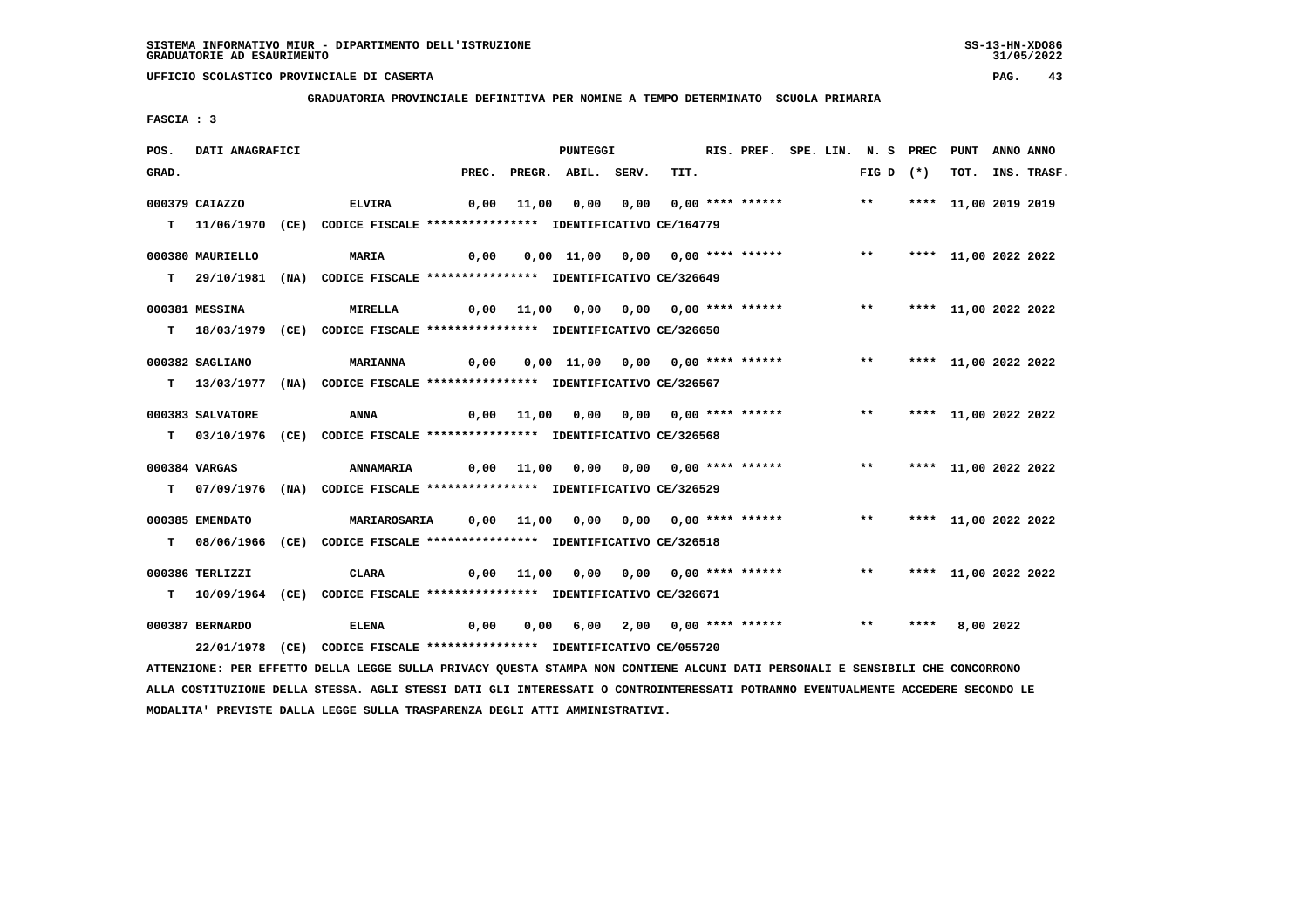SISTEMA INFORMATIVO MIUR - DIPARTIMENTO DELL'ISTRUZIONE
GRADUATORIE AD ESAURIMENTO

UFFICIO SCOLASTICO PROVINCIALE DI CASERTA

**GRADUATORIA PROVINCIALE DEFINITIVA PER NOMINE A TEMPO DETERMINATO SCUOLA PRIMARIA**

FASCIA : 3

| POS. GRAD. | DATI ANAGRAFICI | | PREC. | PREGR. | ABIL. | SERV. | TIT. | RIS. PREF. | SPE. LIN. | N. S FIG D | PREC (*) | PUNT TOT. | ANNO INS. | ANNO TRASF. |
|---|---|---|---|---|---|---|---|---|---|---|---|---|---|---|
| 000379 | CAIAZZO | ELVIRA | 0,00 | 11,00 | 0,00 | 0,00 | 0,00 | **** ****** | | ** | **** | 11,00 | 2019 | 2019 |
| T | 11/06/1970 (CE) | CODICE FISCALE **************** IDENTIFICATIVO CE/164779 | | | | | | | | | | | | |
| 000380 | MAURIELLO | MARIA | 0,00 | 0,00 | 11,00 | 0,00 | 0,00 | **** ****** | | ** | **** | 11,00 | 2022 | 2022 |
| T | 29/10/1981 (NA) | CODICE FISCALE **************** IDENTIFICATIVO CE/326649 | | | | | | | | | | | | |
| 000381 | MESSINA | MIRELLA | 0,00 | 11,00 | 0,00 | 0,00 | 0,00 | **** ****** | | ** | **** | 11,00 | 2022 | 2022 |
| T | 18/03/1979 (CE) | CODICE FISCALE **************** IDENTIFICATIVO CE/326650 | | | | | | | | | | | | |
| 000382 | SAGLIANO | MARIANNA | 0,00 | 0,00 | 11,00 | 0,00 | 0,00 | **** ****** | | ** | **** | 11,00 | 2022 | 2022 |
| T | 13/03/1977 (NA) | CODICE FISCALE **************** IDENTIFICATIVO CE/326567 | | | | | | | | | | | | |
| 000383 | SALVATORE | ANNA | 0,00 | 11,00 | 0,00 | 0,00 | 0,00 | **** ****** | | ** | **** | 11,00 | 2022 | 2022 |
| T | 03/10/1976 (CE) | CODICE FISCALE **************** IDENTIFICATIVO CE/326568 | | | | | | | | | | | | |
| 000384 | VARGAS | ANNAMARIA | 0,00 | 11,00 | 0,00 | 0,00 | 0,00 | **** ****** | | ** | **** | 11,00 | 2022 | 2022 |
| T | 07/09/1976 (NA) | CODICE FISCALE **************** IDENTIFICATIVO CE/326529 | | | | | | | | | | | | |
| 000385 | EMENDATO | MARIAROSARIA | 0,00 | 11,00 | 0,00 | 0,00 | 0,00 | **** ****** | | ** | **** | 11,00 | 2022 | 2022 |
| T | 08/06/1966 (CE) | CODICE FISCALE **************** IDENTIFICATIVO CE/326518 | | | | | | | | | | | | |
| 000386 | TERLIZZI | CLARA | 0,00 | 11,00 | 0,00 | 0,00 | 0,00 | **** ****** | | ** | **** | 11,00 | 2022 | 2022 |
| T | 10/09/1964 (CE) | CODICE FISCALE **************** IDENTIFICATIVO CE/326671 | | | | | | | | | | | | |
| 000387 | BERNARDO | ELENA | 0,00 | 0,00 | 6,00 | 2,00 | 0,00 | **** ****** | | ** | **** | 8,00 | 2022 | |
| | 22/01/1978 (CE) | CODICE FISCALE **************** IDENTIFICATIVO CE/055720 | | | | | | | | | | | | |

ATTENZIONE: PER EFFETTO DELLA LEGGE SULLA PRIVACY QUESTA STAMPA NON CONTIENE ALCUNI DATI PERSONALI E SENSIBILI CHE CONCORRONO ALLA COSTITUZIONE DELLA STESSA. AGLI STESSI DATI GLI INTERESSATI O CONTROINTERESSATI POTRANNO EVENTUALMENTE ACCEDERE SECONDO LE MODALITA' PREVISTE DALLA LEGGE SULLA TRASPARENZA DEGLI ATTI AMMINISTRATIVI.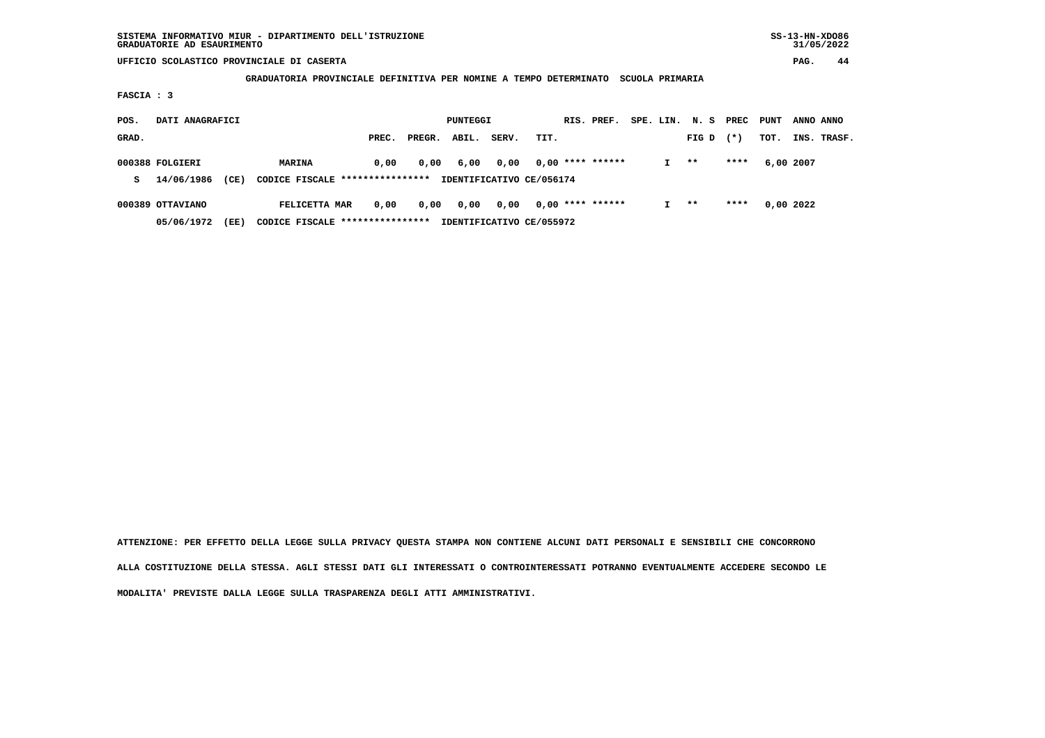SISTEMA INFORMATIVO MIUR - DIPARTIMENTO DELL'ISTRUZIONE
GRADUATORIE AD ESAURIMENTO

UFFICIO SCOLASTICO PROVINCIALE DI CASERTA

GRADUATORIA PROVINCIALE DEFINITIVA PER NOMINE A TEMPO DETERMINATO SCUOLA PRIMARIA

FASCIA : 3

| POS. GRAD. | DATI ANAGRAFICI | | PUNTEGGI PREC. | PREGR. | ABIL. | SERV. | TIT. | RIS. PREF. | SPE. LIN. | N. S FIG D | PREC (*) | PUNT TOT. | ANNO INS. | ANNO TRASF. |
|---|---|---|---|---|---|---|---|---|---|---|---|---|---|---|
| 000388 | FOLGIERI | MARINA | 0,00 | 0,00 | 6,00 | 0,00 | 0,00 | **** ****** | I | ** | **** | 6,00 | 2007 | |
| S | 14/06/1986 (CE) | CODICE FISCALE **************** | IDENTIFICATIVO CE/056174 | | | | | | | | | | | |
| 000389 | OTTAVIANO | FELICETTA MAR | 0,00 | 0,00 | 0,00 | 0,00 | 0,00 | **** ****** | I | ** | **** | 0,00 | 2022 | |
| | 05/06/1972 (EE) | CODICE FISCALE **************** | IDENTIFICATIVO CE/055972 | | | | | | | | | | | |

ATTENZIONE: PER EFFETTO DELLA LEGGE SULLA PRIVACY QUESTA STAMPA NON CONTIENE ALCUNI DATI PERSONALI E SENSIBILI CHE CONCORRONO ALLA COSTITUZIONE DELLA STESSA. AGLI STESSI DATI GLI INTERESSATI O CONTROINTERESSATI POTRANNO EVENTUALMENTE ACCEDERE SECONDO LE MODALITA' PREVISTE DALLA LEGGE SULLA TRASPARENZA DEGLI ATTI AMMINISTRATIVI.